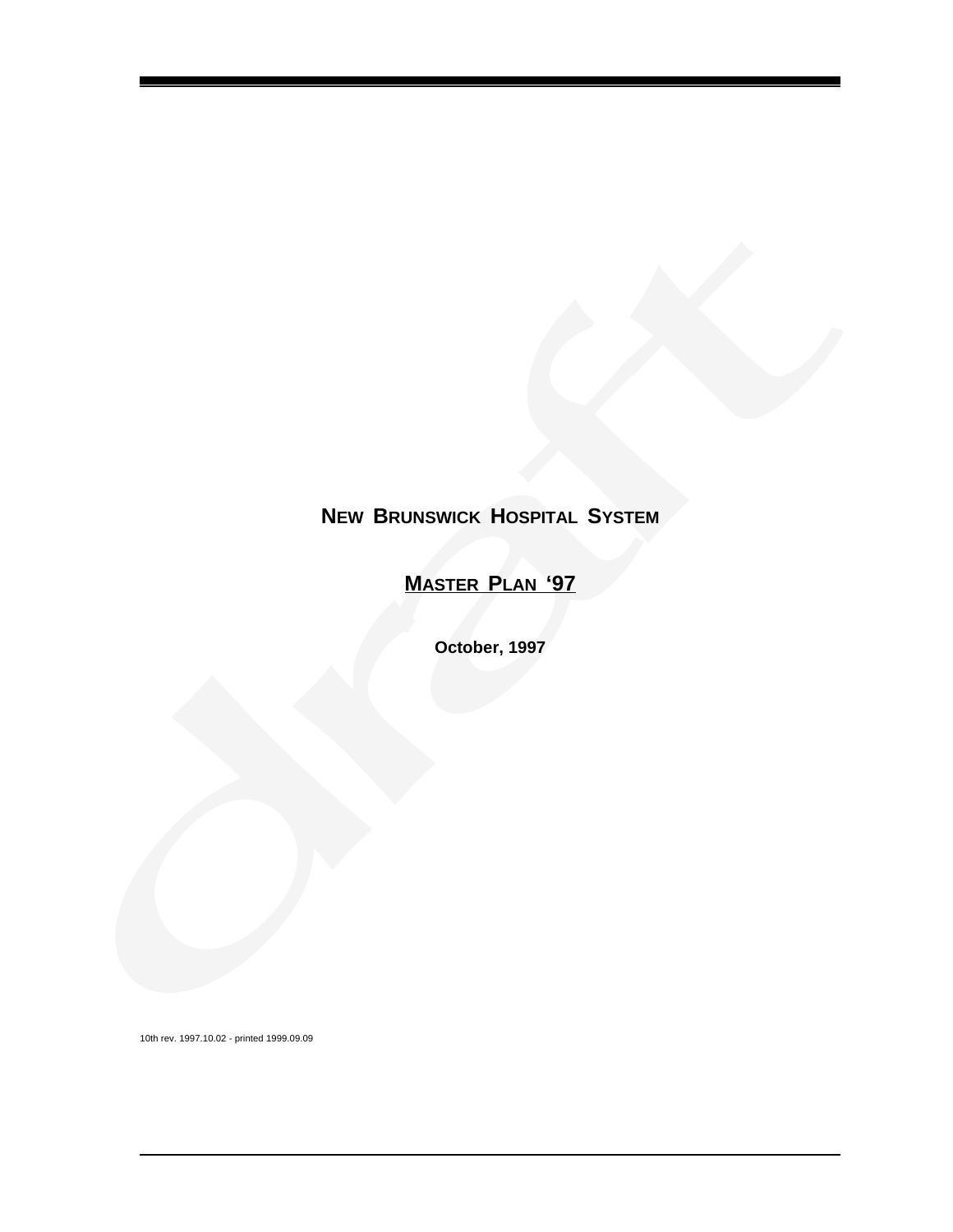# NEW BRUNSWICK HOSPITAL SYSTEM

## MASTER PLAN '97

**October, 1997**

10th rev. 1997.10.02 - printed 1999.09.09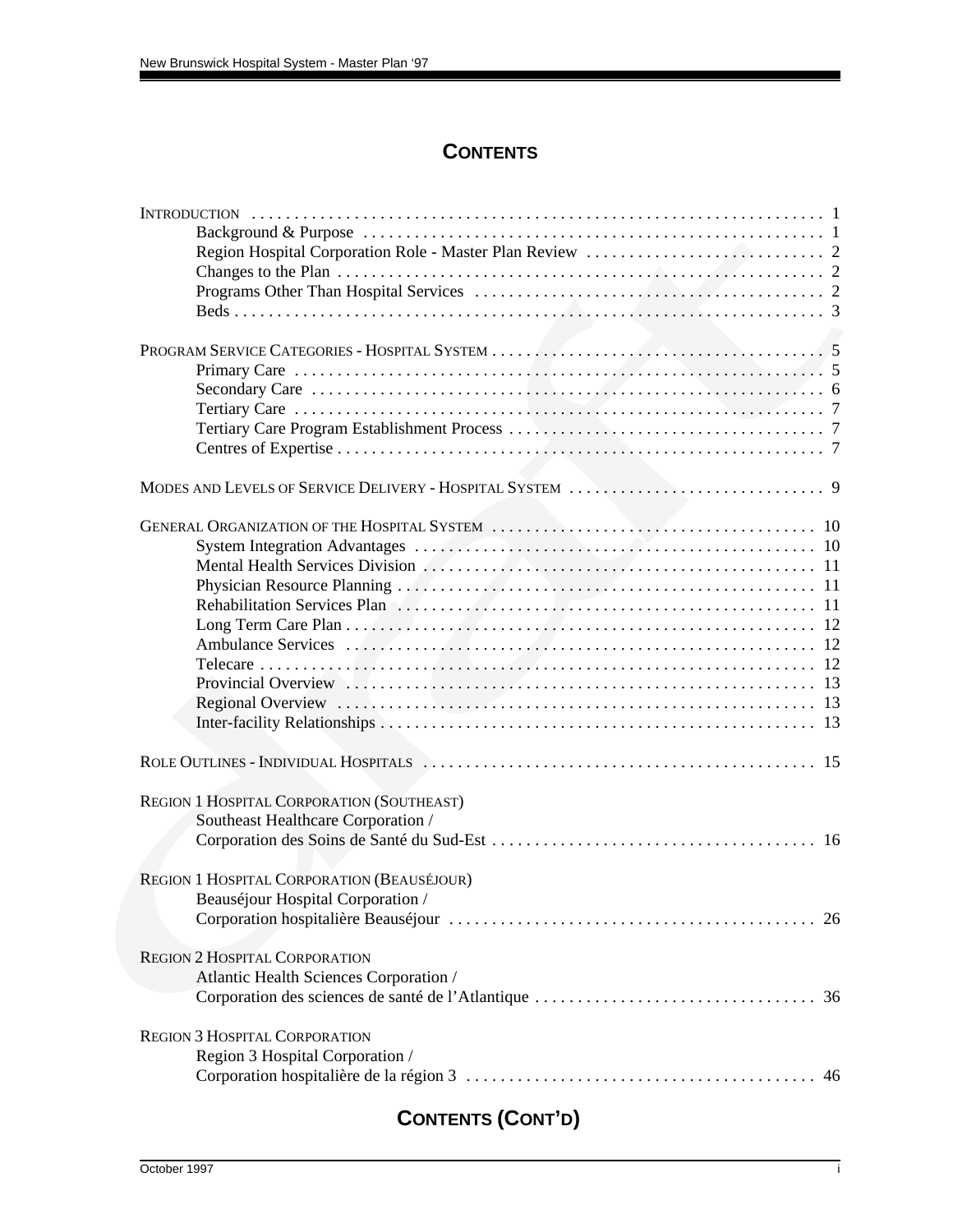# CONTENTS

INTRODUCTION . . . . . . . . . . 1
- Background & Purpose . . . . . . . . . . 1
- Region Hospital Corporation Role - Master Plan Review . . . . . . . . . . 2
- Changes to the Plan . . . . . . . . . . 2
- Programs Other Than Hospital Services . . . . . . . . . . 2
- Beds . . . . . . . . . . 3

PROGRAM SERVICE CATEGORIES - HOSPITAL SYSTEM . . . . . . . . . . 5
- Primary Care . . . . . . . . . . 5
- Secondary Care . . . . . . . . . . 6
- Tertiary Care . . . . . . . . . . 7
- Tertiary Care Program Establishment Process . . . . . . . . . . 7
- Centres of Expertise . . . . . . . . . . 7

MODES AND LEVELS OF SERVICE DELIVERY - HOSPITAL SYSTEM . . . . . . . . . . 9

GENERAL ORGANIZATION OF THE HOSPITAL SYSTEM . . . . . . . . . . 10
- System Integration Advantages . . . . . . . . . . 10
- Mental Health Services Division . . . . . . . . . . 11
- Physician Resource Planning . . . . . . . . . . 11
- Rehabilitation Services Plan . . . . . . . . . . 11
- Long Term Care Plan . . . . . . . . . . 12
- Ambulance Services . . . . . . . . . . 12
- Telecare . . . . . . . . . . 12
- Provincial Overview . . . . . . . . . . 13
- Regional Overview . . . . . . . . . . 13
- Inter-facility Relationships . . . . . . . . . . 13

ROLE OUTLINES - INDIVIDUAL HOSPITALS . . . . . . . . . . 15

REGION 1 HOSPITAL CORPORATION (SOUTHEAST)
- Southeast Healthcare Corporation / Corporation des Soins de Santé du Sud-Est . . . . . . . . . . 16

REGION 1 HOSPITAL CORPORATION (BEAUSÉJOUR)
- Beauséjour Hospital Corporation / Corporation hospitalière Beauséjour . . . . . . . . . . 26

REGION 2 HOSPITAL CORPORATION
- Atlantic Health Sciences Corporation / Corporation des sciences de santé de l'Atlantique . . . . . . . . . . 36

REGION 3 HOSPITAL CORPORATION
- Region 3 Hospital Corporation / Corporation hospitalière de la région 3 . . . . . . . . . . 46

# CONTENTS (CONT'D)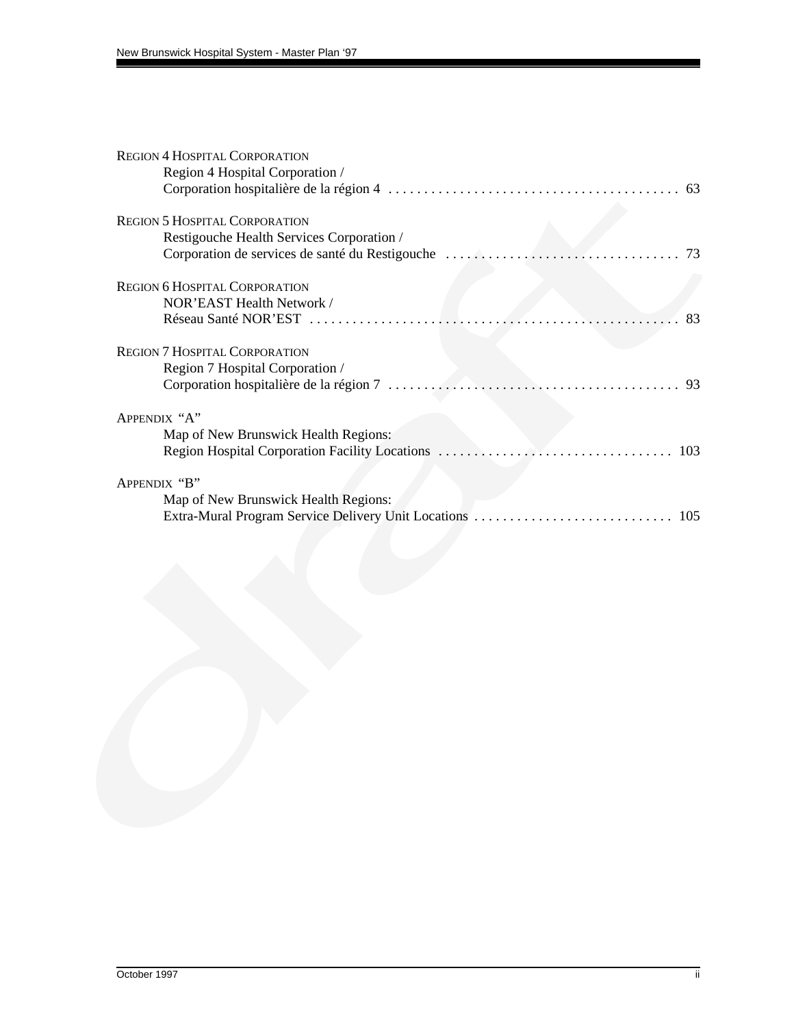REGION 4 HOSPITAL CORPORATION
Region 4 Hospital Corporation /
Corporation hospitalière de la région 4 . . . . . . . . . . . . . . . . . . . . . . . . . . . . . . . . . . . . . . . . 63

REGION 5 HOSPITAL CORPORATION
Restigouche Health Services Corporation /
Corporation de services de santé du Restigouche . . . . . . . . . . . . . . . . . . . . . . . . . . . . . . . . 73

REGION 6 HOSPITAL CORPORATION
NOR'EAST Health Network /
Réseau Santé NOR'EST . . . . . . . . . . . . . . . . . . . . . . . . . . . . . . . . . . . . . . . . . . . . . . . . . . . . 83

REGION 7 HOSPITAL CORPORATION
Region 7 Hospital Corporation /
Corporation hospitalière de la région 7 . . . . . . . . . . . . . . . . . . . . . . . . . . . . . . . . . . . . . . . . 93

APPENDIX "A"
Map of New Brunswick Health Regions:
Region Hospital Corporation Facility Locations . . . . . . . . . . . . . . . . . . . . . . . . . . . . . . . . 103

APPENDIX "B"
Map of New Brunswick Health Regions:
Extra-Mural Program Service Delivery Unit Locations . . . . . . . . . . . . . . . . . . . . . . . . . . . 105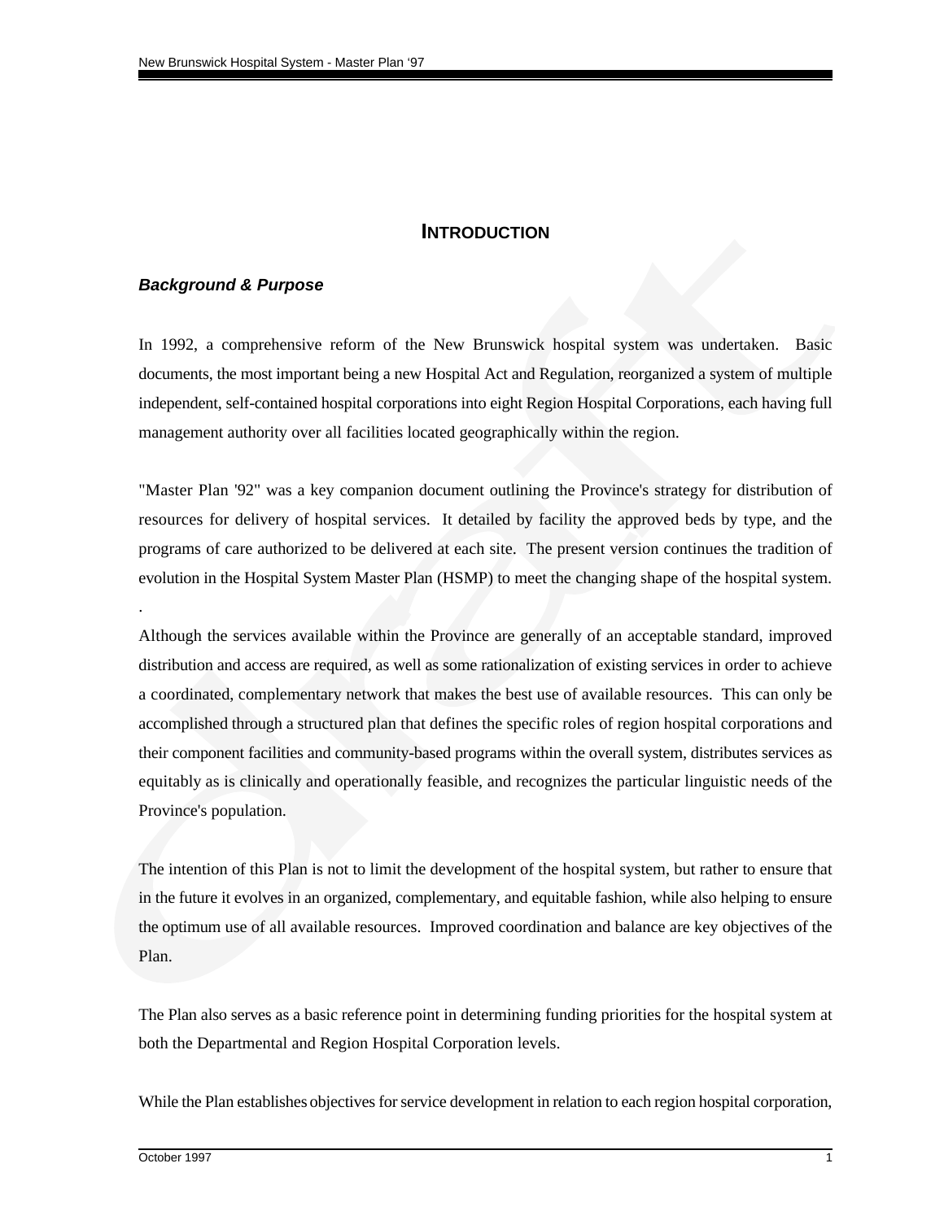# INTRODUCTION

### *Background & Purpose*

In 1992, a comprehensive reform of the New Brunswick hospital system was undertaken. Basic documents, the most important being a new Hospital Act and Regulation, reorganized a system of multiple independent, self-contained hospital corporations into eight Region Hospital Corporations, each having full management authority over all facilities located geographically within the region.

"Master Plan '92" was a key companion document outlining the Province's strategy for distribution of resources for delivery of hospital services. It detailed by facility the approved beds by type, and the programs of care authorized to be delivered at each site. The present version continues the tradition of evolution in the Hospital System Master Plan (HSMP) to meet the changing shape of the hospital system.

.

Although the services available within the Province are generally of an acceptable standard, improved distribution and access are required, as well as some rationalization of existing services in order to achieve a coordinated, complementary network that makes the best use of available resources. This can only be accomplished through a structured plan that defines the specific roles of region hospital corporations and their component facilities and community-based programs within the overall system, distributes services as equitably as is clinically and operationally feasible, and recognizes the particular linguistic needs of the Province's population.

The intention of this Plan is not to limit the development of the hospital system, but rather to ensure that in the future it evolves in an organized, complementary, and equitable fashion, while also helping to ensure the optimum use of all available resources. Improved coordination and balance are key objectives of the Plan.

The Plan also serves as a basic reference point in determining funding priorities for the hospital system at both the Departmental and Region Hospital Corporation levels.

While the Plan establishes objectives for service development in relation to each region hospital corporation,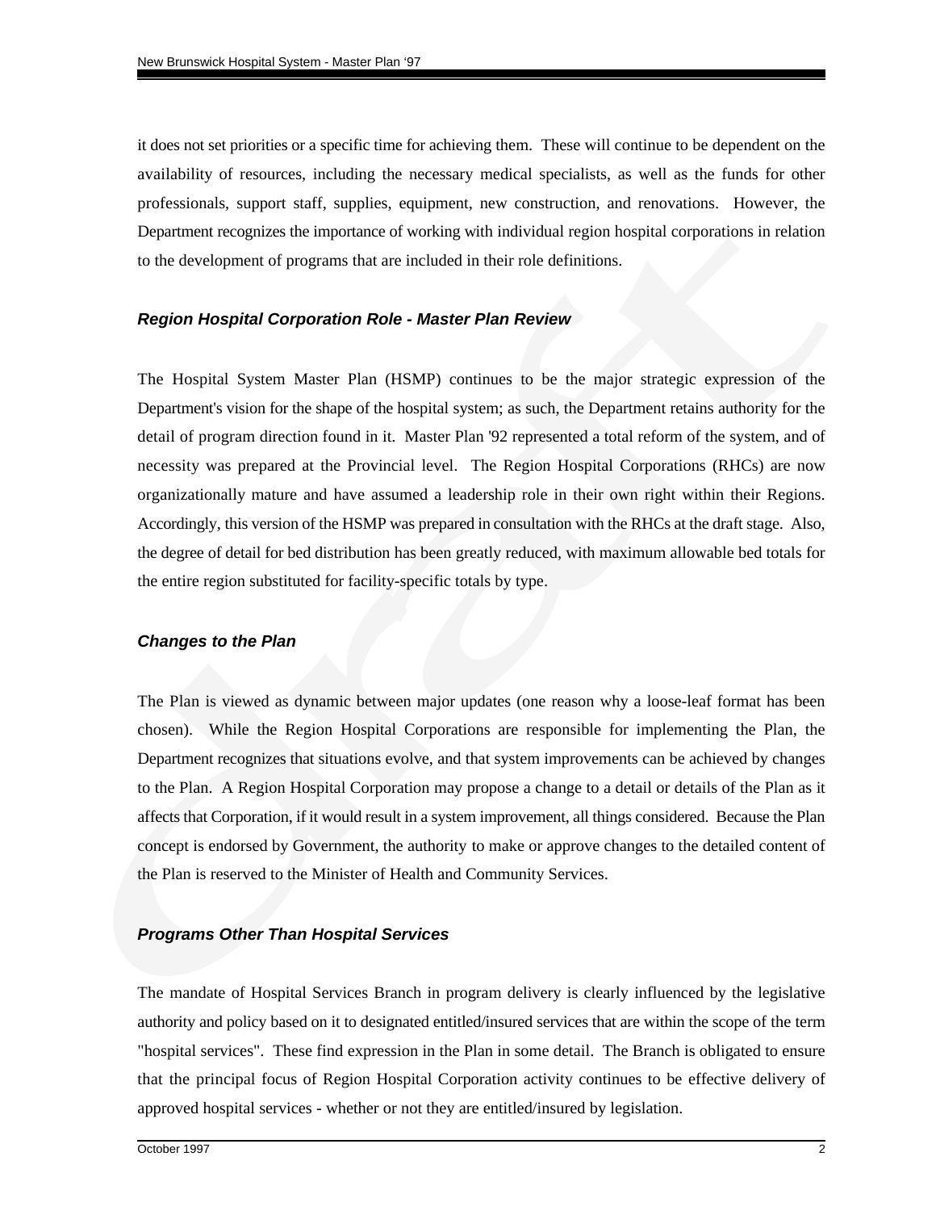it does not set priorities or a specific time for achieving them. These will continue to be dependent on the availability of resources, including the necessary medical specialists, as well as the funds for other professionals, support staff, supplies, equipment, new construction, and renovations. However, the Department recognizes the importance of working with individual region hospital corporations in relation to the development of programs that are included in their role definitions.

### *Region Hospital Corporation Role - Master Plan Review*

The Hospital System Master Plan (HSMP) continues to be the major strategic expression of the Department's vision for the shape of the hospital system; as such, the Department retains authority for the detail of program direction found in it. Master Plan '92 represented a total reform of the system, and of necessity was prepared at the Provincial level. The Region Hospital Corporations (RHCs) are now organizationally mature and have assumed a leadership role in their own right within their Regions. Accordingly, this version of the HSMP was prepared in consultation with the RHCs at the draft stage. Also, the degree of detail for bed distribution has been greatly reduced, with maximum allowable bed totals for the entire region substituted for facility-specific totals by type.

### *Changes to the Plan*

The Plan is viewed as dynamic between major updates (one reason why a loose-leaf format has been chosen). While the Region Hospital Corporations are responsible for implementing the Plan, the Department recognizes that situations evolve, and that system improvements can be achieved by changes to the Plan. A Region Hospital Corporation may propose a change to a detail or details of the Plan as it affects that Corporation, if it would result in a system improvement, all things considered. Because the Plan concept is endorsed by Government, the authority to make or approve changes to the detailed content of the Plan is reserved to the Minister of Health and Community Services.

### *Programs Other Than Hospital Services*

The mandate of Hospital Services Branch in program delivery is clearly influenced by the legislative authority and policy based on it to designated entitled/insured services that are within the scope of the term "hospital services". These find expression in the Plan in some detail. The Branch is obligated to ensure that the principal focus of Region Hospital Corporation activity continues to be effective delivery of approved hospital services - whether or not they are entitled/insured by legislation.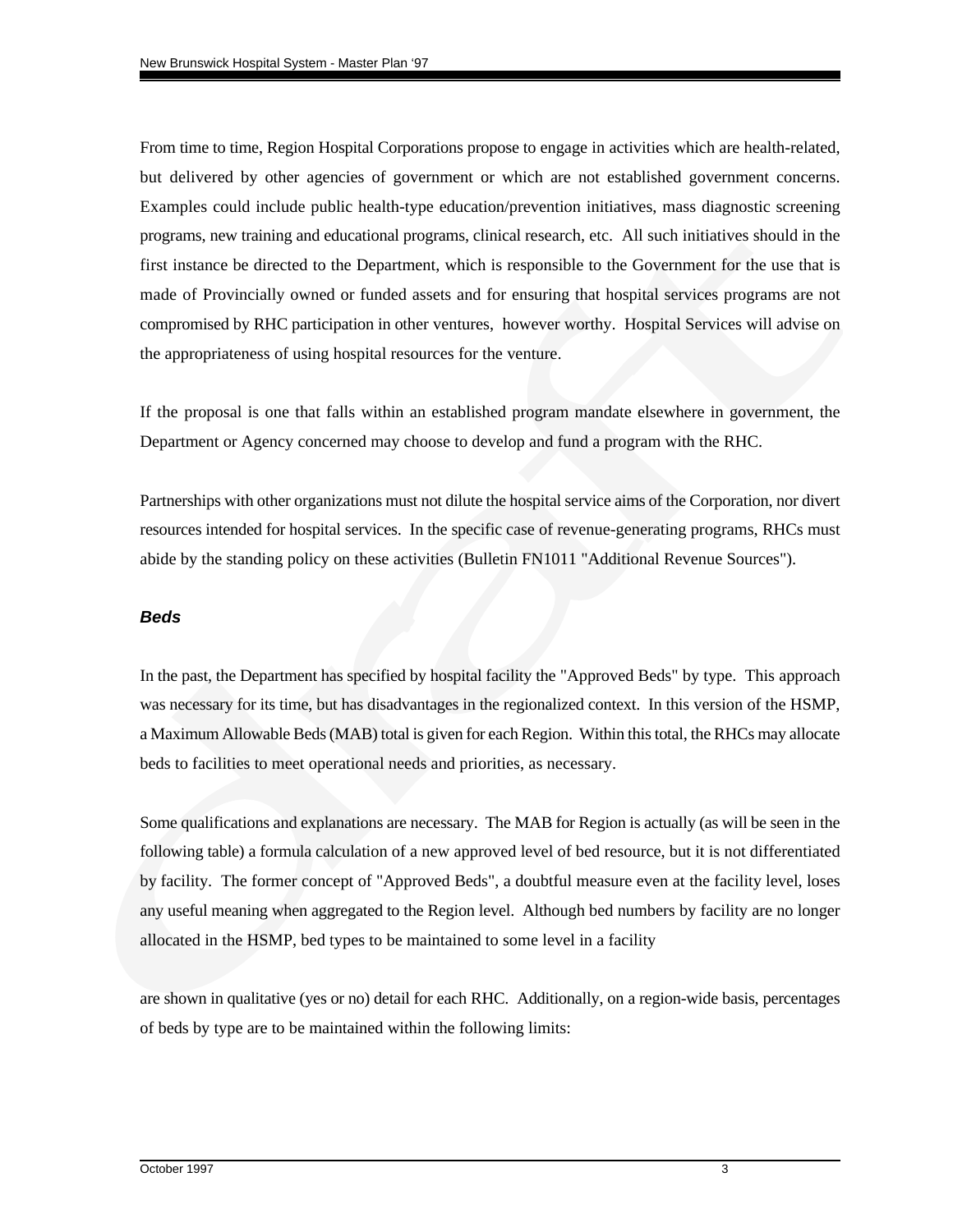From time to time, Region Hospital Corporations propose to engage in activities which are health-related, but delivered by other agencies of government or which are not established government concerns. Examples could include public health-type education/prevention initiatives, mass diagnostic screening programs, new training and educational programs, clinical research, etc. All such initiatives should in the first instance be directed to the Department, which is responsible to the Government for the use that is made of Provincially owned or funded assets and for ensuring that hospital services programs are not compromised by RHC participation in other ventures, however worthy. Hospital Services will advise on the appropriateness of using hospital resources for the venture.

If the proposal is one that falls within an established program mandate elsewhere in government, the Department or Agency concerned may choose to develop and fund a program with the RHC.

Partnerships with other organizations must not dilute the hospital service aims of the Corporation, nor divert resources intended for hospital services. In the specific case of revenue-generating programs, RHCs must abide by the standing policy on these activities (Bulletin FN1011 "Additional Revenue Sources").

### *Beds*

In the past, the Department has specified by hospital facility the "Approved Beds" by type. This approach was necessary for its time, but has disadvantages in the regionalized context. In this version of the HSMP, a Maximum Allowable Beds (MAB) total is given for each Region. Within this total, the RHCs may allocate beds to facilities to meet operational needs and priorities, as necessary.

Some qualifications and explanations are necessary. The MAB for Region is actually (as will be seen in the following table) a formula calculation of a new approved level of bed resource, but it is not differentiated by facility. The former concept of "Approved Beds", a doubtful measure even at the facility level, loses any useful meaning when aggregated to the Region level. Although bed numbers by facility are no longer allocated in the HSMP, bed types to be maintained to some level in a facility

are shown in qualitative (yes or no) detail for each RHC. Additionally, on a region-wide basis, percentages of beds by type are to be maintained within the following limits: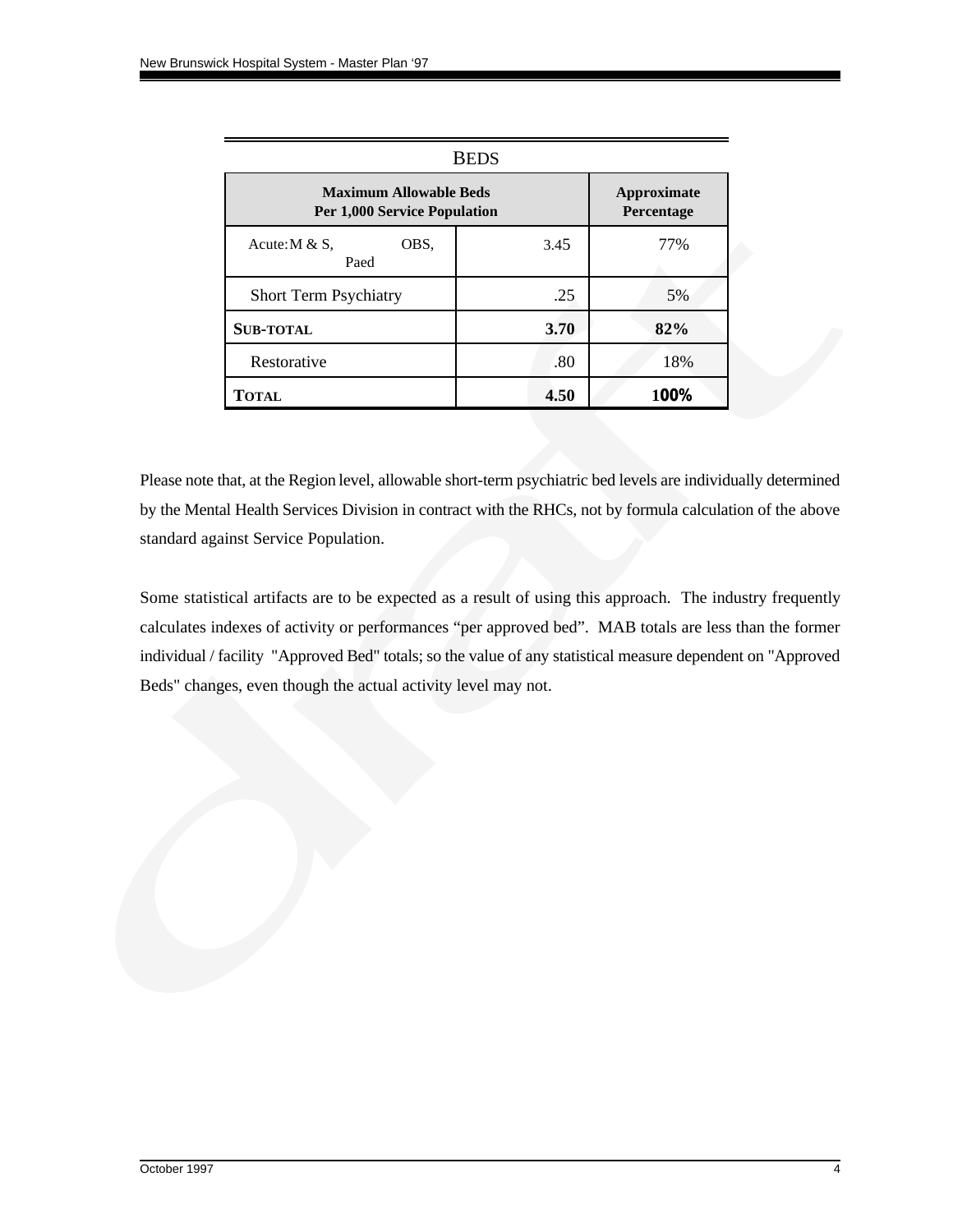BEDS

| Maximum Allowable Beds Per 1,000 Service Population | | Approximate Percentage |
|---|---|---|
| Acute: M & S, OBS, Paed | 3.45 | 77% |
| Short Term Psychiatry | .25 | 5% |
| **SUB-TOTAL** | **3.70** | **82%** |
| Restorative | .80 | 18% |
| **TOTAL** | **4.50** | **100%** |

Please note that, at the Region level, allowable short-term psychiatric bed levels are individually determined by the Mental Health Services Division in contract with the RHCs, not by formula calculation of the above standard against Service Population.

Some statistical artifacts are to be expected as a result of using this approach. The industry frequently calculates indexes of activity or performances "per approved bed". MAB totals are less than the former individual / facility "Approved Bed" totals; so the value of any statistical measure dependent on "Approved Beds" changes, even though the actual activity level may not.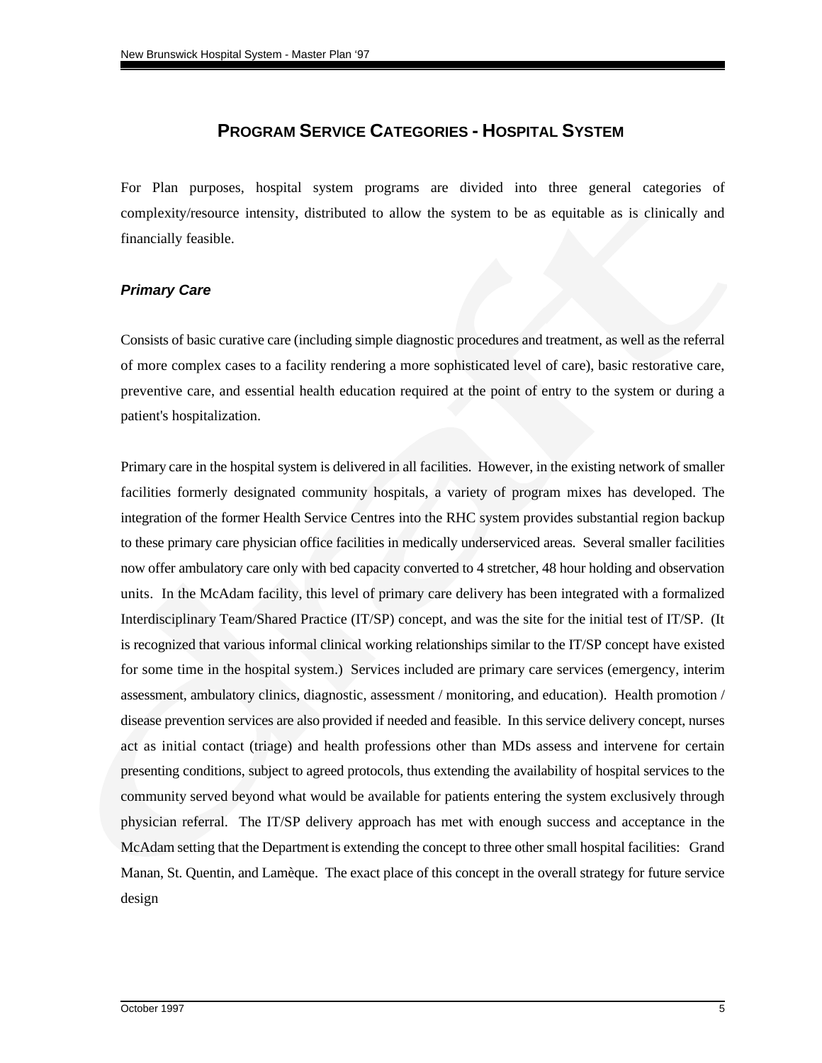## PROGRAM SERVICE CATEGORIES - HOSPITAL SYSTEM

For Plan purposes, hospital system programs are divided into three general categories of complexity/resource intensity, distributed to allow the system to be as equitable as is clinically and financially feasible.

### *Primary Care*

Consists of basic curative care (including simple diagnostic procedures and treatment, as well as the referral of more complex cases to a facility rendering a more sophisticated level of care), basic restorative care, preventive care, and essential health education required at the point of entry to the system or during a patient's hospitalization.

Primary care in the hospital system is delivered in all facilities. However, in the existing network of smaller facilities formerly designated community hospitals, a variety of program mixes has developed. The integration of the former Health Service Centres into the RHC system provides substantial region backup to these primary care physician office facilities in medically underserviced areas. Several smaller facilities now offer ambulatory care only with bed capacity converted to 4 stretcher, 48 hour holding and observation units. In the McAdam facility, this level of primary care delivery has been integrated with a formalized Interdisciplinary Team/Shared Practice (IT/SP) concept, and was the site for the initial test of IT/SP. (It is recognized that various informal clinical working relationships similar to the IT/SP concept have existed for some time in the hospital system.) Services included are primary care services (emergency, interim assessment, ambulatory clinics, diagnostic, assessment / monitoring, and education). Health promotion / disease prevention services are also provided if needed and feasible. In this service delivery concept, nurses act as initial contact (triage) and health professions other than MDs assess and intervene for certain presenting conditions, subject to agreed protocols, thus extending the availability of hospital services to the community served beyond what would be available for patients entering the system exclusively through physician referral. The IT/SP delivery approach has met with enough success and acceptance in the McAdam setting that the Department is extending the concept to three other small hospital facilities: Grand Manan, St. Quentin, and Lamèque. The exact place of this concept in the overall strategy for future service design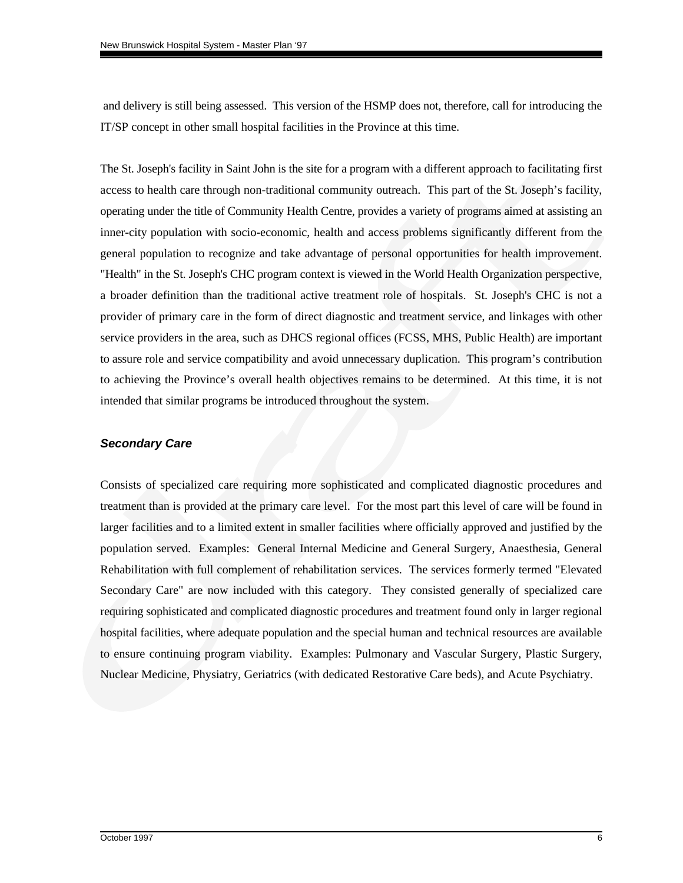and delivery is still being assessed. This version of the HSMP does not, therefore, call for introducing the IT/SP concept in other small hospital facilities in the Province at this time.

The St. Joseph's facility in Saint John is the site for a program with a different approach to facilitating first access to health care through non-traditional community outreach. This part of the St. Joseph's facility, operating under the title of Community Health Centre, provides a variety of programs aimed at assisting an inner-city population with socio-economic, health and access problems significantly different from the general population to recognize and take advantage of personal opportunities for health improvement. "Health" in the St. Joseph's CHC program context is viewed in the World Health Organization perspective, a broader definition than the traditional active treatment role of hospitals. St. Joseph's CHC is not a provider of primary care in the form of direct diagnostic and treatment service, and linkages with other service providers in the area, such as DHCS regional offices (FCSS, MHS, Public Health) are important to assure role and service compatibility and avoid unnecessary duplication. This program's contribution to achieving the Province's overall health objectives remains to be determined. At this time, it is not intended that similar programs be introduced throughout the system.

### *Secondary Care*

Consists of specialized care requiring more sophisticated and complicated diagnostic procedures and treatment than is provided at the primary care level. For the most part this level of care will be found in larger facilities and to a limited extent in smaller facilities where officially approved and justified by the population served. Examples: General Internal Medicine and General Surgery, Anaesthesia, General Rehabilitation with full complement of rehabilitation services. The services formerly termed "Elevated Secondary Care" are now included with this category. They consisted generally of specialized care requiring sophisticated and complicated diagnostic procedures and treatment found only in larger regional hospital facilities, where adequate population and the special human and technical resources are available to ensure continuing program viability. Examples: Pulmonary and Vascular Surgery, Plastic Surgery, Nuclear Medicine, Physiatry, Geriatrics (with dedicated Restorative Care beds), and Acute Psychiatry.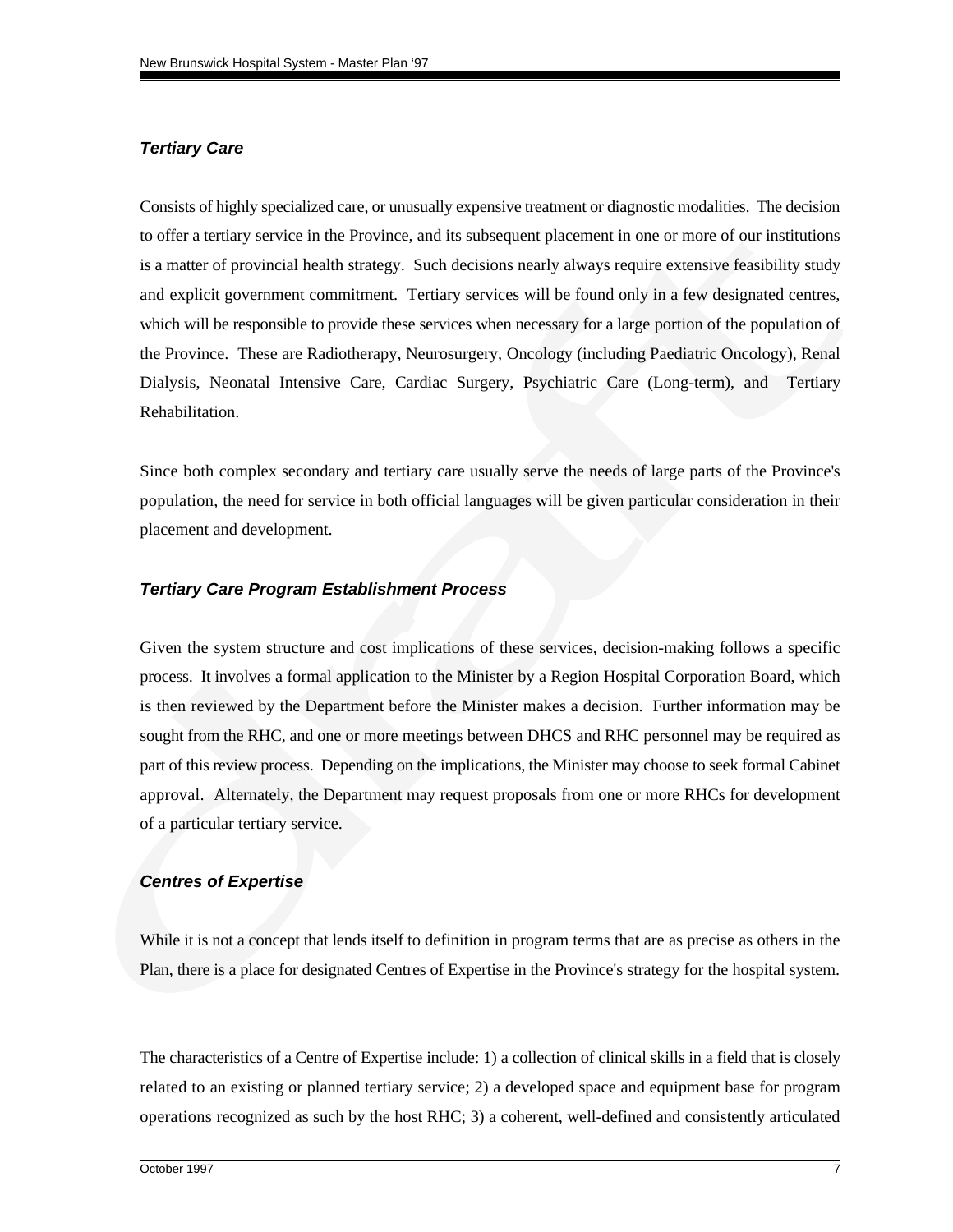### *Tertiary Care*

Consists of highly specialized care, or unusually expensive treatment or diagnostic modalities. The decision to offer a tertiary service in the Province, and its subsequent placement in one or more of our institutions is a matter of provincial health strategy. Such decisions nearly always require extensive feasibility study and explicit government commitment. Tertiary services will be found only in a few designated centres, which will be responsible to provide these services when necessary for a large portion of the population of the Province. These are Radiotherapy, Neurosurgery, Oncology (including Paediatric Oncology), Renal Dialysis, Neonatal Intensive Care, Cardiac Surgery, Psychiatric Care (Long-term), and Tertiary Rehabilitation.

Since both complex secondary and tertiary care usually serve the needs of large parts of the Province's population, the need for service in both official languages will be given particular consideration in their placement and development.

### *Tertiary Care Program Establishment Process*

Given the system structure and cost implications of these services, decision-making follows a specific process. It involves a formal application to the Minister by a Region Hospital Corporation Board, which is then reviewed by the Department before the Minister makes a decision. Further information may be sought from the RHC, and one or more meetings between DHCS and RHC personnel may be required as part of this review process. Depending on the implications, the Minister may choose to seek formal Cabinet approval. Alternately, the Department may request proposals from one or more RHCs for development of a particular tertiary service.

### *Centres of Expertise*

While it is not a concept that lends itself to definition in program terms that are as precise as others in the Plan, there is a place for designated Centres of Expertise in the Province's strategy for the hospital system.

The characteristics of a Centre of Expertise include: 1) a collection of clinical skills in a field that is closely related to an existing or planned tertiary service; 2) a developed space and equipment base for program operations recognized as such by the host RHC; 3) a coherent, well-defined and consistently articulated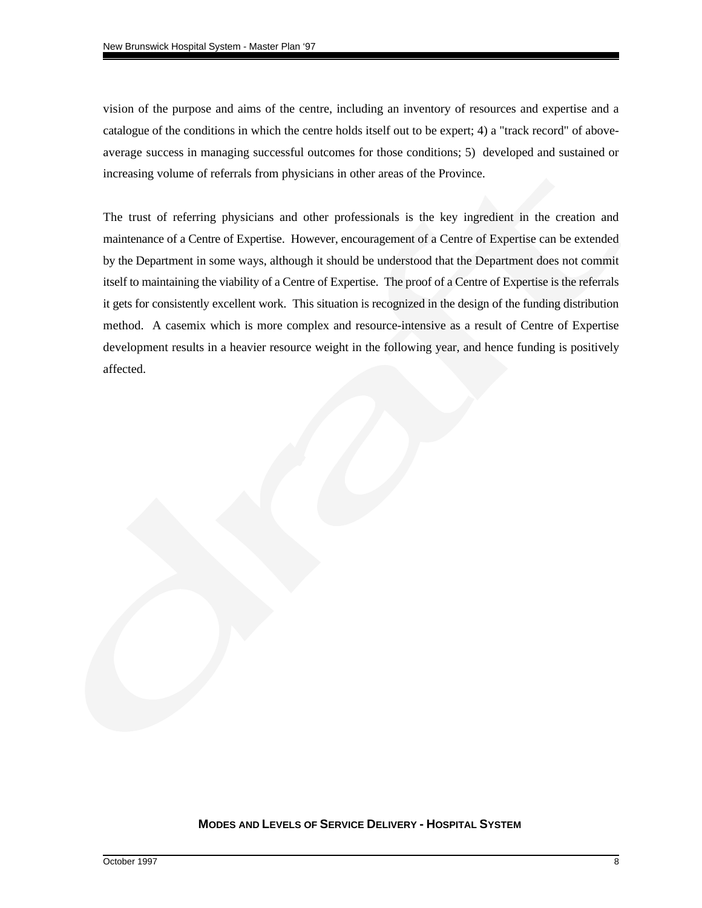vision of the purpose and aims of the centre, including an inventory of resources and expertise and a catalogue of the conditions in which the centre holds itself out to be expert; 4) a "track record" of above-average success in managing successful outcomes for those conditions; 5) developed and sustained or increasing volume of referrals from physicians in other areas of the Province.

The trust of referring physicians and other professionals is the key ingredient in the creation and maintenance of a Centre of Expertise. However, encouragement of a Centre of Expertise can be extended by the Department in some ways, although it should be understood that the Department does not commit itself to maintaining the viability of a Centre of Expertise. The proof of a Centre of Expertise is the referrals it gets for consistently excellent work. This situation is recognized in the design of the funding distribution method. A casemix which is more complex and resource-intensive as a result of Centre of Expertise development results in a heavier resource weight in the following year, and hence funding is positively affected.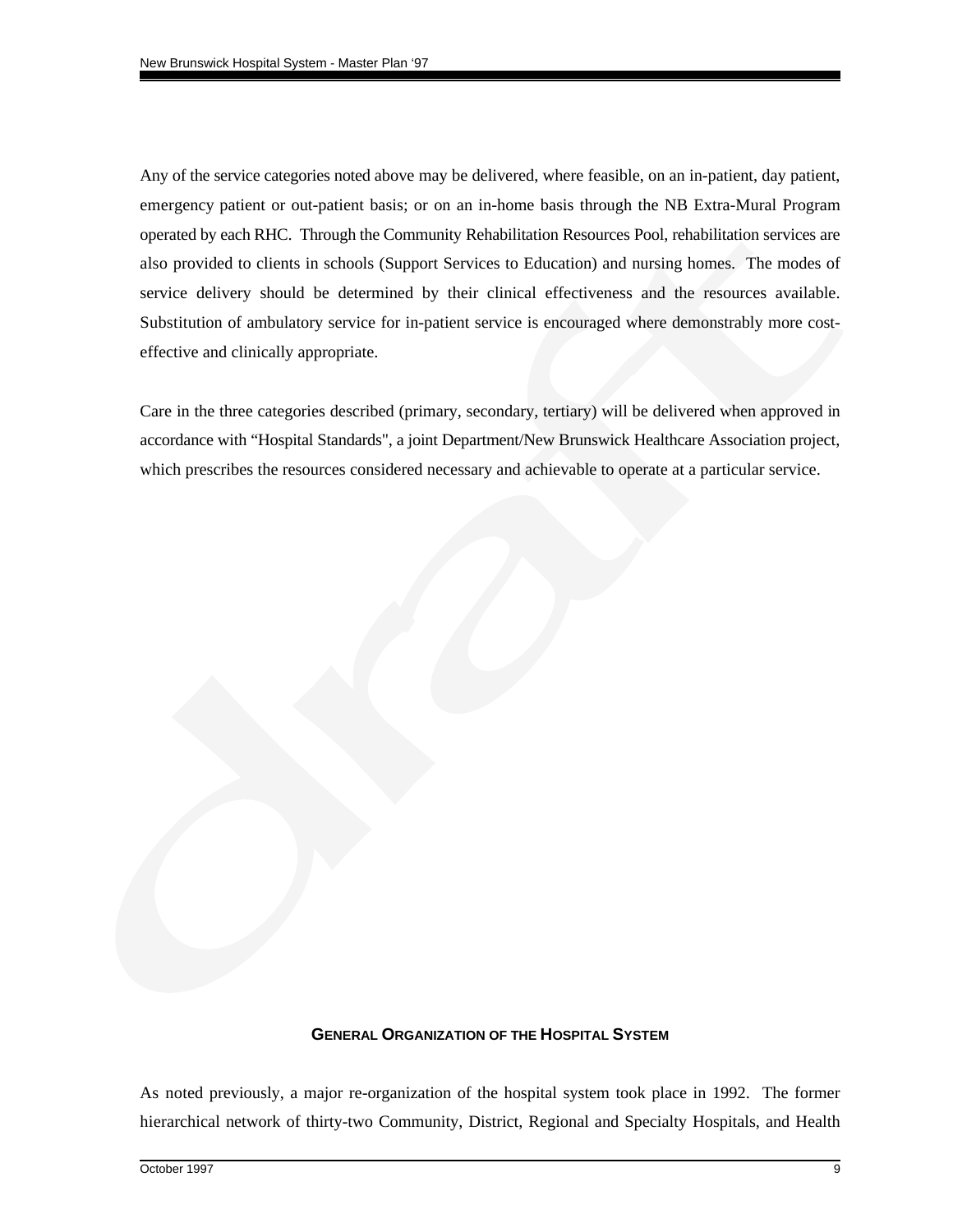Any of the service categories noted above may be delivered, where feasible, on an in-patient, day patient, emergency patient or out-patient basis; or on an in-home basis through the NB Extra-Mural Program operated by each RHC. Through the Community Rehabilitation Resources Pool, rehabilitation services are also provided to clients in schools (Support Services to Education) and nursing homes. The modes of service delivery should be determined by their clinical effectiveness and the resources available. Substitution of ambulatory service for in-patient service is encouraged where demonstrably more cost-effective and clinically appropriate.

Care in the three categories described (primary, secondary, tertiary) will be delivered when approved in accordance with "Hospital Standards", a joint Department/New Brunswick Healthcare Association project, which prescribes the resources considered necessary and achievable to operate at a particular service.

## GENERAL ORGANIZATION OF THE HOSPITAL SYSTEM

As noted previously, a major re-organization of the hospital system took place in 1992. The former hierarchical network of thirty-two Community, District, Regional and Specialty Hospitals, and Health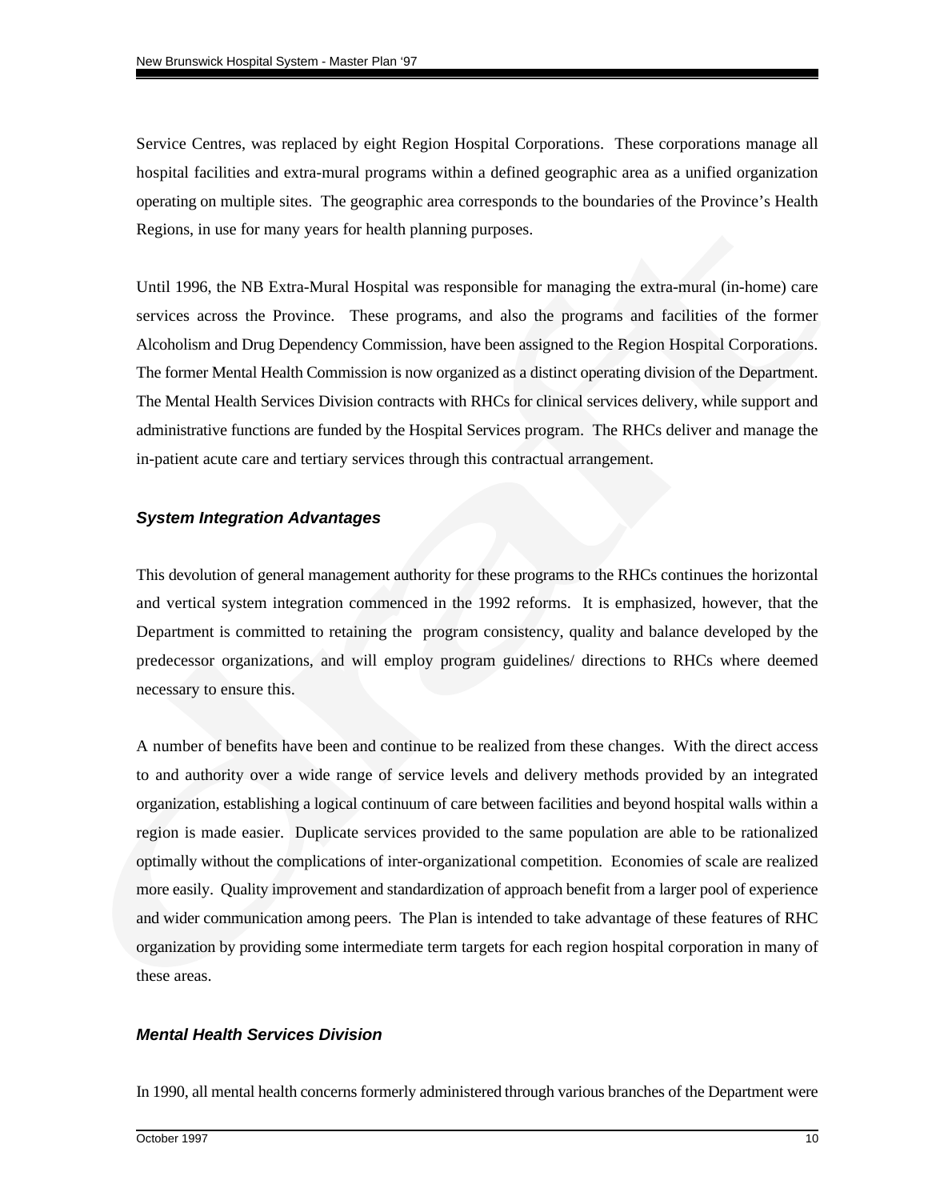Service Centres, was replaced by eight Region Hospital Corporations. These corporations manage all hospital facilities and extra-mural programs within a defined geographic area as a unified organization operating on multiple sites. The geographic area corresponds to the boundaries of the Province's Health Regions, in use for many years for health planning purposes.

Until 1996, the NB Extra-Mural Hospital was responsible for managing the extra-mural (in-home) care services across the Province. These programs, and also the programs and facilities of the former Alcoholism and Drug Dependency Commission, have been assigned to the Region Hospital Corporations. The former Mental Health Commission is now organized as a distinct operating division of the Department. The Mental Health Services Division contracts with RHCs for clinical services delivery, while support and administrative functions are funded by the Hospital Services program. The RHCs deliver and manage the in-patient acute care and tertiary services through this contractual arrangement.

### *System Integration Advantages*

This devolution of general management authority for these programs to the RHCs continues the horizontal and vertical system integration commenced in the 1992 reforms. It is emphasized, however, that the Department is committed to retaining the program consistency, quality and balance developed by the predecessor organizations, and will employ program guidelines/ directions to RHCs where deemed necessary to ensure this.

A number of benefits have been and continue to be realized from these changes. With the direct access to and authority over a wide range of service levels and delivery methods provided by an integrated organization, establishing a logical continuum of care between facilities and beyond hospital walls within a region is made easier. Duplicate services provided to the same population are able to be rationalized optimally without the complications of inter-organizational competition. Economies of scale are realized more easily. Quality improvement and standardization of approach benefit from a larger pool of experience and wider communication among peers. The Plan is intended to take advantage of these features of RHC organization by providing some intermediate term targets for each region hospital corporation in many of these areas.

### *Mental Health Services Division*

In 1990, all mental health concerns formerly administered through various branches of the Department were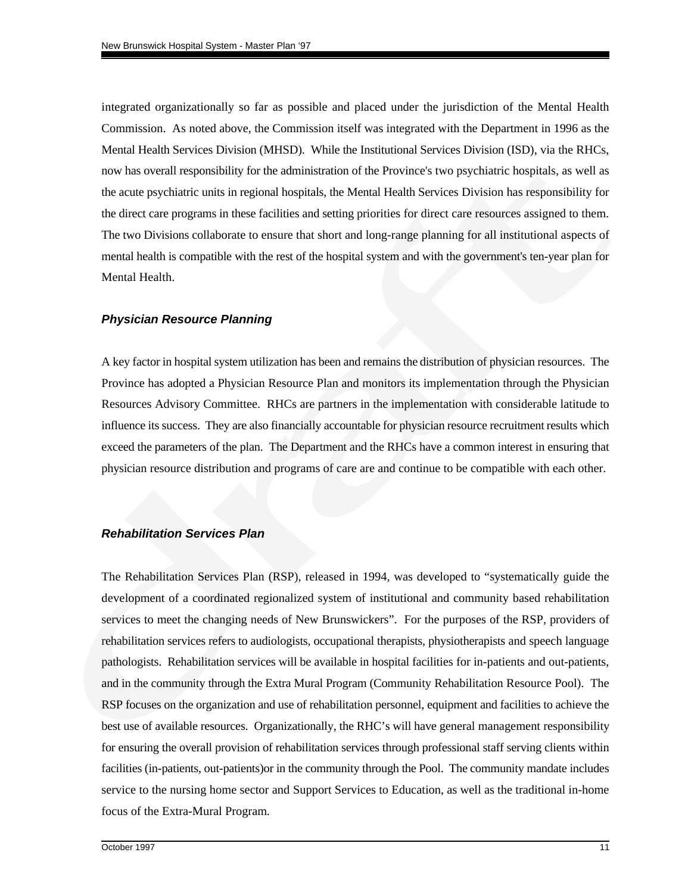integrated organizationally so far as possible and placed under the jurisdiction of the Mental Health Commission. As noted above, the Commission itself was integrated with the Department in 1996 as the Mental Health Services Division (MHSD). While the Institutional Services Division (ISD), via the RHCs, now has overall responsibility for the administration of the Province's two psychiatric hospitals, as well as the acute psychiatric units in regional hospitals, the Mental Health Services Division has responsibility for the direct care programs in these facilities and setting priorities for direct care resources assigned to them. The two Divisions collaborate to ensure that short and long-range planning for all institutional aspects of mental health is compatible with the rest of the hospital system and with the government's ten-year plan for Mental Health.

### *Physician Resource Planning*

A key factor in hospital system utilization has been and remains the distribution of physician resources. The Province has adopted a Physician Resource Plan and monitors its implementation through the Physician Resources Advisory Committee. RHCs are partners in the implementation with considerable latitude to influence its success. They are also financially accountable for physician resource recruitment results which exceed the parameters of the plan. The Department and the RHCs have a common interest in ensuring that physician resource distribution and programs of care are and continue to be compatible with each other.

### *Rehabilitation Services Plan*

The Rehabilitation Services Plan (RSP), released in 1994, was developed to "systematically guide the development of a coordinated regionalized system of institutional and community based rehabilitation services to meet the changing needs of New Brunswickers". For the purposes of the RSP, providers of rehabilitation services refers to audiologists, occupational therapists, physiotherapists and speech language pathologists. Rehabilitation services will be available in hospital facilities for in-patients and out-patients, and in the community through the Extra Mural Program (Community Rehabilitation Resource Pool). The RSP focuses on the organization and use of rehabilitation personnel, equipment and facilities to achieve the best use of available resources. Organizationally, the RHC's will have general management responsibility for ensuring the overall provision of rehabilitation services through professional staff serving clients within facilities (in-patients, out-patients)or in the community through the Pool. The community mandate includes service to the nursing home sector and Support Services to Education, as well as the traditional in-home focus of the Extra-Mural Program.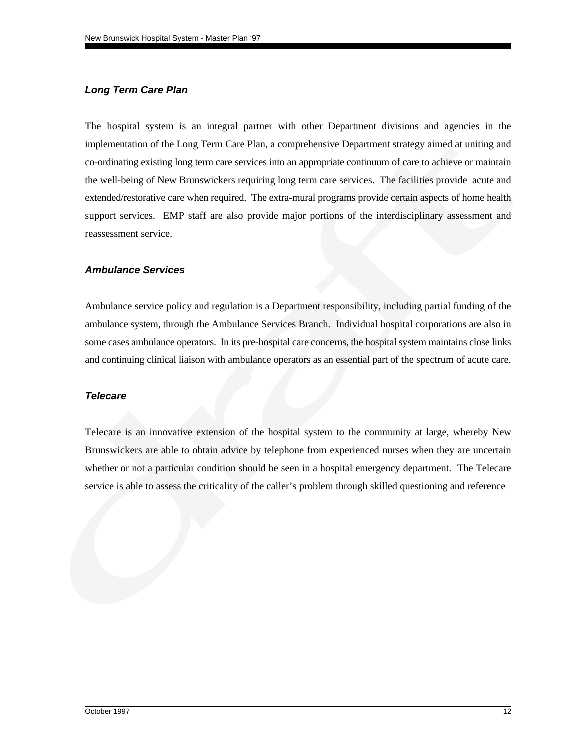#### *Long Term Care Plan*

The hospital system is an integral partner with other Department divisions and agencies in the implementation of the Long Term Care Plan, a comprehensive Department strategy aimed at uniting and co-ordinating existing long term care services into an appropriate continuum of care to achieve or maintain the well-being of New Brunswickers requiring long term care services. The facilities provide acute and extended/restorative care when required. The extra-mural programs provide certain aspects of home health support services. EMP staff are also provide major portions of the interdisciplinary assessment and reassessment service.

#### *Ambulance Services*

Ambulance service policy and regulation is a Department responsibility, including partial funding of the ambulance system, through the Ambulance Services Branch. Individual hospital corporations are also in some cases ambulance operators. In its pre-hospital care concerns, the hospital system maintains close links and continuing clinical liaison with ambulance operators as an essential part of the spectrum of acute care.

#### *Telecare*

Telecare is an innovative extension of the hospital system to the community at large, whereby New Brunswickers are able to obtain advice by telephone from experienced nurses when they are uncertain whether or not a particular condition should be seen in a hospital emergency department. The Telecare service is able to assess the criticality of the caller's problem through skilled questioning and reference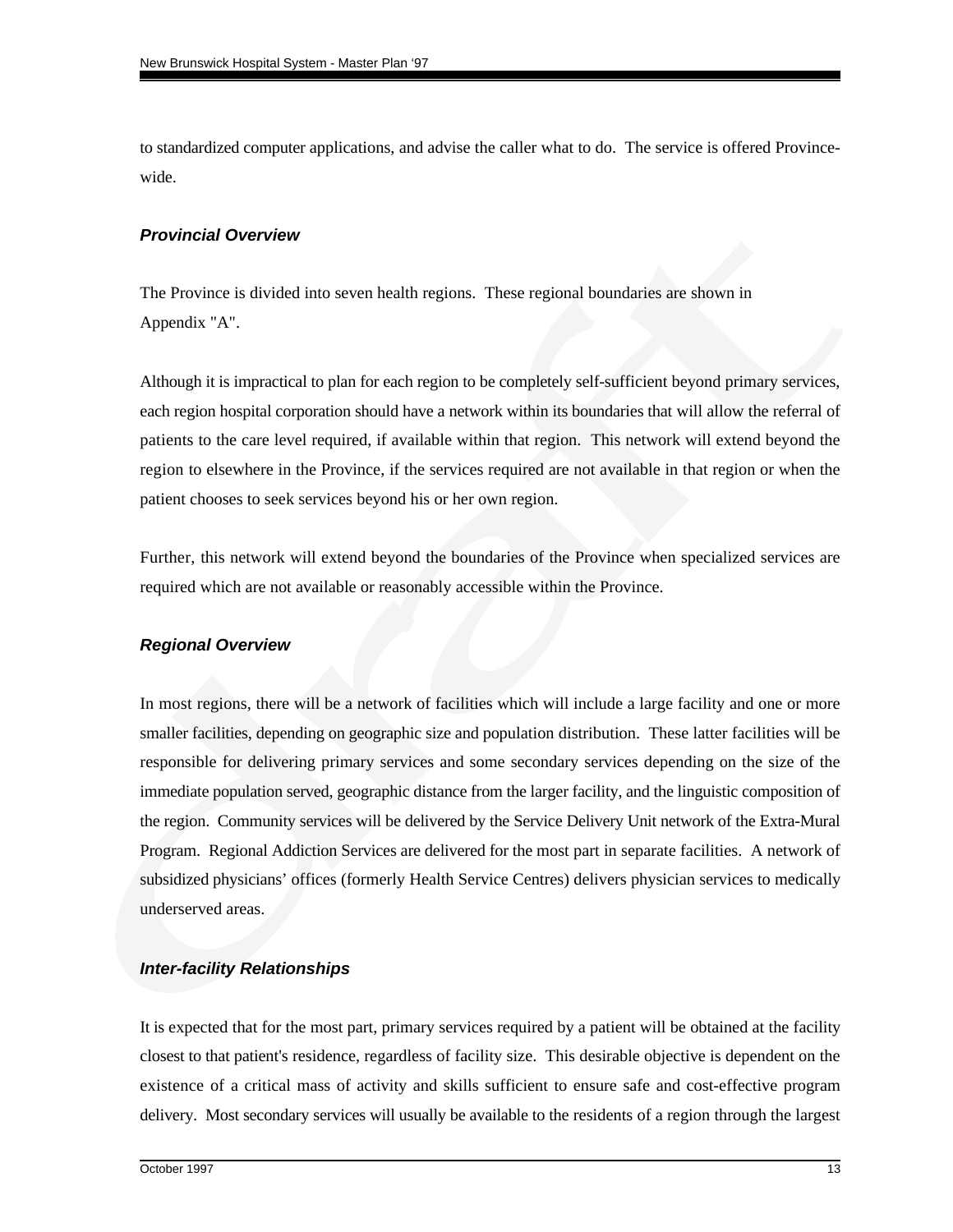to standardized computer applications, and advise the caller what to do. The service is offered Province-wide.

### *Provincial Overview*

The Province is divided into seven health regions. These regional boundaries are shown in Appendix "A".

Although it is impractical to plan for each region to be completely self-sufficient beyond primary services, each region hospital corporation should have a network within its boundaries that will allow the referral of patients to the care level required, if available within that region. This network will extend beyond the region to elsewhere in the Province, if the services required are not available in that region or when the patient chooses to seek services beyond his or her own region.

Further, this network will extend beyond the boundaries of the Province when specialized services are required which are not available or reasonably accessible within the Province.

### *Regional Overview*

In most regions, there will be a network of facilities which will include a large facility and one or more smaller facilities, depending on geographic size and population distribution. These latter facilities will be responsible for delivering primary services and some secondary services depending on the size of the immediate population served, geographic distance from the larger facility, and the linguistic composition of the region. Community services will be delivered by the Service Delivery Unit network of the Extra-Mural Program. Regional Addiction Services are delivered for the most part in separate facilities. A network of subsidized physicians' offices (formerly Health Service Centres) delivers physician services to medically underserved areas.

### *Inter-facility Relationships*

It is expected that for the most part, primary services required by a patient will be obtained at the facility closest to that patient's residence, regardless of facility size. This desirable objective is dependent on the existence of a critical mass of activity and skills sufficient to ensure safe and cost-effective program delivery. Most secondary services will usually be available to the residents of a region through the largest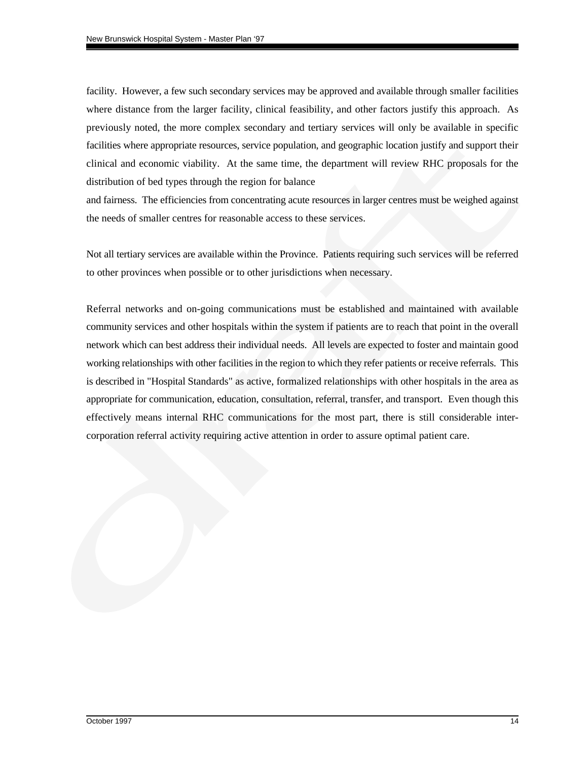facility. However, a few such secondary services may be approved and available through smaller facilities where distance from the larger facility, clinical feasibility, and other factors justify this approach. As previously noted, the more complex secondary and tertiary services will only be available in specific facilities where appropriate resources, service population, and geographic location justify and support their clinical and economic viability. At the same time, the department will review RHC proposals for the distribution of bed types through the region for balance and fairness. The efficiencies from concentrating acute resources in larger centres must be weighed against the needs of smaller centres for reasonable access to these services.

Not all tertiary services are available within the Province. Patients requiring such services will be referred to other provinces when possible or to other jurisdictions when necessary.

Referral networks and on-going communications must be established and maintained with available community services and other hospitals within the system if patients are to reach that point in the overall network which can best address their individual needs. All levels are expected to foster and maintain good working relationships with other facilities in the region to which they refer patients or receive referrals. This is described in "Hospital Standards" as active, formalized relationships with other hospitals in the area as appropriate for communication, education, consultation, referral, transfer, and transport. Even though this effectively means internal RHC communications for the most part, there is still considerable inter-corporation referral activity requiring active attention in order to assure optimal patient care.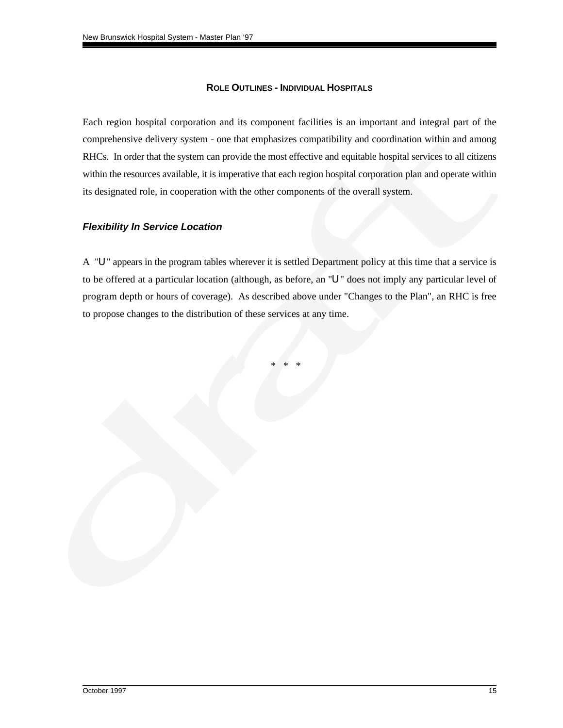**ROLE OUTLINES - INDIVIDUAL HOSPITALS**

Each region hospital corporation and its component facilities is an important and integral part of the comprehensive delivery system - one that emphasizes compatibility and coordination within and among RHCs. In order that the system can provide the most effective and equitable hospital services to all citizens within the resources available, it is imperative that each region hospital corporation plan and operate within its designated role, in cooperation with the other components of the overall system.

### *Flexibility In Service Location*

A "U" appears in the program tables wherever it is settled Department policy at this time that a service is to be offered at a particular location (although, as before, an "U" does not imply any particular level of program depth or hours of coverage). As described above under "Changes to the Plan", an RHC is free to propose changes to the distribution of these services at any time.

\* \* \*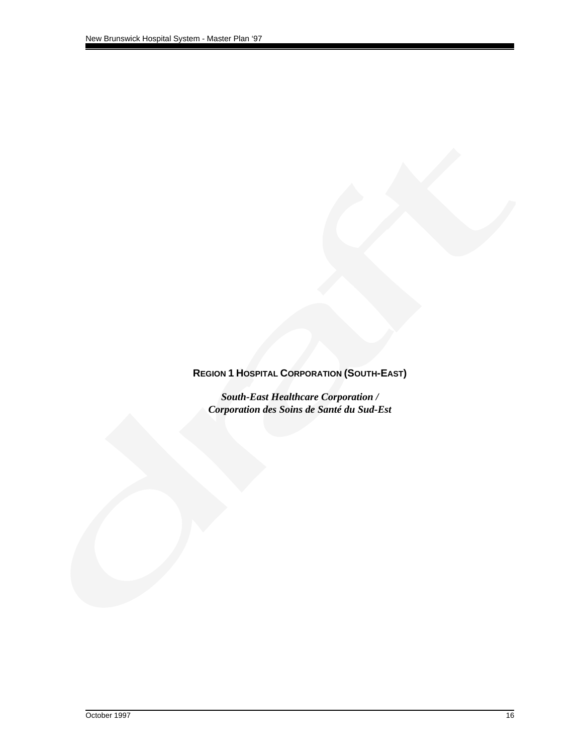## REGION 1 HOSPITAL CORPORATION (SOUTH-EAST)

***South-East Healthcare Corporation /***
***Corporation des Soins de Santé du Sud-Est***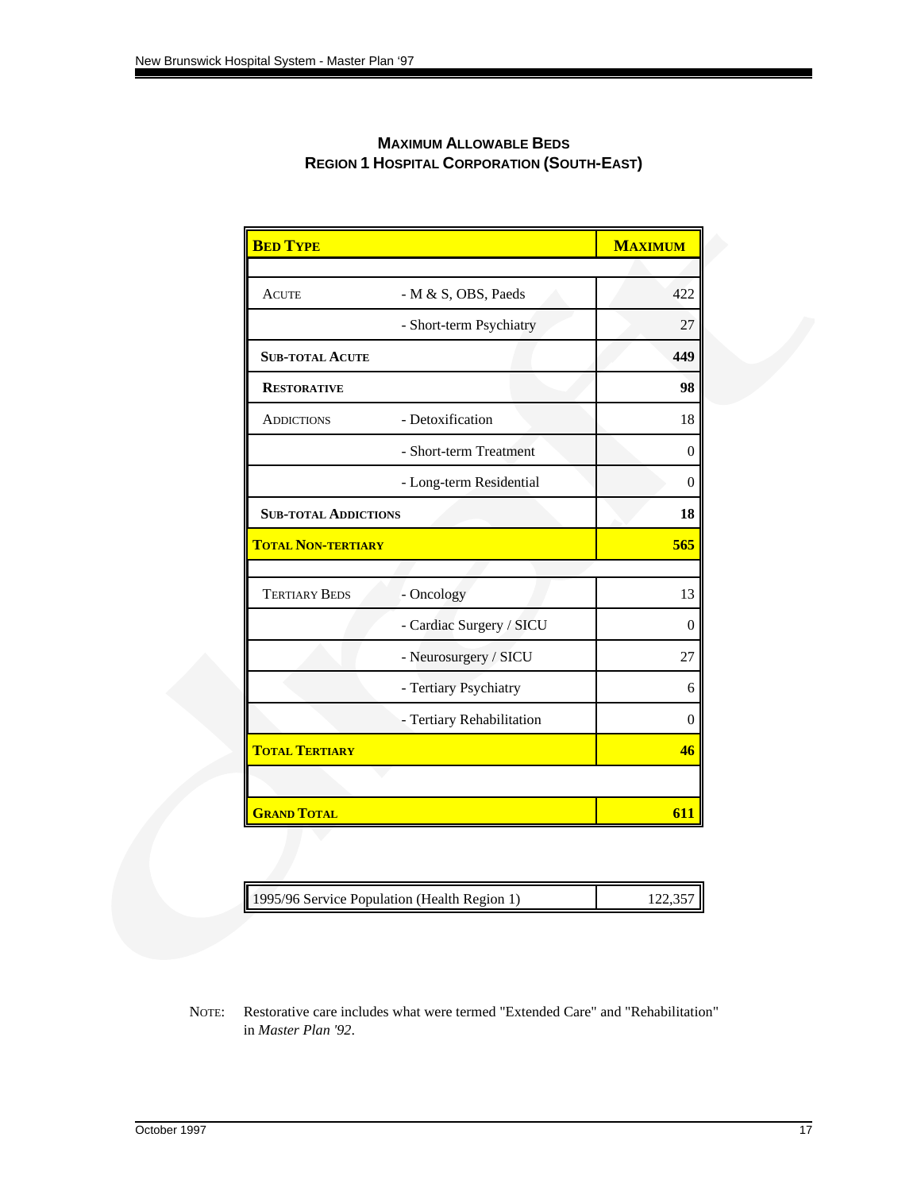## MAXIMUM ALLOWABLE BEDS
## REGION 1 HOSPITAL CORPORATION (SOUTH-EAST)

| **BED TYPE** | | **MAXIMUM** |
|---|---|---|
| | | |
| ACUTE | - M & S, OBS, Paeds | 422 |
| | - Short-term Psychiatry | 27 |
| **SUB-TOTAL ACUTE** | | **449** |
| **RESTORATIVE** | | **98** |
| ADDICTIONS | - Detoxification | 18 |
| | - Short-term Treatment | 0 |
| | - Long-term Residential | 0 |
| **SUB-TOTAL ADDICTIONS** | | **18** |
| **TOTAL NON-TERTIARY** | | **565** |
| | | |
| TERTIARY BEDS | - Oncology | 13 |
| | - Cardiac Surgery / SICU | 0 |
| | - Neurosurgery / SICU | 27 |
| | - Tertiary Psychiatry | 6 |
| | - Tertiary Rehabilitation | 0 |
| **TOTAL TERTIARY** | | **46** |
| | | |
| **GRAND TOTAL** | | **611** |

| 1995/96 Service Population (Health Region 1) | 122,357 |
|---|---|

NOTE: Restorative care includes what were termed "Extended Care" and "Rehabilitation" in *Master Plan '92*.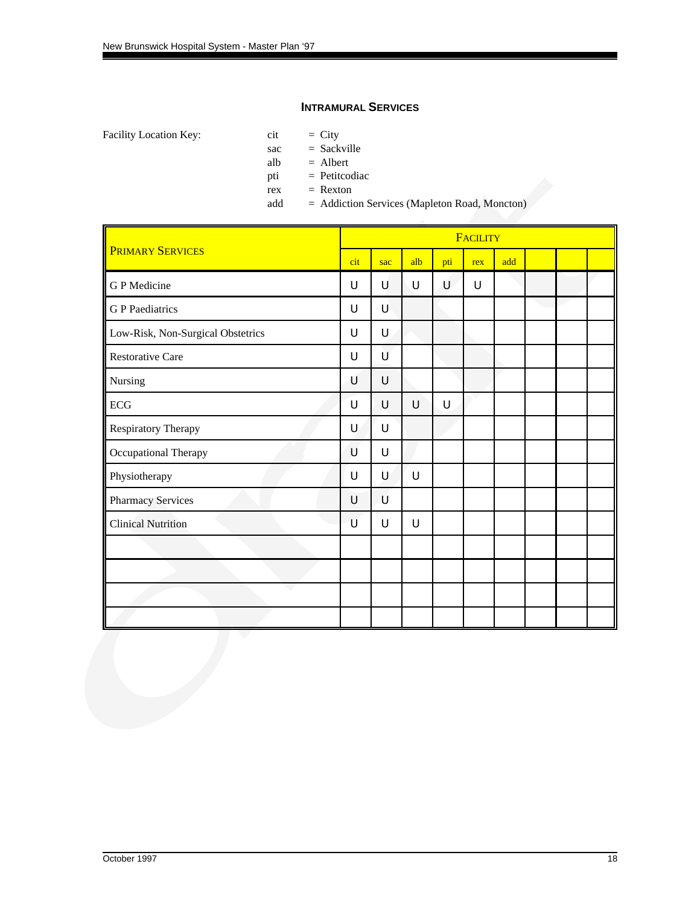## INTRAMURAL SERVICES

Facility Location Key:

- cit = City
- sac = Sackville
- alb = Albert
- pti = Petitcodiac
- rex = Rexton
- add = Addiction Services (Mapleton Road, Moncton)

| PRIMARY SERVICES | FACILITY | | | | | | | | |
|---|---|---|---|---|---|---|---|---|---|
| | cit | sac | alb | pti | rex | add | | | |
| G P Medicine | U | U | U | U | U | | | | |
| G P Paediatrics | U | U | | | | | | | |
| Low-Risk, Non-Surgical Obstetrics | U | U | | | | | | | |
| Restorative Care | U | U | | | | | | | |
| Nursing | U | U | | | | | | | |
| ECG | U | U | U | U | | | | | |
| Respiratory Therapy | U | U | | | | | | | |
| Occupational Therapy | U | U | | | | | | | |
| Physiotherapy | U | U | U | | | | | | |
| Pharmacy Services | U | U | | | | | | | |
| Clinical Nutrition | U | U | U | | | | | | |
| | | | | | | | | | |
| | | | | | | | | | |
| | | | | | | | | | |
| | | | | | | | | | |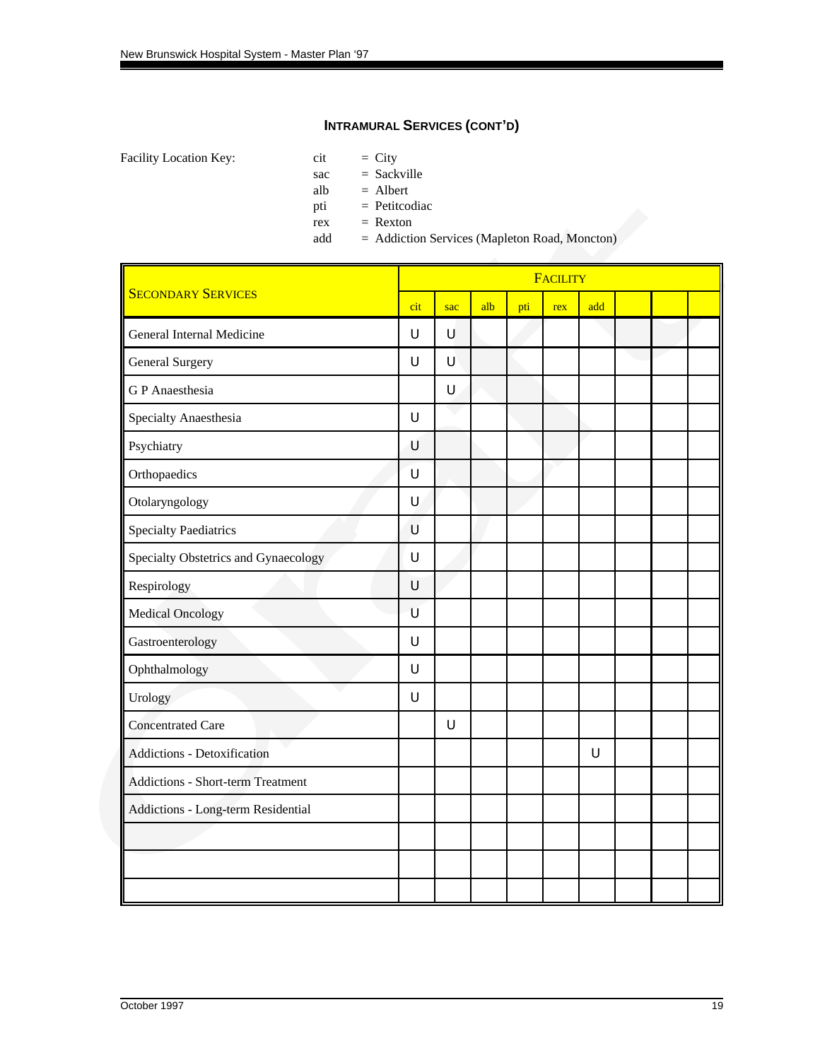## INTRAMURAL SERVICES (CONT'D)

Facility Location Key:

cit = City
sac = Sackville
alb = Albert
pti = Petitcodiac
rex = Rexton
add = Addiction Services (Mapleton Road, Moncton)

| SECONDARY SERVICES | FACILITY | | | | | | | | |
|---|---|---|---|---|---|---|---|---|---|
| | cit | sac | alb | pti | rex | add | | | |
| General Internal Medicine | U | U | | | | | | | |
| General Surgery | U | U | | | | | | | |
| G P Anaesthesia | | U | | | | | | | |
| Specialty Anaesthesia | U | | | | | | | | |
| Psychiatry | U | | | | | | | | |
| Orthopaedics | U | | | | | | | | |
| Otolaryngology | U | | | | | | | | |
| Specialty Paediatrics | U | | | | | | | | |
| Specialty Obstetrics and Gynaecology | U | | | | | | | | |
| Respirology | U | | | | | | | | |
| Medical Oncology | U | | | | | | | | |
| Gastroenterology | U | | | | | | | | |
| Ophthalmology | U | | | | | | | | |
| Urology | U | | | | | | | | |
| Concentrated Care | | U | | | | | | | |
| Addictions - Detoxification | | | | | | U | | | |
| Addictions - Short-term Treatment | | | | | | | | | |
| Addictions - Long-term Residential | | | | | | | | | |
| | | | | | | | | | |
| | | | | | | | | | |
| | | | | | | | | | |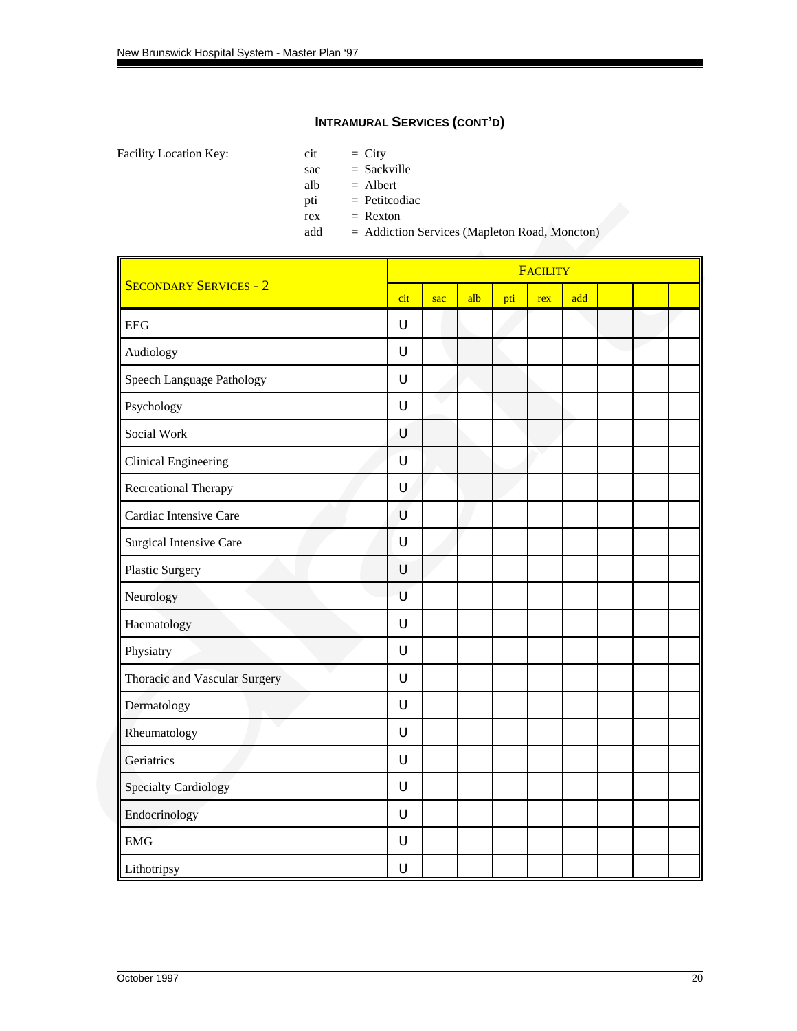## Intramural Services (cont'd)

Facility Location Key:

- cit = City
- sac = Sackville
- alb = Albert
- pti = Petitcodiac
- rex = Rexton
- add = Addiction Services (Mapleton Road, Moncton)

| Secondary Services - 2 | Facility | | | | | | | | |
|---|---|---|---|---|---|---|---|---|---|
| | cit | sac | alb | pti | rex | add | | | |
| EEG | U | | | | | | | | |
| Audiology | U | | | | | | | | |
| Speech Language Pathology | U | | | | | | | | |
| Psychology | U | | | | | | | | |
| Social Work | U | | | | | | | | |
| Clinical Engineering | U | | | | | | | | |
| Recreational Therapy | U | | | | | | | | |
| Cardiac Intensive Care | U | | | | | | | | |
| Surgical Intensive Care | U | | | | | | | | |
| Plastic Surgery | U | | | | | | | | |
| Neurology | U | | | | | | | | |
| Haematology | U | | | | | | | | |
| Physiatry | U | | | | | | | | |
| Thoracic and Vascular Surgery | U | | | | | | | | |
| Dermatology | U | | | | | | | | |
| Rheumatology | U | | | | | | | | |
| Geriatrics | U | | | | | | | | |
| Specialty Cardiology | U | | | | | | | | |
| Endocrinology | U | | | | | | | | |
| EMG | U | | | | | | | | |
| Lithotripsy | U | | | | | | | | |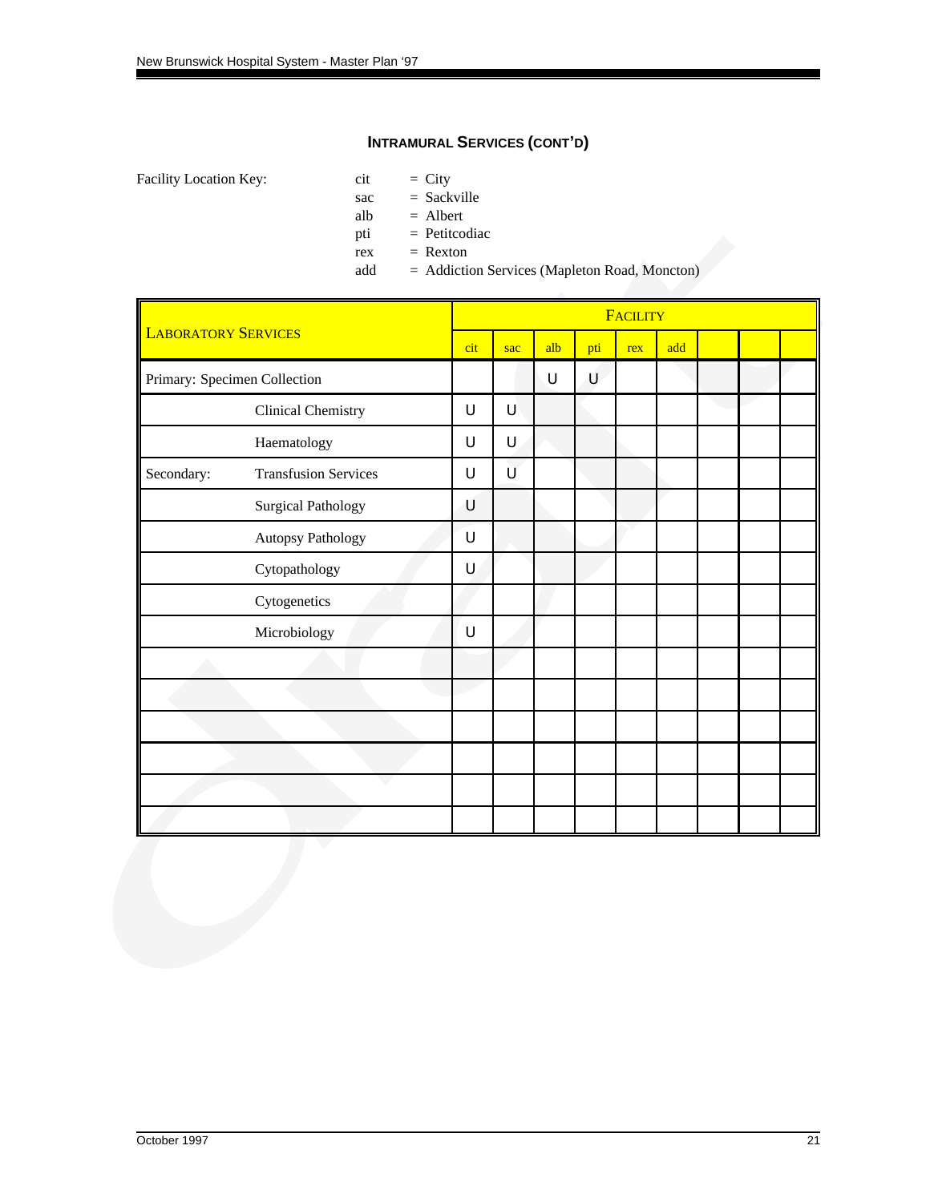## INTRAMURAL SERVICES (CONT'D)

Facility Location Key:

- cit = City
- sac = Sackville
- alb = Albert
- pti = Petitcodiac
- rex = Rexton
- add = Addiction Services (Mapleton Road, Moncton)

| LABORATORY SERVICES | | FACILITY | | | | | | | | |
|---|---|---|---|---|---|---|---|---|---|---|
| | | cit | sac | alb | pti | rex | add | | | |
| Primary: Specimen Collection | | | | U | U | | | | | |
| | Clinical Chemistry | U | U | | | | | | | |
| | Haematology | U | U | | | | | | | |
| Secondary: | Transfusion Services | U | U | | | | | | | |
| | Surgical Pathology | U | | | | | | | | |
| | Autopsy Pathology | U | | | | | | | | |
| | Cytopathology | U | | | | | | | | |
| | Cytogenetics | | | | | | | | | |
| | Microbiology | U | | | | | | | | |
| | | | | | | | | | | |
| | | | | | | | | | | |
| | | | | | | | | | | |
| | | | | | | | | | | |
| | | | | | | | | | | |
| | | | | | | | | | | |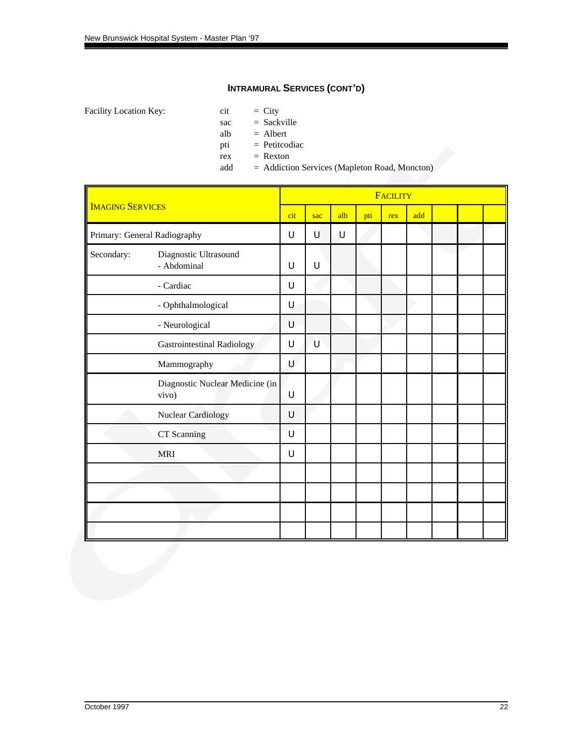## INTRAMURAL SERVICES (CONT'D)

Facility Location Key:

- cit = City
- sac = Sackville
- alb = Albert
- pti = Petitcodiac
- rex = Rexton
- add = Addiction Services (Mapleton Road, Moncton)

| IMAGING SERVICES | | FACILITY | | | | | | | | |
|---|---|---|---|---|---|---|---|---|---|---|
| | | cit | sac | alb | pti | rex | add | | | |
| Primary: General Radiography | | U | U | U | | | | | | |
| Secondary: | Diagnostic Ultrasound - Abdominal | U | U | | | | | | | |
| | - Cardiac | U | | | | | | | | |
| | - Ophthalmological | U | | | | | | | | |
| | - Neurological | U | | | | | | | | |
| | Gastrointestinal Radiology | U | U | | | | | | | |
| | Mammography | U | | | | | | | | |
| | Diagnostic Nuclear Medicine (in vivo) | U | | | | | | | | |
| | Nuclear Cardiology | U | | | | | | | | |
| | CT Scanning | U | | | | | | | | |
| | MRI | U | | | | | | | | |
| | | | | | | | | | | |
| | | | | | | | | | | |
| | | | | | | | | | | |
| | | | | | | | | | | |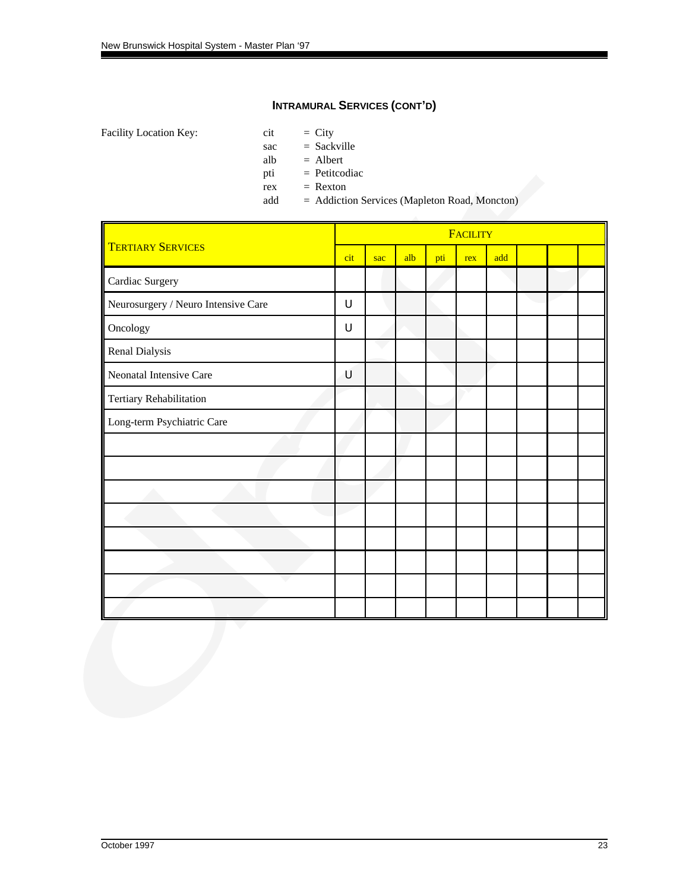## INTRAMURAL SERVICES (CONT'D)

Facility Location Key:

- cit = City
- sac = Sackville
- alb = Albert
- pti = Petitcodiac
- rex = Rexton
- add = Addiction Services (Mapleton Road, Moncton)

| TERTIARY SERVICES | FACILITY | | | | | | | | |
|---|---|---|---|---|---|---|---|---|---|
| | cit | sac | alb | pti | rex | add | | | |
| Cardiac Surgery | | | | | | | | | |
| Neurosurgery / Neuro Intensive Care | U | | | | | | | | |
| Oncology | U | | | | | | | | |
| Renal Dialysis | | | | | | | | | |
| Neonatal Intensive Care | U | | | | | | | | |
| Tertiary Rehabilitation | | | | | | | | | |
| Long-term Psychiatric Care | | | | | | | | | |
| | | | | | | | | | |
| | | | | | | | | | |
| | | | | | | | | | |
| | | | | | | | | | |
| | | | | | | | | | |
| | | | | | | | | | |
| | | | | | | | | | |
| | | | | | | | | | |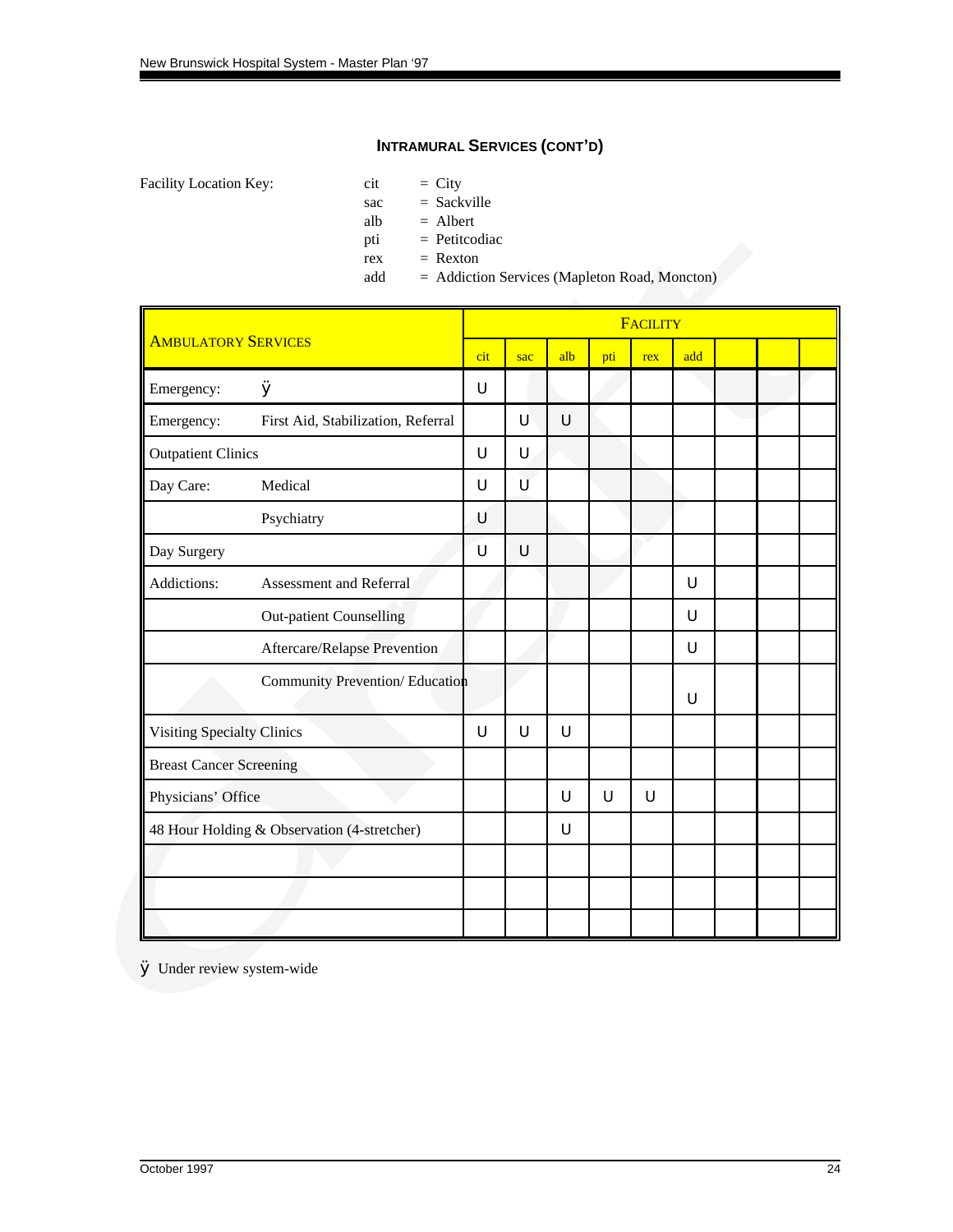### INTRAMURAL SERVICES (CONT'D)

Facility Location Key:

- cit = City
- sac = Sackville
- alb = Albert
- pti = Petitcodiac
- rex = Rexton
- add = Addiction Services (Mapleton Road, Moncton)

| AMBULATORY SERVICES | | FACILITY | | | | | | | | |
|---|---|---|---|---|---|---|---|---|---|---|
| | | cit | sac | alb | pti | rex | add | | | |
| Emergency: | ÿ | Ü | | | | | | | | |
| Emergency: | First Aid, Stabilization, Referral | | Ü | Ü | | | | | | |
| Outpatient Clinics | | Ü | Ü | | | | | | | |
| Day Care: | Medical | Ü | Ü | | | | | | | |
| | Psychiatry | Ü | | | | | | | | |
| Day Surgery | | Ü | Ü | | | | | | | |
| Addictions: | Assessment and Referral | | | | | | Ü | | | |
| | Out-patient Counselling | | | | | | Ü | | | |
| | Aftercare/Relapse Prevention | | | | | | Ü | | | |
| | Community Prevention/ Education | | | | | | Ü | | | |
| Visiting Specialty Clinics | | Ü | Ü | Ü | | | | | | |
| Breast Cancer Screening | | | | | | | | | | |
| Physicians' Office | | | | Ü | Ü | Ü | | | | |
| 48 Hour Holding & Observation (4-stretcher) | | | | Ü | | | | | | |
| | | | | | | | | | | |
| | | | | | | | | | | |
| | | | | | | | | | | |

ÿ Under review system-wide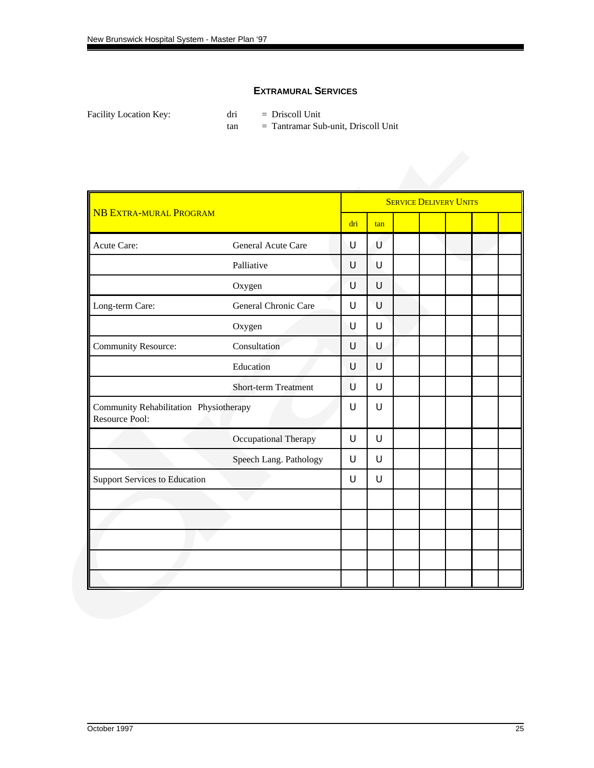## EXTRAMURAL SERVICES

Facility Location Key:

dri = Driscoll Unit
tan = Tantramar Sub-unit, Driscoll Unit

| NB EXTRA-MURAL PROGRAM | | SERVICE DELIVERY UNITS | | | | | | |
|---|---|---|---|---|---|---|---|---|
| | | dri | tan | | | | | |
| Acute Care: | General Acute Care | U | U | | | | | |
| | Palliative | U | U | | | | | |
| | Oxygen | U | U | | | | | |
| Long-term Care: | General Chronic Care | U | U | | | | | |
| | Oxygen | U | U | | | | | |
| Community Resource: | Consultation | U | U | | | | | |
| | Education | U | U | | | | | |
| | Short-term Treatment | U | U | | | | | |
| Community Rehabilitation Resource Pool: | Physiotherapy | U | U | | | | | |
| | Occupational Therapy | U | U | | | | | |
| | Speech Lang. Pathology | U | U | | | | | |
| Support Services to Education | | U | U | | | | | |
| | | | | | | | | |
| | | | | | | | | |
| | | | | | | | | |
| | | | | | | | | |
| | | | | | | | | |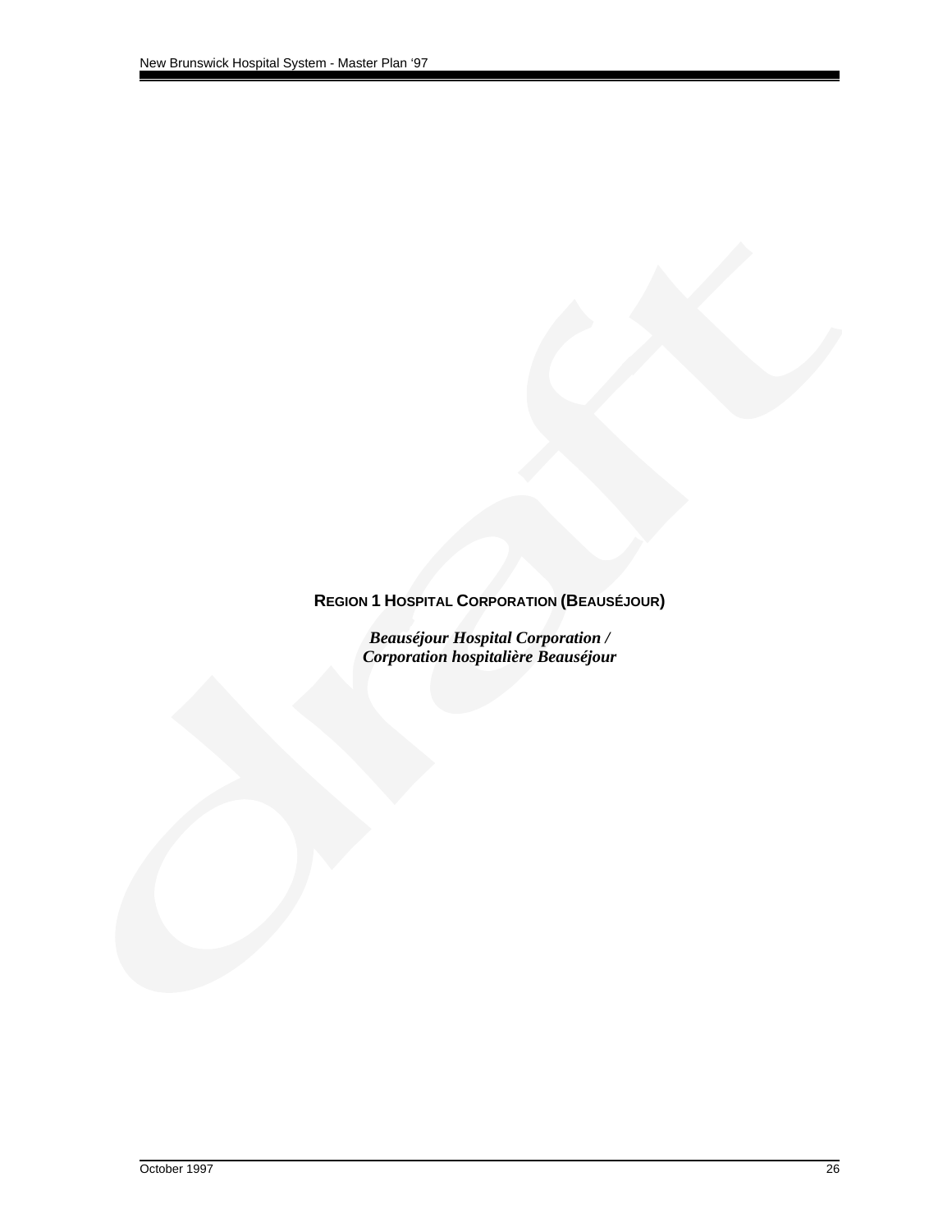## REGION 1 HOSPITAL CORPORATION (BEAUSÉJOUR)

***Beauséjour Hospital Corporation /***
***Corporation hospitalière Beauséjour***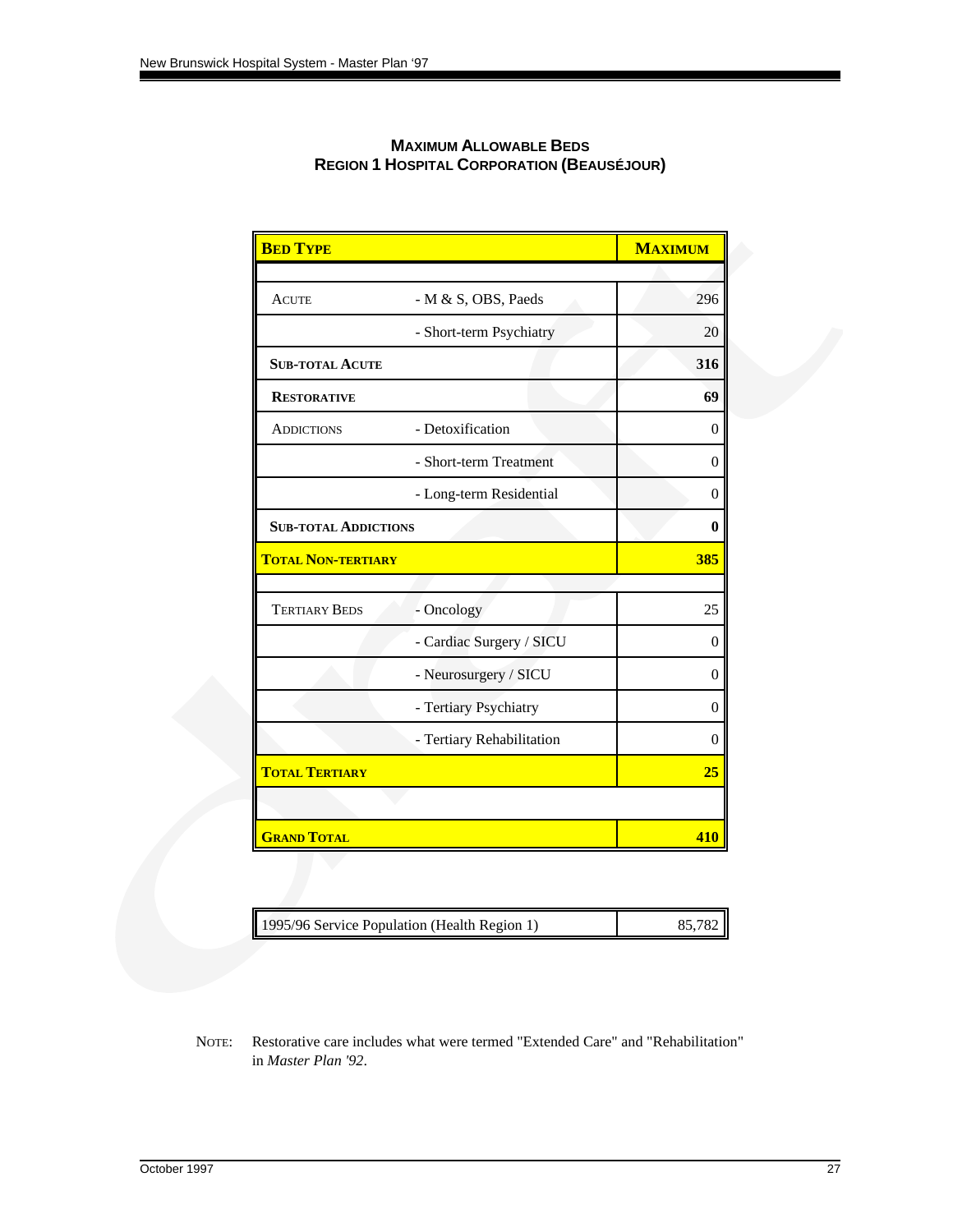## Maximum Allowable Beds
## Region 1 Hospital Corporation (Beauséjour)

| **Bed Type** | | **Maximum** |
|---|---|---|
| | | |
| Acute | - M & S, OBS, Paeds | 296 |
| | - Short-term Psychiatry | 20 |
| **Sub-total Acute** | | **316** |
| **Restorative** | | **69** |
| Addictions | - Detoxification | 0 |
| | - Short-term Treatment | 0 |
| | - Long-term Residential | 0 |
| **Sub-total Addictions** | | **0** |
| **Total Non-tertiary** | | **385** |
| | | |
| Tertiary Beds | - Oncology | 25 |
| | - Cardiac Surgery / SICU | 0 |
| | - Neurosurgery / SICU | 0 |
| | - Tertiary Psychiatry | 0 |
| | - Tertiary Rehabilitation | 0 |
| **Total Tertiary** | | **25** |
| | | |
| **Grand Total** | | **410** |

| 1995/96 Service Population (Health Region 1) | 85,782 |
|---|---|

Note: Restorative care includes what were termed "Extended Care" and "Rehabilitation" in *Master Plan '92*.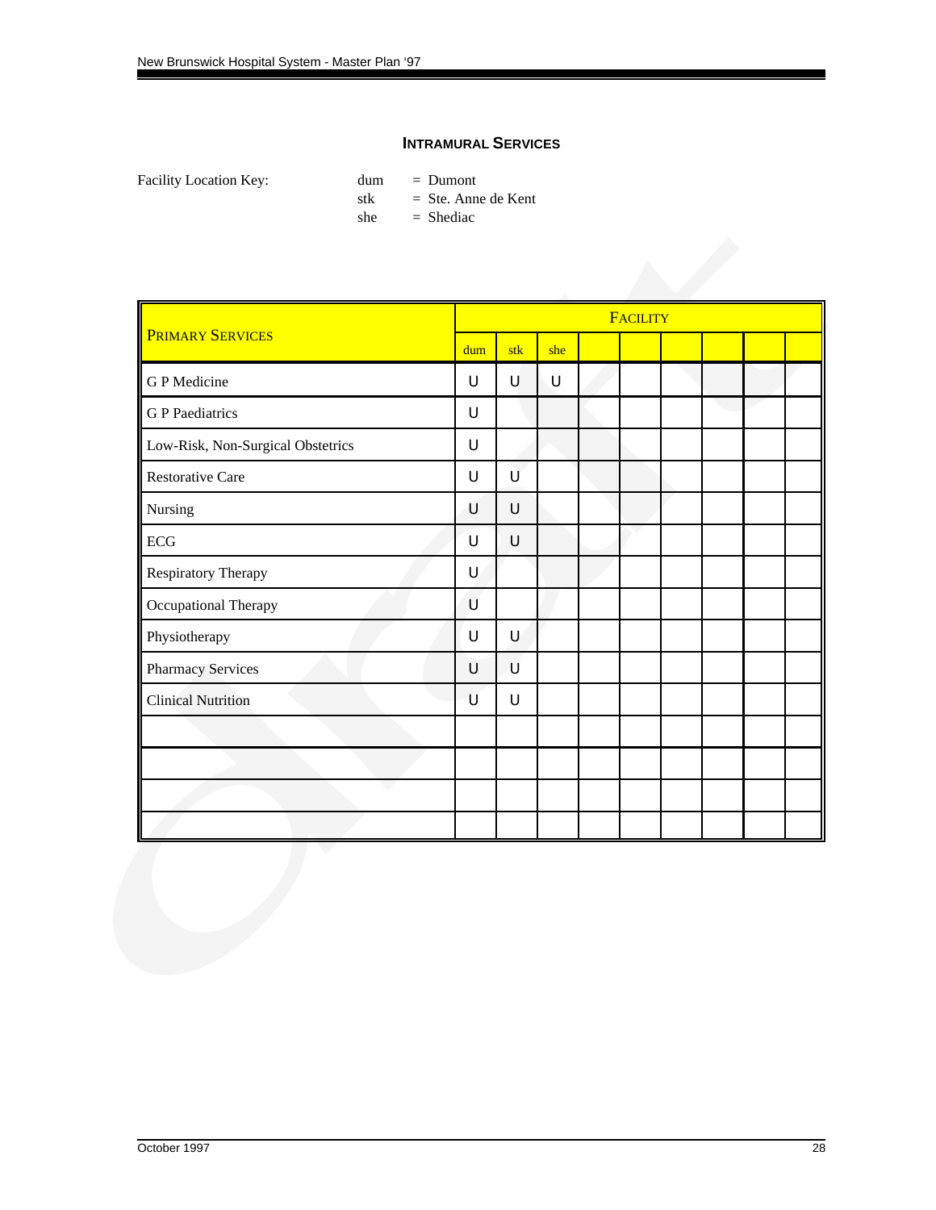## INTRAMURAL SERVICES

Facility Location Key:

dum = Dumont
stk = Ste. Anne de Kent
she = Shediac

| PRIMARY SERVICES | FACILITY | | | | | | | | |
|---|---|---|---|---|---|---|---|---|---|
| | dum | stk | she | | | | | | |
| G P Medicine | U | U | U | | | | | | |
| G P Paediatrics | U | | | | | | | | |
| Low-Risk, Non-Surgical Obstetrics | U | | | | | | | | |
| Restorative Care | U | U | | | | | | | |
| Nursing | U | U | | | | | | | |
| ECG | U | U | | | | | | | |
| Respiratory Therapy | U | | | | | | | | |
| Occupational Therapy | U | | | | | | | | |
| Physiotherapy | U | U | | | | | | | |
| Pharmacy Services | U | U | | | | | | | |
| Clinical Nutrition | U | U | | | | | | | |
| | | | | | | | | | |
| | | | | | | | | | |
| | | | | | | | | | |
| | | | | | | | | | |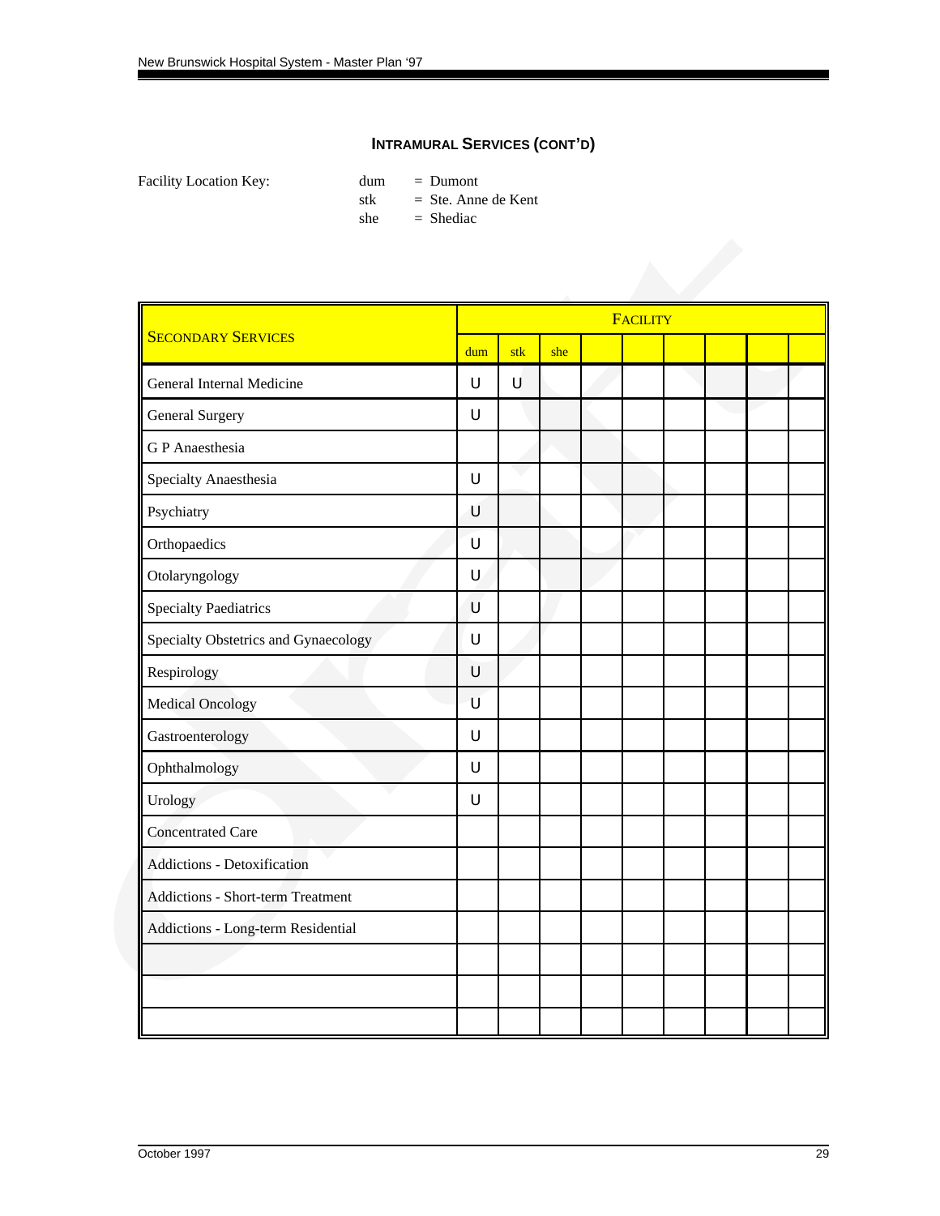## INTRAMURAL SERVICES (CONT'D)

Facility Location Key:

dum = Dumont
stk = Ste. Anne de Kent
she = Shediac

| SECONDARY SERVICES | FACILITY | | | | | | | | |
|---|---|---|---|---|---|---|---|---|---|
| | dum | stk | she | | | | | | |
| General Internal Medicine | U | U | | | | | | | |
| General Surgery | U | | | | | | | | |
| G P Anaesthesia | | | | | | | | | |
| Specialty Anaesthesia | U | | | | | | | | |
| Psychiatry | U | | | | | | | | |
| Orthopaedics | U | | | | | | | | |
| Otolaryngology | U | | | | | | | | |
| Specialty Paediatrics | U | | | | | | | | |
| Specialty Obstetrics and Gynaecology | U | | | | | | | | |
| Respirology | U | | | | | | | | |
| Medical Oncology | U | | | | | | | | |
| Gastroenterology | U | | | | | | | | |
| Ophthalmology | U | | | | | | | | |
| Urology | U | | | | | | | | |
| Concentrated Care | | | | | | | | | |
| Addictions - Detoxification | | | | | | | | | |
| Addictions - Short-term Treatment | | | | | | | | | |
| Addictions - Long-term Residential | | | | | | | | | |
| | | | | | | | | | |
| | | | | | | | | | |
| | | | | | | | | | |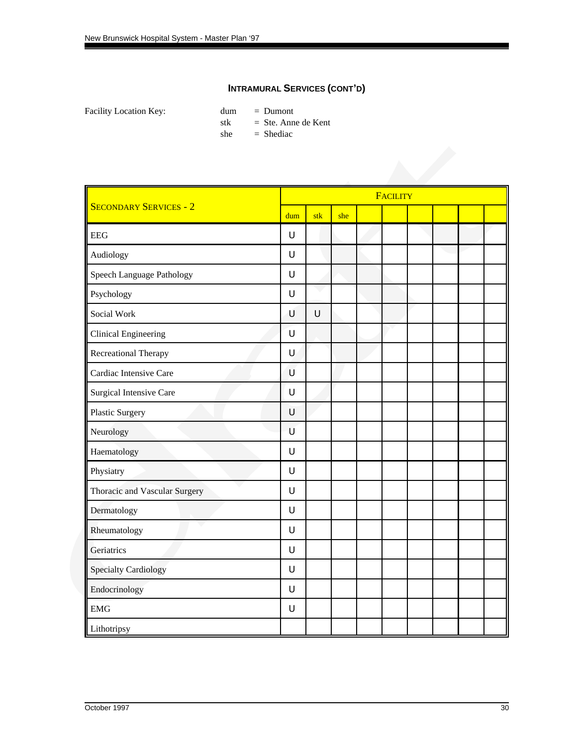## INTRAMURAL SERVICES (CONT'D)

Facility Location Key:

dum = Dumont
stk = Ste. Anne de Kent
she = Shediac

| SECONDARY SERVICES - 2 | FACILITY | | | | | | | | |
|---|---|---|---|---|---|---|---|---|---|
| | dum | stk | she | | | | | | |
| EEG | U | | | | | | | | |
| Audiology | U | | | | | | | | |
| Speech Language Pathology | U | | | | | | | | |
| Psychology | U | | | | | | | | |
| Social Work | U | U | | | | | | | |
| Clinical Engineering | U | | | | | | | | |
| Recreational Therapy | U | | | | | | | | |
| Cardiac Intensive Care | U | | | | | | | | |
| Surgical Intensive Care | U | | | | | | | | |
| Plastic Surgery | U | | | | | | | | |
| Neurology | U | | | | | | | | |
| Haematology | U | | | | | | | | |
| Physiatry | U | | | | | | | | |
| Thoracic and Vascular Surgery | U | | | | | | | | |
| Dermatology | U | | | | | | | | |
| Rheumatology | U | | | | | | | | |
| Geriatrics | U | | | | | | | | |
| Specialty Cardiology | U | | | | | | | | |
| Endocrinology | U | | | | | | | | |
| EMG | U | | | | | | | | |
| Lithotripsy | | | | | | | | | |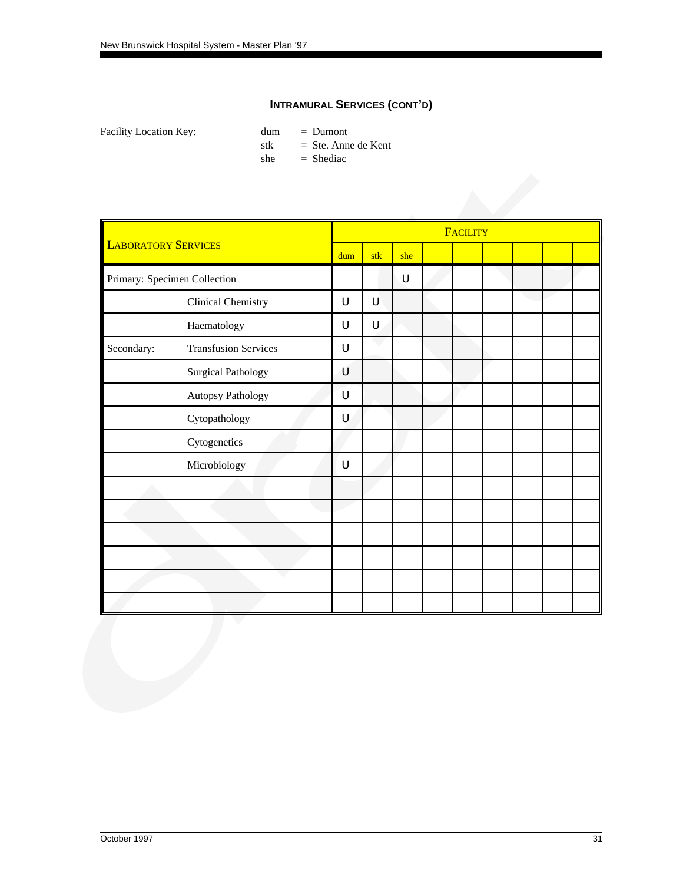## INTRAMURAL SERVICES (CONT'D)

Facility Location Key:

dum = Dumont
stk = Ste. Anne de Kent
she = Shediac

| LABORATORY SERVICES | | FACILITY | | | | | | | | |
|---|---|---|---|---|---|---|---|---|---|---|
| | | dum | stk | she | | | | | | |
| Primary: Specimen Collection | | | | U | | | | | | |
| | Clinical Chemistry | U | U | | | | | | | |
| | Haematology | U | U | | | | | | | |
| Secondary: | Transfusion Services | U | | | | | | | | |
| | Surgical Pathology | U | | | | | | | | |
| | Autopsy Pathology | U | | | | | | | | |
| | Cytopathology | U | | | | | | | | |
| | Cytogenetics | | | | | | | | | |
| | Microbiology | U | | | | | | | | |
| | | | | | | | | | | |
| | | | | | | | | | | |
| | | | | | | | | | | |
| | | | | | | | | | | |
| | | | | | | | | | | |
| | | | | | | | | | | |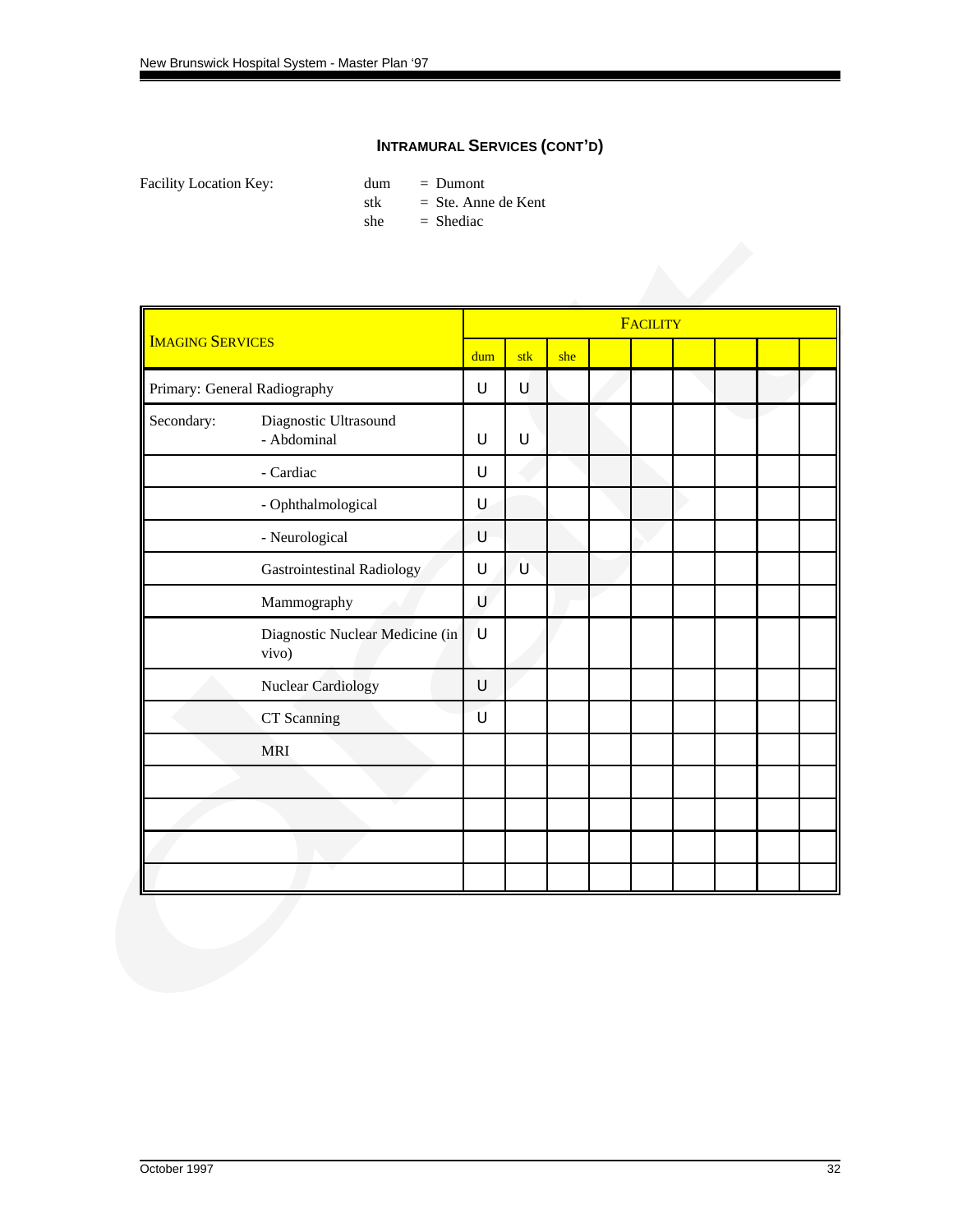### INTRAMURAL SERVICES (CONT'D)

Facility Location Key:

dum = Dumont
stk = Ste. Anne de Kent
she = Shediac

| IMAGING SERVICES | | FACILITY | | | | | | | | |
|---|---|---|---|---|---|---|---|---|---|---|
| | | dum | stk | she | | | | | | |
| Primary: General Radiography | | U | U | | | | | | | |
| Secondary: | Diagnostic Ultrasound - Abdominal | U | U | | | | | | | |
| | - Cardiac | U | | | | | | | | |
| | - Ophthalmological | U | | | | | | | | |
| | - Neurological | U | | | | | | | | |
| | Gastrointestinal Radiology | U | U | | | | | | | |
| | Mammography | U | | | | | | | | |
| | Diagnostic Nuclear Medicine (in vivo) | U | | | | | | | | |
| | Nuclear Cardiology | U | | | | | | | | |
| | CT Scanning | U | | | | | | | | |
| | MRI | | | | | | | | | |
| | | | | | | | | | | |
| | | | | | | | | | | |
| | | | | | | | | | | |
| | | | | | | | | | | |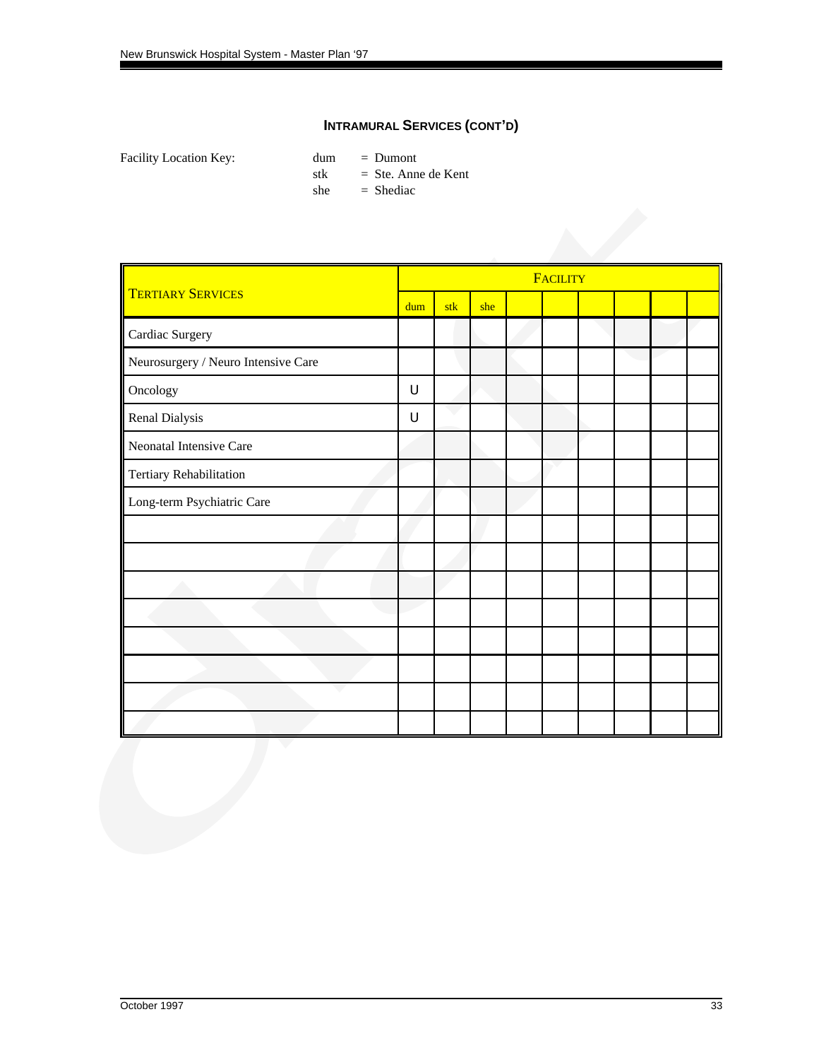### INTRAMURAL SERVICES (CONT'D)

Facility Location Key:

- dum = Dumont
- stk = Ste. Anne de Kent
- she = Shediac

| TERTIARY SERVICES | FACILITY | | | | | | | | |
|---|---|---|---|---|---|---|---|---|---|
| | dum | stk | she | | | | | | |
| Cardiac Surgery | | | | | | | | | |
| Neurosurgery / Neuro Intensive Care | | | | | | | | | |
| Oncology | U | | | | | | | | |
| Renal Dialysis | U | | | | | | | | |
| Neonatal Intensive Care | | | | | | | | | |
| Tertiary Rehabilitation | | | | | | | | | |
| Long-term Psychiatric Care | | | | | | | | | |
| | | | | | | | | | |
| | | | | | | | | | |
| | | | | | | | | | |
| | | | | | | | | | |
| | | | | | | | | | |
| | | | | | | | | | |
| | | | | | | | | | |
| | | | | | | | | | |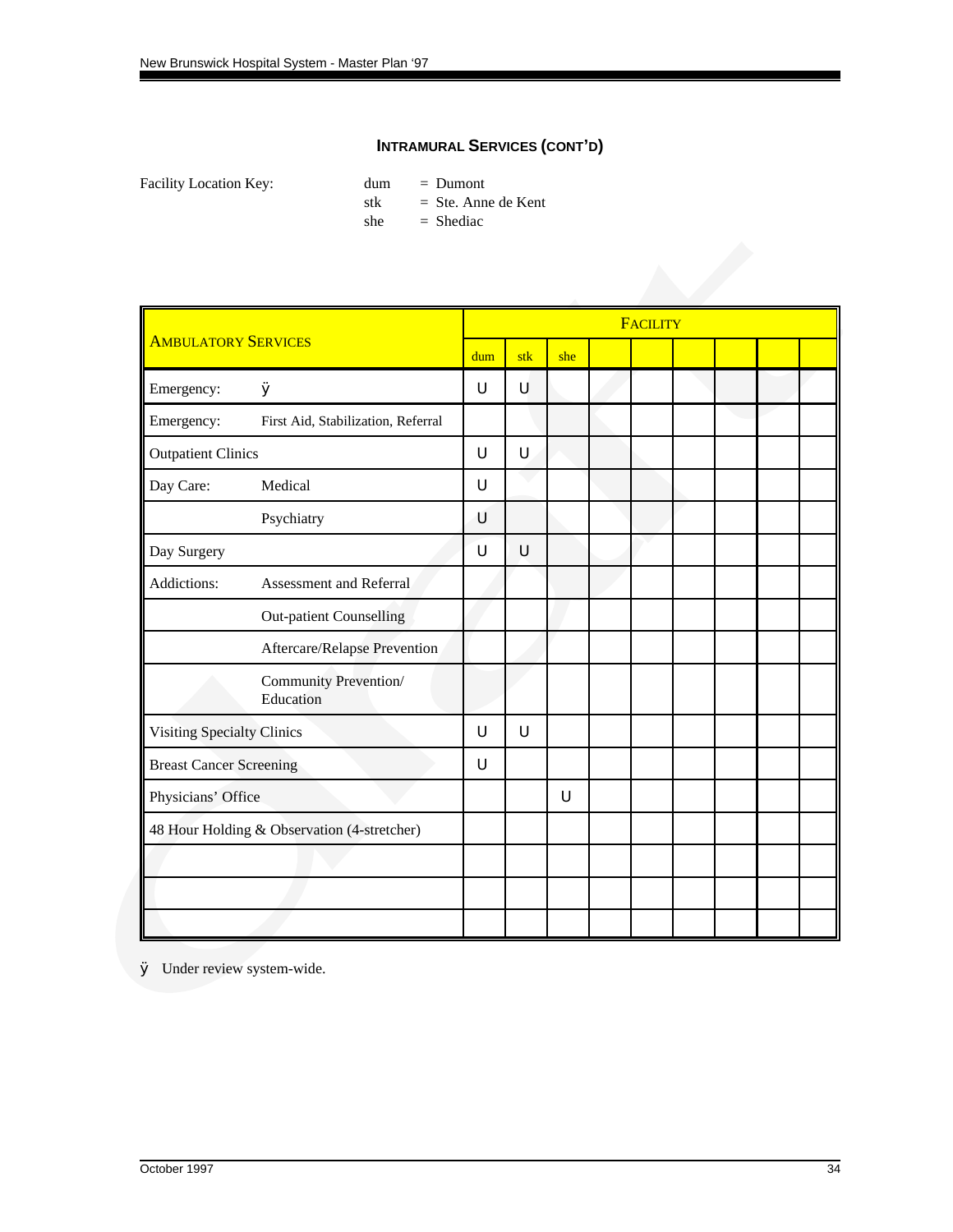### INTRAMURAL SERVICES (CONT'D)

Facility Location Key:

dum = Dumont
stk = Ste. Anne de Kent
she = Shediac

| AMBULATORY SERVICES | | FACILITY | | | | | | | | |
|---|---|---|---|---|---|---|---|---|---|---|
| | | dum | stk | she | | | | | | |
| Emergency: | ÿ | U | U | | | | | | | |
| Emergency: | First Aid, Stabilization, Referral | | | | | | | | | |
| Outpatient Clinics | | U | U | | | | | | | |
| Day Care: | Medical | U | | | | | | | | |
| | Psychiatry | U | | | | | | | | |
| Day Surgery | | U | U | | | | | | | |
| Addictions: | Assessment and Referral | | | | | | | | | |
| | Out-patient Counselling | | | | | | | | | |
| | Aftercare/Relapse Prevention | | | | | | | | | |
| | Community Prevention/ Education | | | | | | | | | |
| Visiting Specialty Clinics | | U | U | | | | | | | |
| Breast Cancer Screening | | U | | | | | | | | |
| Physicians' Office | | | | U | | | | | | |
| 48 Hour Holding & Observation (4-stretcher) | | | | | | | | | | |
| | | | | | | | | | | |
| | | | | | | | | | | |
| | | | | | | | | | | |

ÿ Under review system-wide.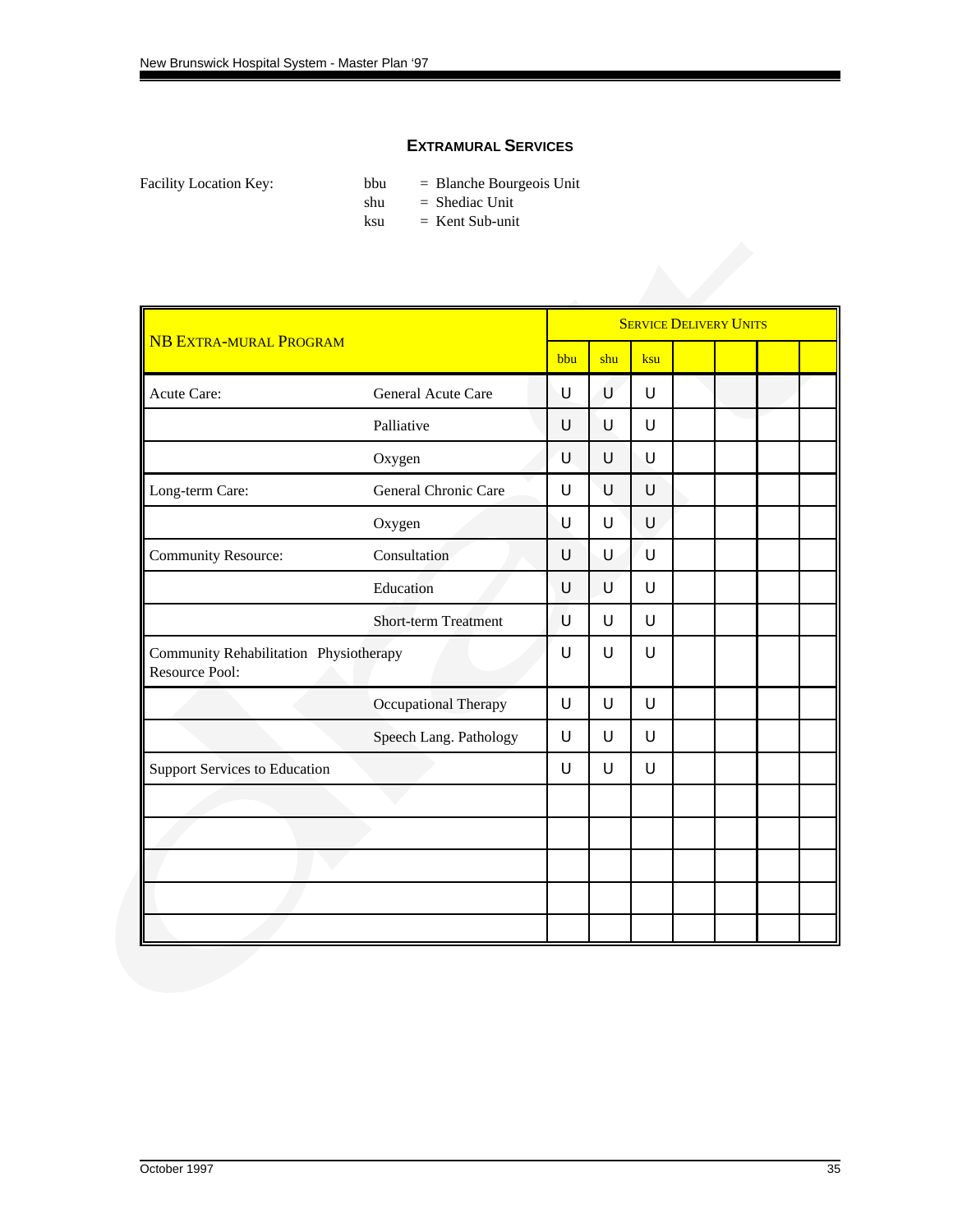## EXTRAMURAL SERVICES

Facility Location Key:

- bbu = Blanche Bourgeois Unit
- shu = Shediac Unit
- ksu = Kent Sub-unit

| NB EXTRA-MURAL PROGRAM | | SERVICE DELIVERY UNITS | | | | | | |
|---|---|---|---|---|---|---|---|---|
| | | bbu | shu | ksu | | | | |
| Acute Care: | General Acute Care | U | U | U | | | | |
| | Palliative | U | U | U | | | | |
| | Oxygen | U | U | U | | | | |
| Long-term Care: | General Chronic Care | U | U | U | | | | |
| | Oxygen | U | U | U | | | | |
| Community Resource: | Consultation | U | U | U | | | | |
| | Education | U | U | U | | | | |
| | Short-term Treatment | U | U | U | | | | |
| Community Rehabilitation Resource Pool: | Physiotherapy | U | U | U | | | | |
| | Occupational Therapy | U | U | U | | | | |
| | Speech Lang. Pathology | U | U | U | | | | |
| Support Services to Education | | U | U | U | | | | |
| | | | | | | | | |
| | | | | | | | | |
| | | | | | | | | |
| | | | | | | | | |
| | | | | | | | | |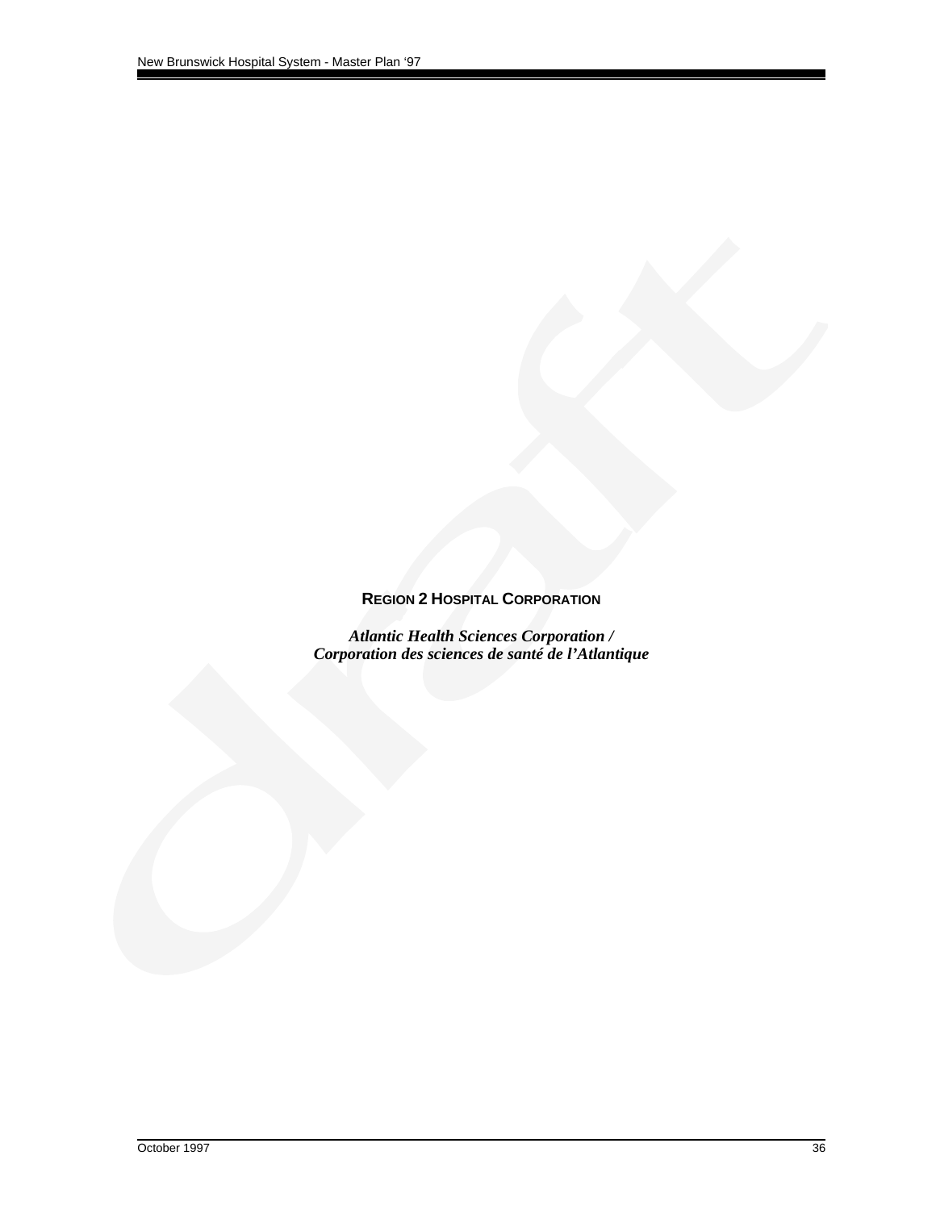# REGION 2 HOSPITAL CORPORATION

*Atlantic Health Sciences Corporation /*
*Corporation des sciences de santé de l'Atlantique*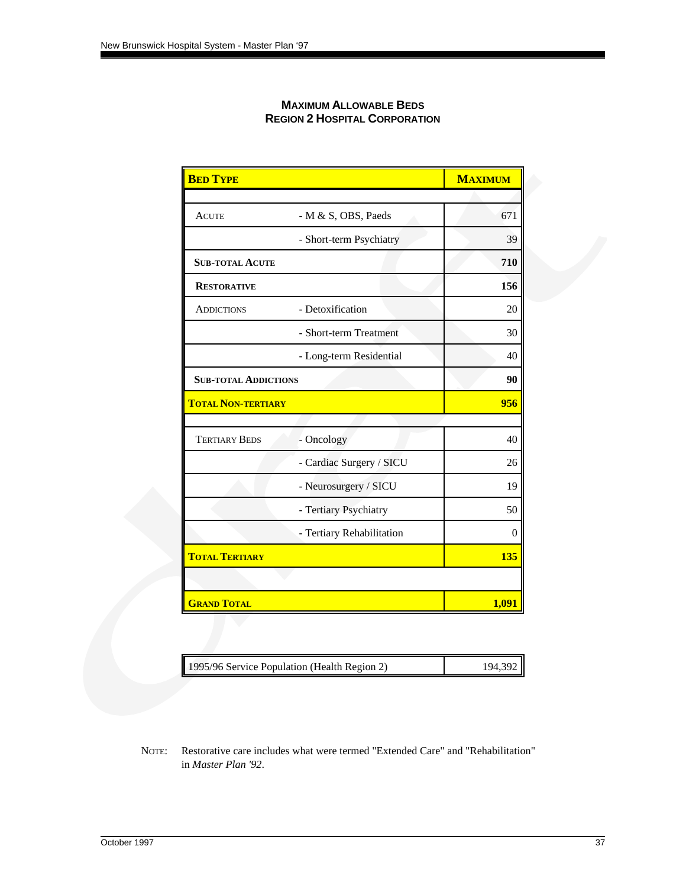## MAXIMUM ALLOWABLE BEDS
## REGION 2 HOSPITAL CORPORATION

| **BED TYPE** | | **MAXIMUM** |
|---|---|---|
| | | |
| ACUTE | - M & S, OBS, Paeds | 671 |
| | - Short-term Psychiatry | 39 |
| **SUB-TOTAL ACUTE** | | **710** |
| **RESTORATIVE** | | **156** |
| ADDICTIONS | - Detoxification | 20 |
| | - Short-term Treatment | 30 |
| | - Long-term Residential | 40 |
| **SUB-TOTAL ADDICTIONS** | | **90** |
| **TOTAL NON-TERTIARY** | | **956** |
| | | |
| TERTIARY BEDS | - Oncology | 40 |
| | - Cardiac Surgery / SICU | 26 |
| | - Neurosurgery / SICU | 19 |
| | - Tertiary Psychiatry | 50 |
| | - Tertiary Rehabilitation | 0 |
| **TOTAL TERTIARY** | | **135** |
| | | |
| **GRAND TOTAL** | | **1,091** |

| 1995/96 Service Population (Health Region 2) | 194,392 |
|---|---|

NOTE: Restorative care includes what were termed "Extended Care" and "Rehabilitation" in *Master Plan '92*.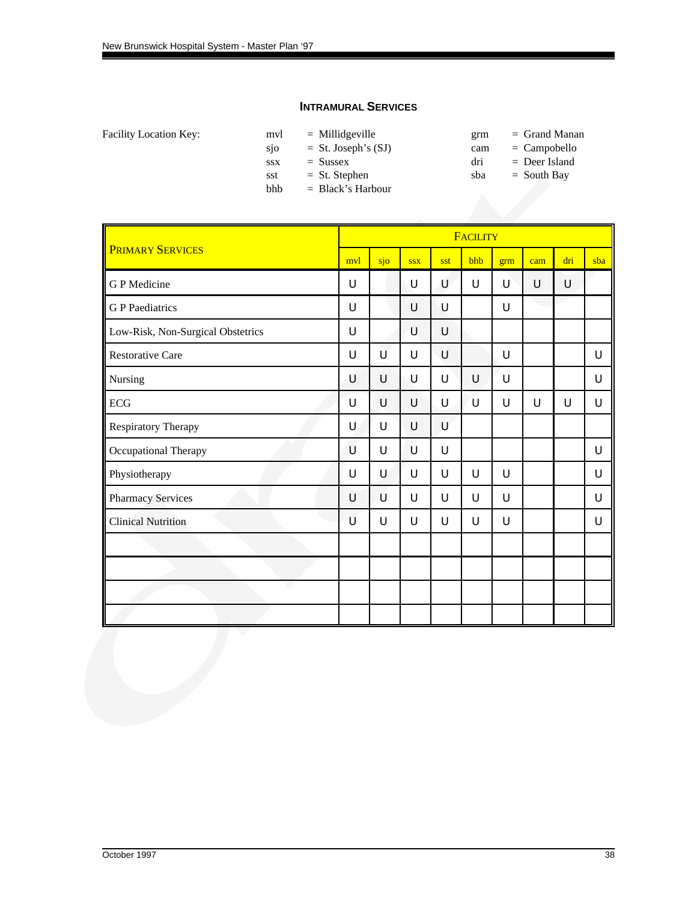## INTRAMURAL SERVICES

Facility Location Key:

| | | | |
|---|---|---|---|
| mvl | = Millidgeville | grm | = Grand Manan |
| sjo | = St. Joseph's (SJ) | cam | = Campobello |
| ssx | = Sussex | dri | = Deer Island |
| sst | = St. Stephen | sba | = South Bay |
| bhb | = Black's Harbour | | |

| PRIMARY SERVICES | FACILITY | | | | | | | | |
|---|---|---|---|---|---|---|---|---|---|
| | mvl | sjo | ssx | sst | bhb | grm | cam | dri | sba |
| G P Medicine | U | | U | U | U | U | U | U | |
| G P Paediatrics | U | | U | U | | U | | | |
| Low-Risk, Non-Surgical Obstetrics | U | | U | U | | | | | |
| Restorative Care | U | U | U | U | | U | | | U |
| Nursing | U | U | U | U | U | U | | | U |
| ECG | U | U | U | U | U | U | U | U | U |
| Respiratory Therapy | U | U | U | U | | | | | |
| Occupational Therapy | U | U | U | U | | | | | U |
| Physiotherapy | U | U | U | U | U | U | | | U |
| Pharmacy Services | U | U | U | U | U | U | | | U |
| Clinical Nutrition | U | U | U | U | U | U | | | U |
| | | | | | | | | | |
| | | | | | | | | | |
| | | | | | | | | | |
| | | | | | | | | | |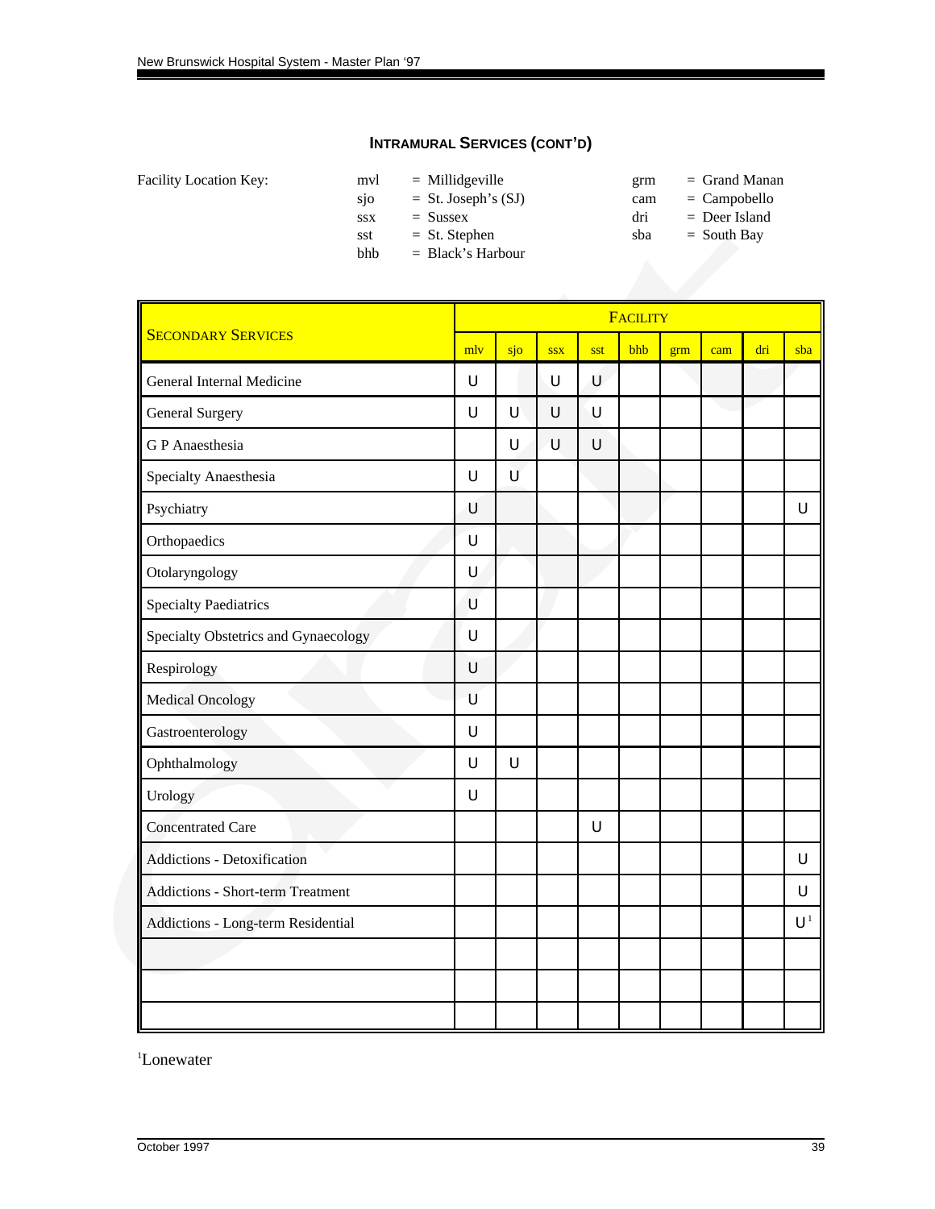## INTRAMURAL SERVICES (CONT'D)

Facility Location Key:

| | | | |
|---|---|---|---|
| mvl | = Millidgeville | grm | = Grand Manan |
| sjo | = St. Joseph's (SJ) | cam | = Campobello |
| ssx | = Sussex | dri | = Deer Island |
| sst | = St. Stephen | sba | = South Bay |
| bhb | = Black's Harbour | | |

| SECONDARY SERVICES | FACILITY | | | | | | | | |
|---|---|---|---|---|---|---|---|---|---|
| | mlv | sjo | ssx | sst | bhb | grm | cam | dri | sba |
| General Internal Medicine | U | | U | U | | | | | |
| General Surgery | U | U | U | U | | | | | |
| G P Anaesthesia | | U | U | U | | | | | |
| Specialty Anaesthesia | U | U | | | | | | | |
| Psychiatry | U | | | | | | | | U |
| Orthopaedics | U | | | | | | | | |
| Otolaryngology | U | | | | | | | | |
| Specialty Paediatrics | U | | | | | | | | |
| Specialty Obstetrics and Gynaecology | U | | | | | | | | |
| Respirology | U | | | | | | | | |
| Medical Oncology | U | | | | | | | | |
| Gastroenterology | U | | | | | | | | |
| Ophthalmology | U | U | | | | | | | |
| Urology | U | | | | | | | | |
| Concentrated Care | | | | U | | | | | |
| Addictions - Detoxification | | | | | | | | | U |
| Addictions - Short-term Treatment | | | | | | | | | U |
| Addictions - Long-term Residential | | | | | | | | | U[1] |
| | | | | | | | | | |
| | | | | | | | | | |
| | | | | | | | | | |

[1]Lonewater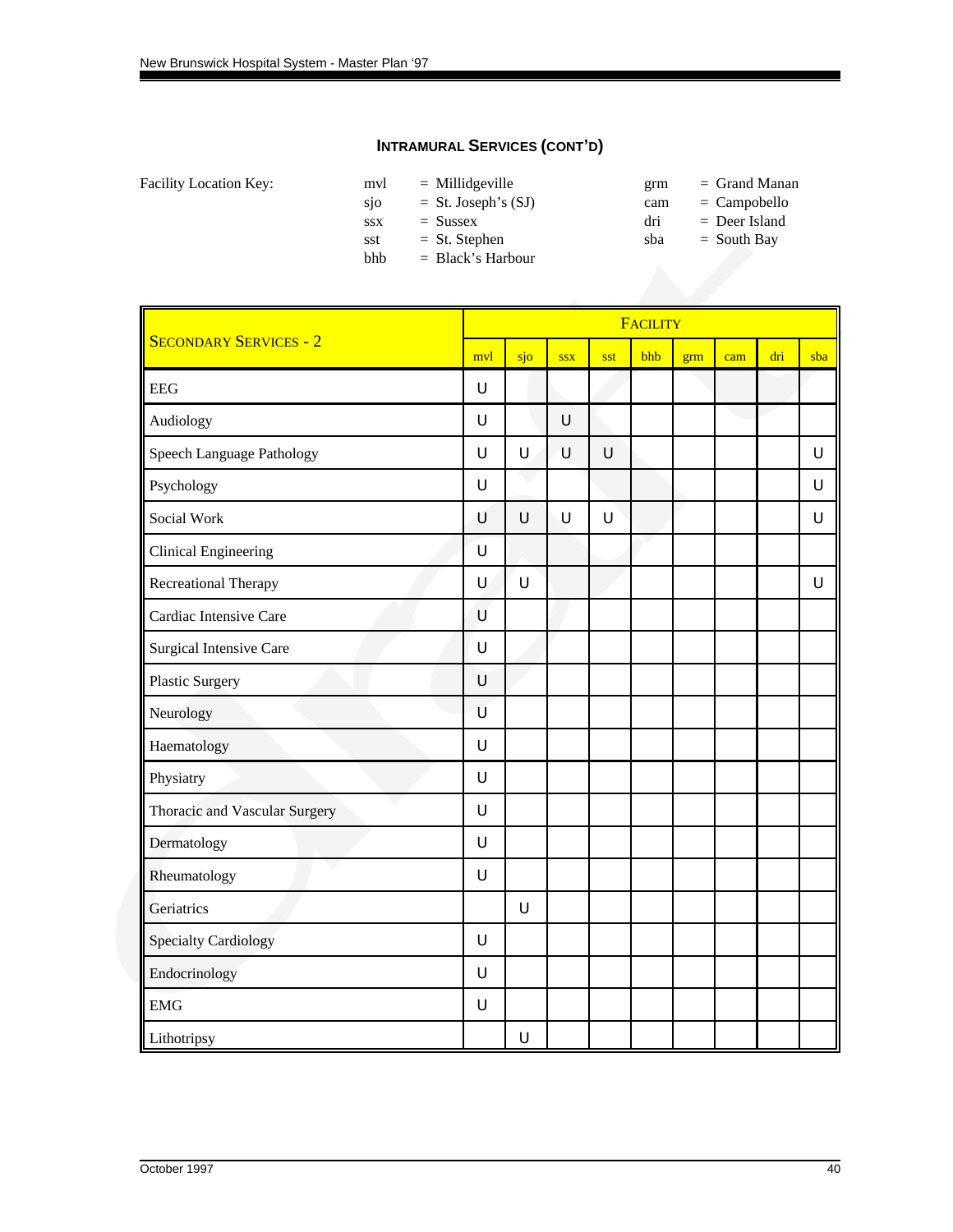## INTRAMURAL SERVICES (CONT'D)

Facility Location Key:

| | | | |
|---|---|---|---|
| mvl | = Millidgeville | grm | = Grand Manan |
| sjo | = St. Joseph's (SJ) | cam | = Campobello |
| ssx | = Sussex | dri | = Deer Island |
| sst | = St. Stephen | sba | = South Bay |
| bhb | = Black's Harbour | | |

| SECONDARY SERVICES - 2 | FACILITY | | | | | | | | |
|---|---|---|---|---|---|---|---|---|---|
| | mvl | sjo | ssx | sst | bhb | grm | cam | dri | sba |
| EEG | U | | | | | | | | |
| Audiology | U | | U | | | | | | |
| Speech Language Pathology | U | U | U | U | | | | | U |
| Psychology | U | | | | | | | | U |
| Social Work | U | U | U | U | | | | | U |
| Clinical Engineering | U | | | | | | | | |
| Recreational Therapy | U | U | | | | | | | U |
| Cardiac Intensive Care | U | | | | | | | | |
| Surgical Intensive Care | U | | | | | | | | |
| Plastic Surgery | U | | | | | | | | |
| Neurology | U | | | | | | | | |
| Haematology | U | | | | | | | | |
| Physiatry | U | | | | | | | | |
| Thoracic and Vascular Surgery | U | | | | | | | | |
| Dermatology | U | | | | | | | | |
| Rheumatology | U | | | | | | | | |
| Geriatrics | | U | | | | | | | |
| Specialty Cardiology | U | | | | | | | | |
| Endocrinology | U | | | | | | | | |
| EMG | U | | | | | | | | |
| Lithotripsy | | U | | | | | | | |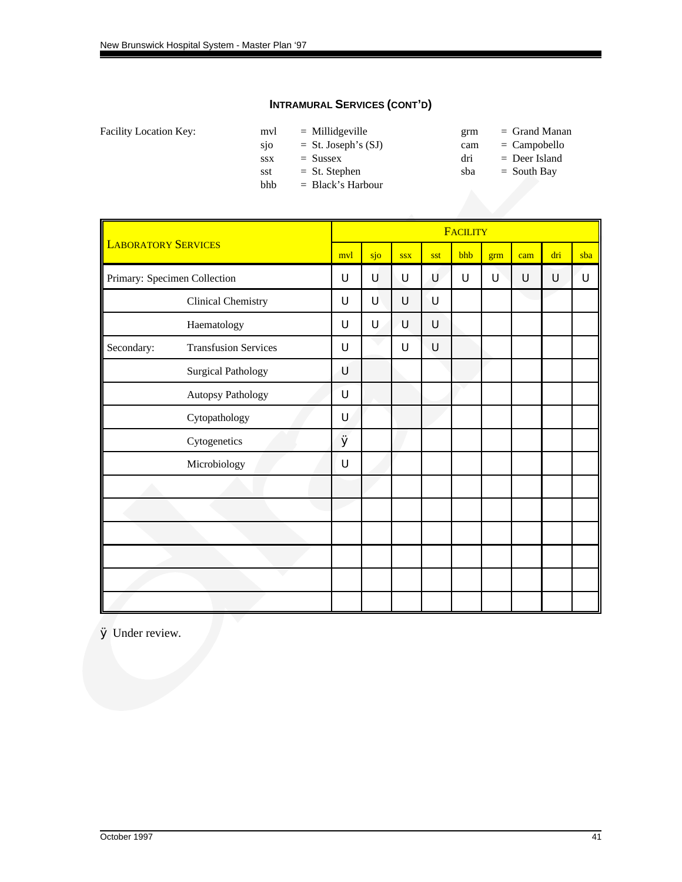### INTRAMURAL SERVICES (CONT'D)

Facility Location Key:

| | | | |
|---|---|---|---|
| mvl | = Millidgeville | grm | = Grand Manan |
| sjo | = St. Joseph's (SJ) | cam | = Campobello |
| ssx | = Sussex | dri | = Deer Island |
| sst | = St. Stephen | sba | = South Bay |
| bhb | = Black's Harbour | | |

| LABORATORY SERVICES | | FACILITY | | | | | | | | |
|---|---|---|---|---|---|---|---|---|---|---|
| | | mvl | sjo | ssx | sst | bhb | grm | cam | dri | sba |
| Primary: Specimen Collection | | U | U | U | U | U | U | U | U | U |
| | Clinical Chemistry | U | U | U | U | | | | | |
| | Haematology | U | U | U | U | | | | | |
| Secondary: | Transfusion Services | U | | U | U | | | | | |
| | Surgical Pathology | U | | | | | | | | |
| | Autopsy Pathology | U | | | | | | | | |
| | Cytopathology | U | | | | | | | | |
| | Cytogenetics | ÿ | | | | | | | | |
| | Microbiology | U | | | | | | | | |
| | | | | | | | | | | |
| | | | | | | | | | | |
| | | | | | | | | | | |
| | | | | | | | | | | |
| | | | | | | | | | | |
| | | | | | | | | | | |

ÿ Under review.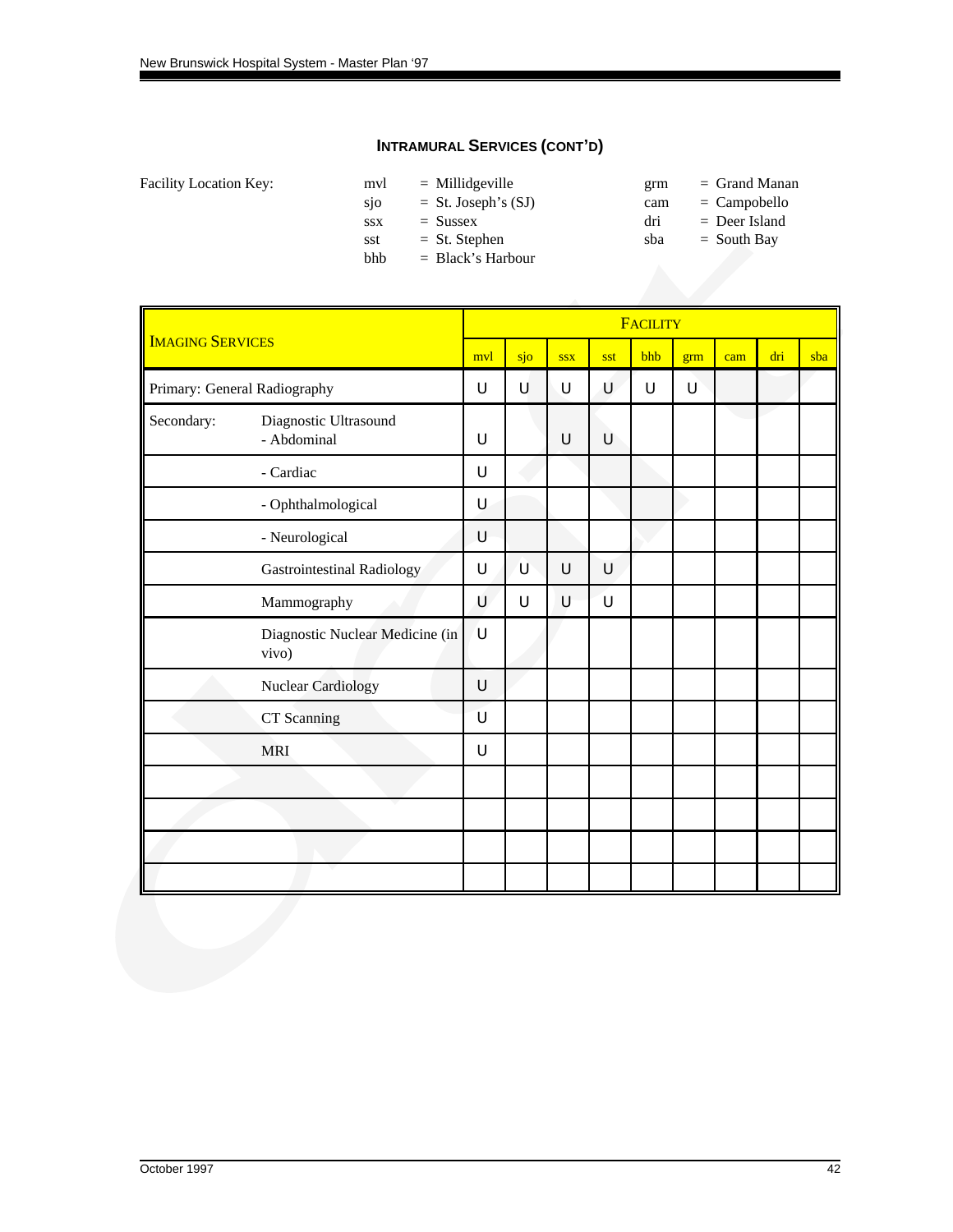### INTRAMURAL SERVICES (CONT'D)

Facility Location Key:

| | | | |
|---|---|---|---|
| mvl | = Milldgeville | grm | = Grand Manan |
| sjo | = St. Joseph's (SJ) | cam | = Campobello |
| ssx | = Sussex | dri | = Deer Island |
| sst | = St. Stephen | sba | = South Bay |
| bhb | = Black's Harbour | | |

| IMAGING SERVICES | | FACILITY | | | | | | | | |
|---|---|---|---|---|---|---|---|---|---|---|
| | | mvl | sjo | ssx | sst | bhb | grm | cam | dri | sba |
| Primary: General Radiography | | U | U | U | U | U | U | | | |
| Secondary: | Diagnostic Ultrasound - Abdominal | U | | U | U | | | | | |
| | - Cardiac | U | | | | | | | | |
| | - Ophthalmological | U | | | | | | | | |
| | - Neurological | U | | | | | | | | |
| | Gastrointestinal Radiology | U | U | U | U | | | | | |
| | Mammography | U | U | U | U | | | | | |
| | Diagnostic Nuclear Medicine (in vivo) | U | | | | | | | | |
| | Nuclear Cardiology | U | | | | | | | | |
| | CT Scanning | U | | | | | | | | |
| | MRI | U | | | | | | | | |
| | | | | | | | | | | |
| | | | | | | | | | | |
| | | | | | | | | | | |
| | | | | | | | | | | |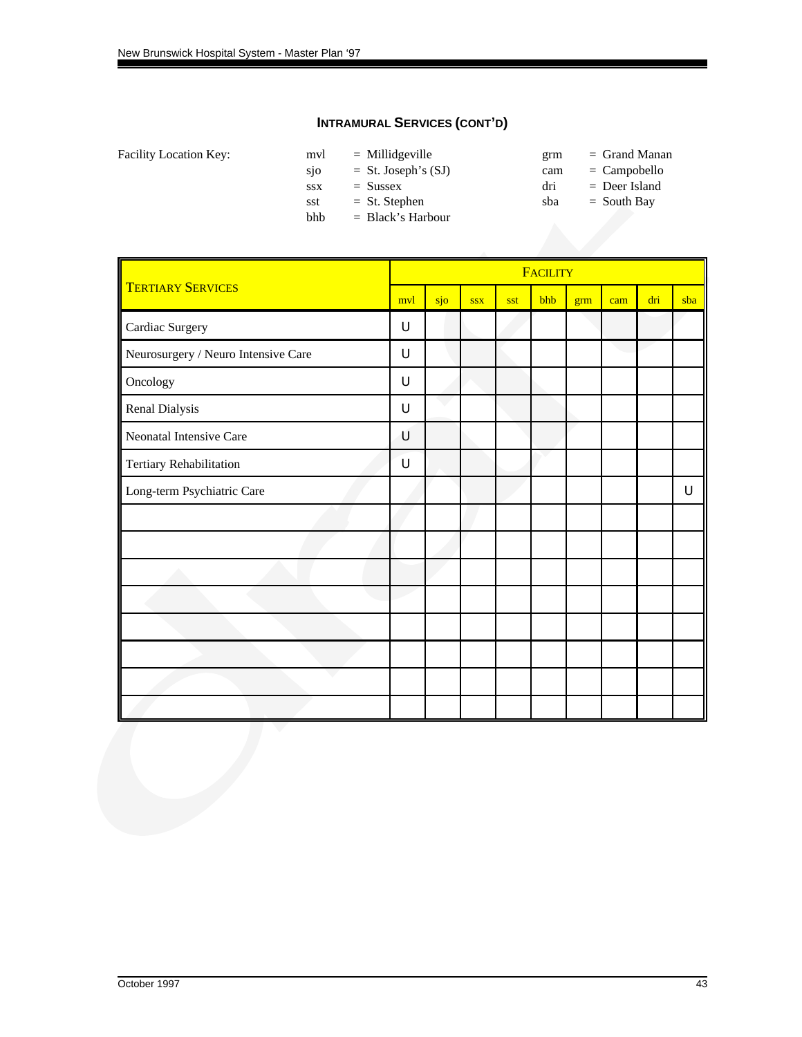## INTRAMURAL SERVICES (CONT'D)

Facility Location Key:

| | | | |
|---|---|---|---|
| mvl | = Millidgeville | grm | = Grand Manan |
| sjo | = St. Joseph's (SJ) | cam | = Campobello |
| ssx | = Sussex | dri | = Deer Island |
| sst | = St. Stephen | sba | = South Bay |
| bhb | = Black's Harbour | | |

| TERTIARY SERVICES | FACILITY | | | | | | | | |
|---|---|---|---|---|---|---|---|---|---|
| | mvl | sjo | ssx | sst | bhb | grm | cam | dri | sba |
| Cardiac Surgery | U | | | | | | | | |
| Neurosurgery / Neuro Intensive Care | U | | | | | | | | |
| Oncology | U | | | | | | | | |
| Renal Dialysis | U | | | | | | | | |
| Neonatal Intensive Care | U | | | | | | | | |
| Tertiary Rehabilitation | U | | | | | | | | |
| Long-term Psychiatric Care | | | | | | | | | U |
| | | | | | | | | | |
| | | | | | | | | | |
| | | | | | | | | | |
| | | | | | | | | | |
| | | | | | | | | | |
| | | | | | | | | | |
| | | | | | | | | | |
| | | | | | | | | | |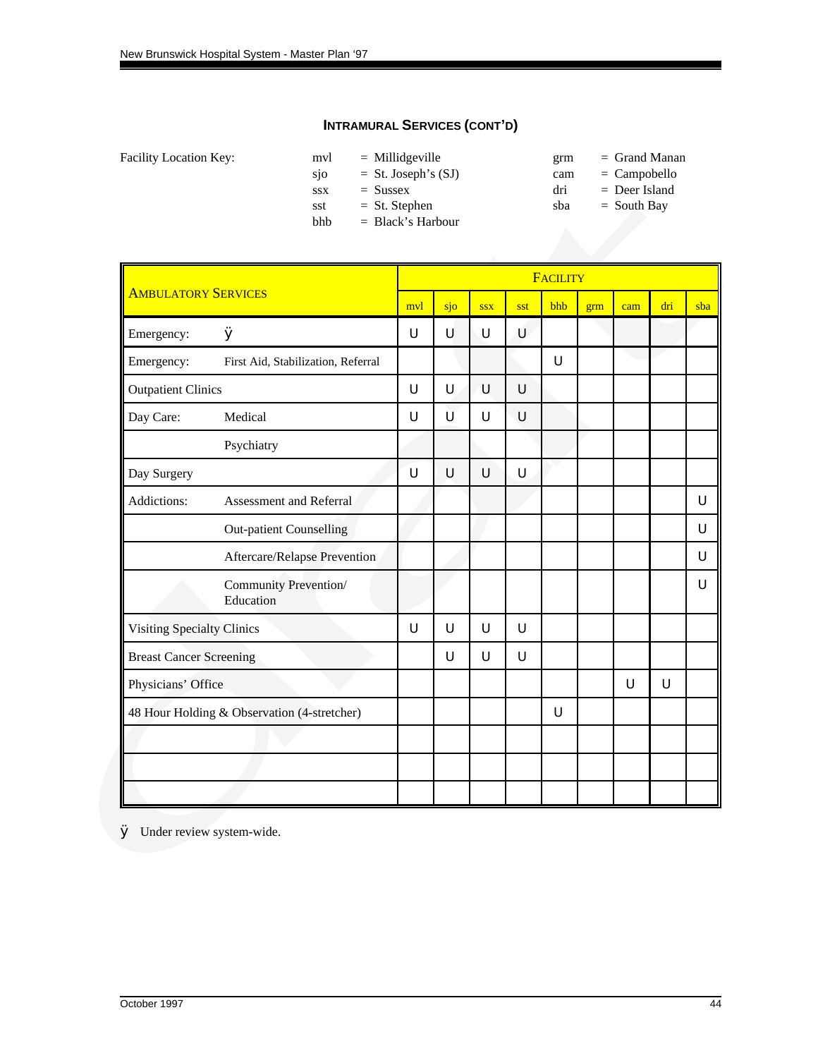## INTRAMURAL SERVICES (CONT'D)

Facility Location Key:

| | | | |
|---|---|---|---|
| mvl | = Millidgeville | grm | = Grand Manan |
| sjo | = St. Joseph's (SJ) | cam | = Campobello |
| ssx | = Sussex | dri | = Deer Island |
| sst | = St. Stephen | sba | = South Bay |
| bhb | = Black's Harbour | | |

| AMBULATORY SERVICES | | FACILITY | | | | | | | | |
|---|---|---|---|---|---|---|---|---|---|---|
| | | mvl | sjo | ssx | sst | bhb | grm | cam | dri | sba |
| Emergency: | ÿ | Ü | Ü | Ü | Ü | | | | | |
| Emergency: | First Aid, Stabilization, Referral | | | | | Ü | | | | |
| Outpatient Clinics | | Ü | Ü | Ü | Ü | | | | | |
| Day Care: | Medical | Ü | Ü | Ü | Ü | | | | | |
| | Psychiatry | | | | | | | | | |
| Day Surgery | | Ü | Ü | Ü | Ü | | | | | |
| Addictions: | Assessment and Referral | | | | | | | | | Ü |
| | Out-patient Counselling | | | | | | | | | Ü |
| | Aftercare/Relapse Prevention | | | | | | | | | Ü |
| | Community Prevention/ Education | | | | | | | | | Ü |
| Visiting Specialty Clinics | | Ü | Ü | Ü | Ü | | | | | |
| Breast Cancer Screening | | | Ü | Ü | Ü | | | | | |
| Physicians' Office | | | | | | | | Ü | Ü | |
| 48 Hour Holding & Observation (4-stretcher) | | | | | | Ü | | | | |
| | | | | | | | | | | |
| | | | | | | | | | | |
| | | | | | | | | | | |

ÿ Under review system-wide.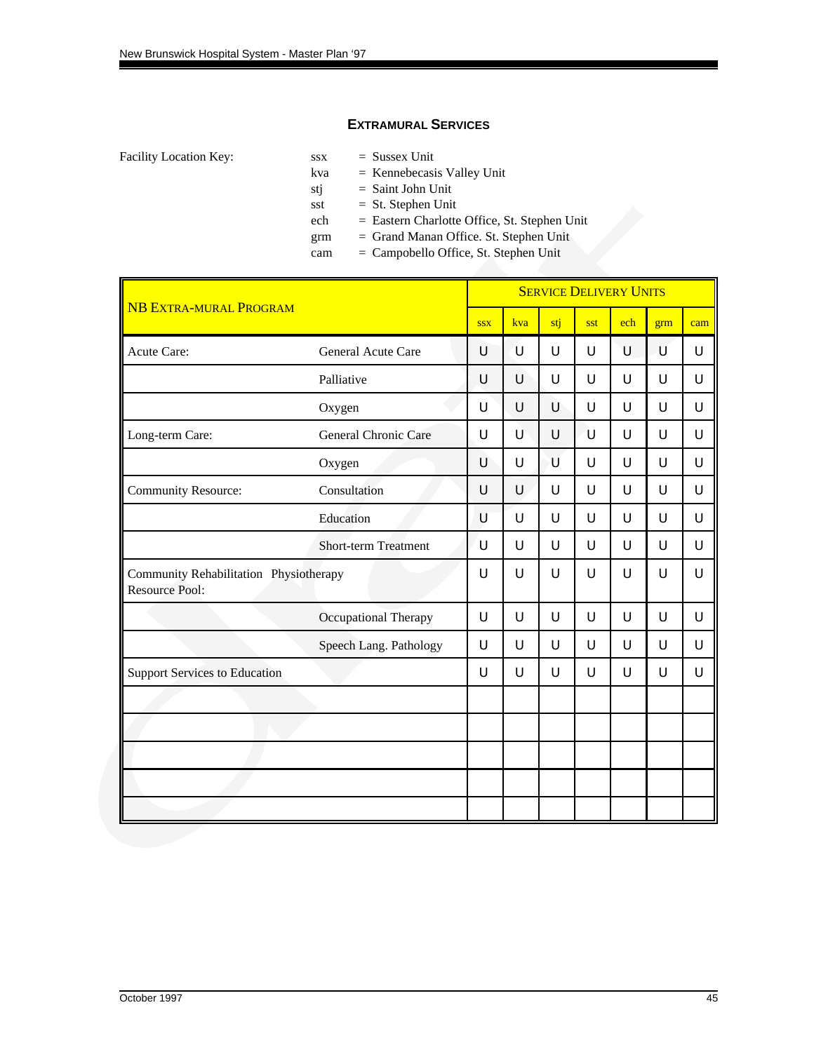## EXTRAMURAL SERVICES

Facility Location Key:

- ssx = Sussex Unit
- kva = Kennebecasis Valley Unit
- stj = Saint John Unit
- sst = St. Stephen Unit
- ech = Eastern Charlotte Office, St. Stephen Unit
- grm = Grand Manan Office. St. Stephen Unit
- cam = Campobello Office, St. Stephen Unit

| NB EXTRA-MURAL PROGRAM | | SERVICE DELIVERY UNITS | | | | | | |
|---|---|---|---|---|---|---|---|---|
| | | ssx | kva | stj | sst | ech | grm | cam |
| Acute Care: | General Acute Care | U | U | U | U | U | U | U |
| | Palliative | U | U | U | U | U | U | U |
| | Oxygen | U | U | U | U | U | U | U |
| Long-term Care: | General Chronic Care | U | U | U | U | U | U | U |
| | Oxygen | U | U | U | U | U | U | U |
| Community Resource: | Consultation | U | U | U | U | U | U | U |
| | Education | U | U | U | U | U | U | U |
| | Short-term Treatment | U | U | U | U | U | U | U |
| Community Rehabilitation Resource Pool: | Physiotherapy | U | U | U | U | U | U | U |
| | Occupational Therapy | U | U | U | U | U | U | U |
| | Speech Lang. Pathology | U | U | U | U | U | U | U |
| Support Services to Education | | U | U | U | U | U | U | U |
| | | | | | | | | |
| | | | | | | | | |
| | | | | | | | | |
| | | | | | | | | |
| | | | | | | | | |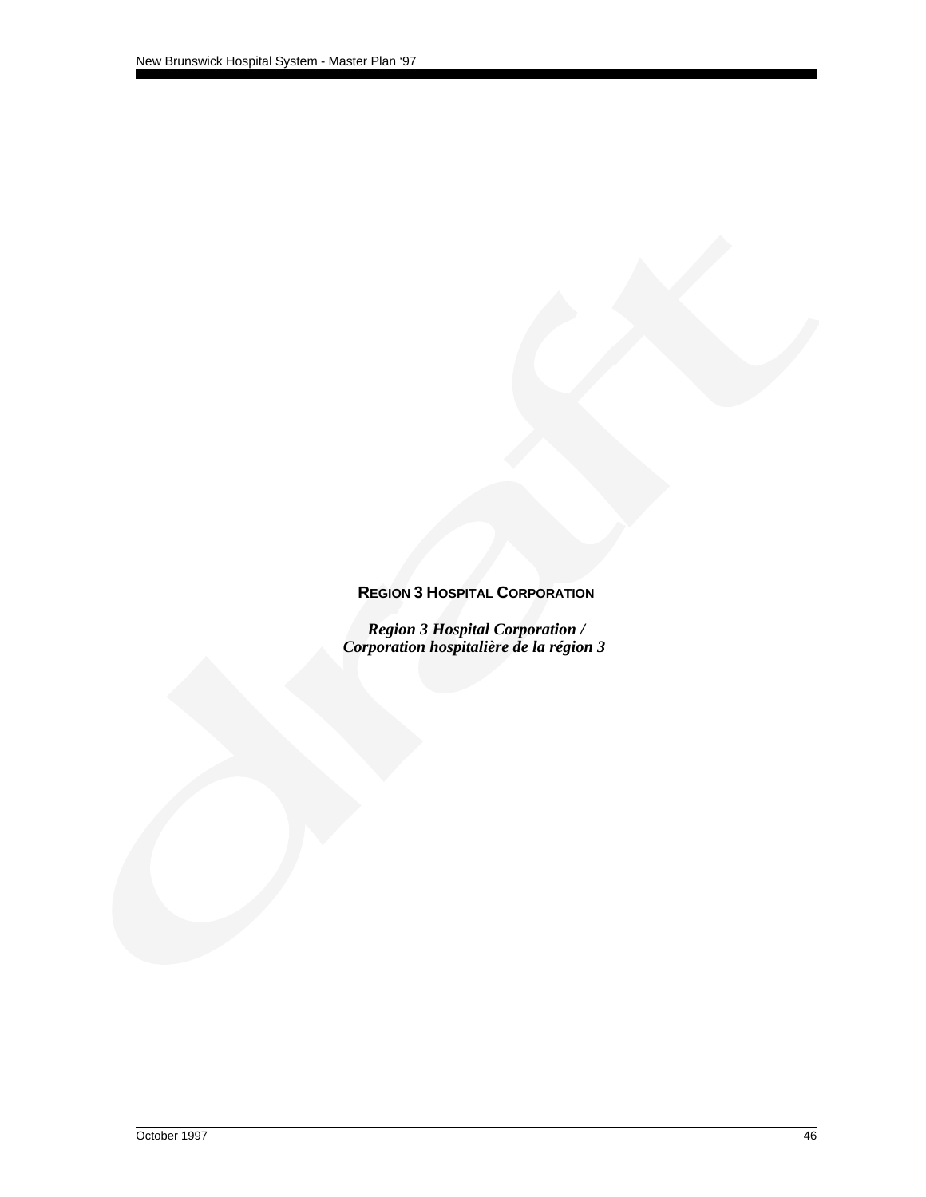## REGION 3 HOSPITAL CORPORATION

***Region 3 Hospital Corporation /***
***Corporation hospitalière de la région 3***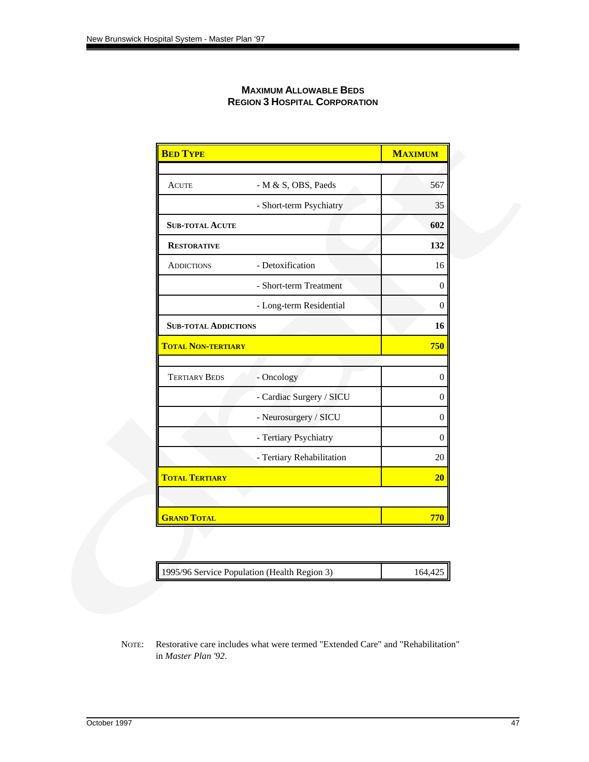## Maximum Allowable Beds
## Region 3 Hospital Corporation

| Bed Type | | Maximum |
|---|---|---|
| | | |
| Acute | - M & S, OBS, Paeds | 567 |
| | - Short-term Psychiatry | 35 |
| **Sub-total Acute** | | **602** |
| **Restorative** | | **132** |
| Addictions | - Detoxification | 16 |
| | - Short-term Treatment | 0 |
| | - Long-term Residential | 0 |
| **Sub-total Addictions** | | **16** |
| **Total Non-tertiary** | | **750** |
| | | |
| Tertiary Beds | - Oncology | 0 |
| | - Cardiac Surgery / SICU | 0 |
| | - Neurosurgery / SICU | 0 |
| | - Tertiary Psychiatry | 0 |
| | - Tertiary Rehabilitation | 20 |
| **Total Tertiary** | | **20** |
| | | |
| **Grand Total** | | **770** |

| 1995/96 Service Population (Health Region 3) | 164,425 |
|---|---|

Note: Restorative care includes what were termed "Extended Care" and "Rehabilitation" in *Master Plan '92*.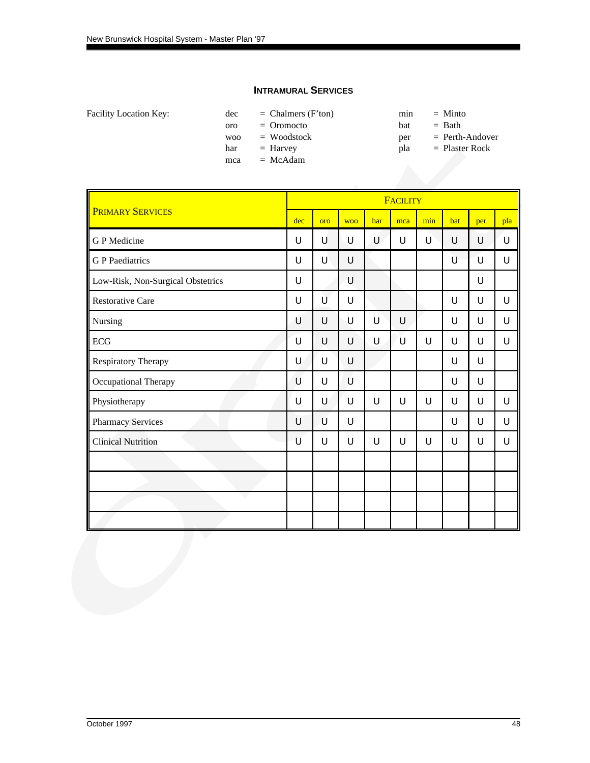## INTRAMURAL SERVICES

Facility Location Key:

| | | | |
|---|---|---|---|
| dec | = Chalmers (F'ton) | min | = Minto |
| oro | = Oromocto | bat | = Bath |
| woo | = Woodstock | per | = Perth-Andover |
| har | = Harvey | pla | = Plaster Rock |
| mca | = McAdam | | |

| PRIMARY SERVICES | FACILITY | | | | | | | | |
|---|---|---|---|---|---|---|---|---|---|
| | dec | oro | woo | har | mca | min | bat | per | pla |
| G P Medicine | U | U | U | U | U | U | U | U | U |
| G P Paediatrics | U | U | U | | | | U | U | U |
| Low-Risk, Non-Surgical Obstetrics | U | | U | | | | | U | |
| Restorative Care | U | U | U | | | | U | U | U |
| Nursing | U | U | U | U | U | | U | U | U |
| ECG | U | U | U | U | U | U | U | U | U |
| Respiratory Therapy | U | U | U | | | | U | U | |
| Occupational Therapy | U | U | U | | | | U | U | |
| Physiotherapy | U | U | U | U | U | U | U | U | U |
| Pharmacy Services | U | U | U | | | | U | U | U |
| Clinical Nutrition | U | U | U | U | U | U | U | U | U |
| | | | | | | | | | |
| | | | | | | | | | |
| | | | | | | | | | |
| | | | | | | | | | |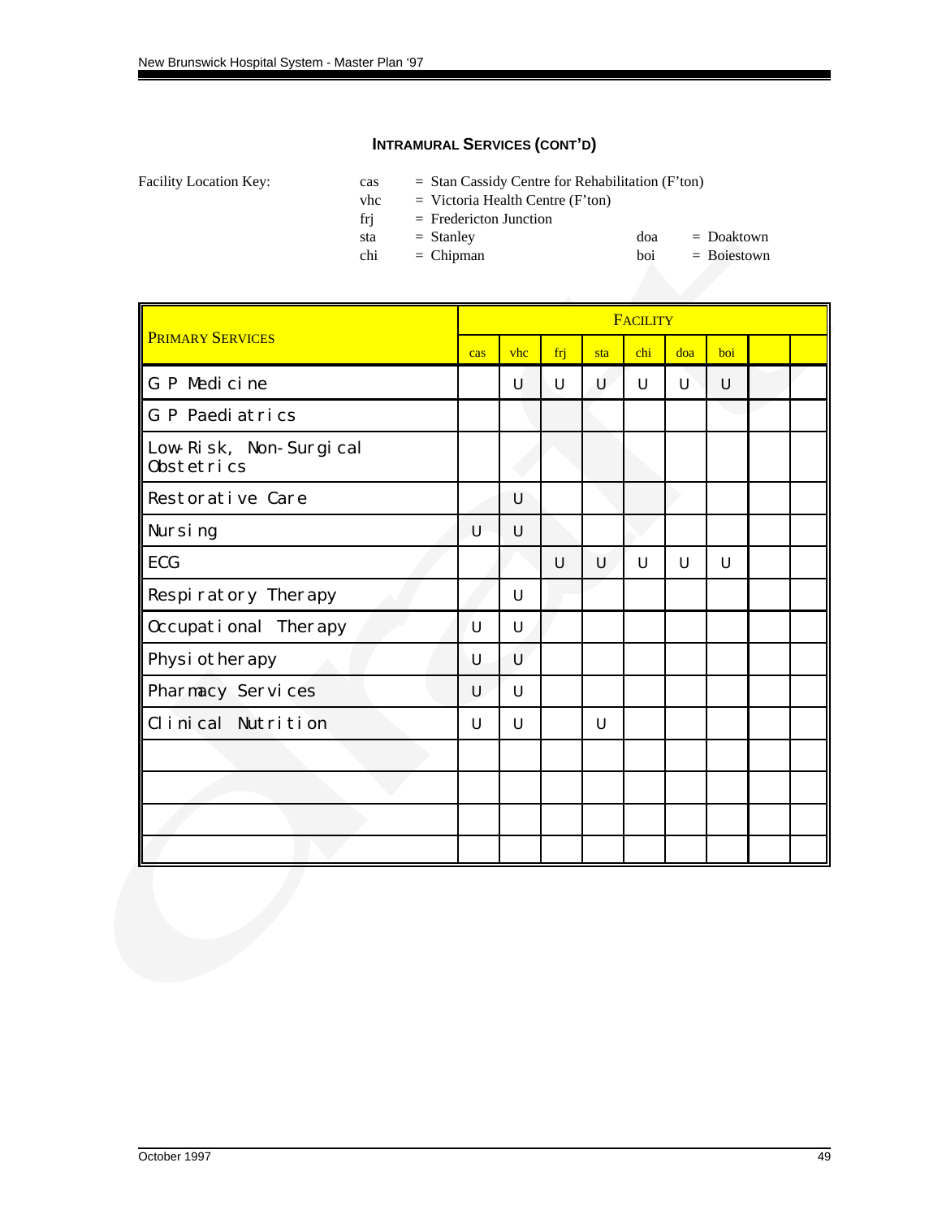## INTRAMURAL SERVICES (CONT'D)

Facility Location Key:

- cas = Stan Cassidy Centre for Rehabilitation (F'ton)
- vhc = Victoria Health Centre (F'ton)
- frj = Fredericton Junction
- sta = Stanley
- chi = Chipman
- doa = Doaktown
- boi = Boiestown

| PRIMARY SERVICES | FACILITY | | | | | | | | |
|---|---|---|---|---|---|---|---|---|---|
| | cas | vhc | frj | sta | chi | doa | boi | | |
| G P Medicine | | U | U | U | U | U | U | | |
| G P Paediatrics | | | | | | | | | |
| Low-Risk, Non-Surgical Obstetrics | | | | | | | | | |
| Restorative Care | | U | | | | | | | |
| Nursing | U | U | | | | | | | |
| ECG | | | U | U | U | U | U | | |
| Respiratory Therapy | | U | | | | | | | |
| Occupational Therapy | U | U | | | | | | | |
| Physiotherapy | U | U | | | | | | | |
| Pharmacy Services | U | U | | | | | | | |
| Clinical Nutrition | U | U | | U | | | | | |
| | | | | | | | | | |
| | | | | | | | | | |
| | | | | | | | | | |
| | | | | | | | | | |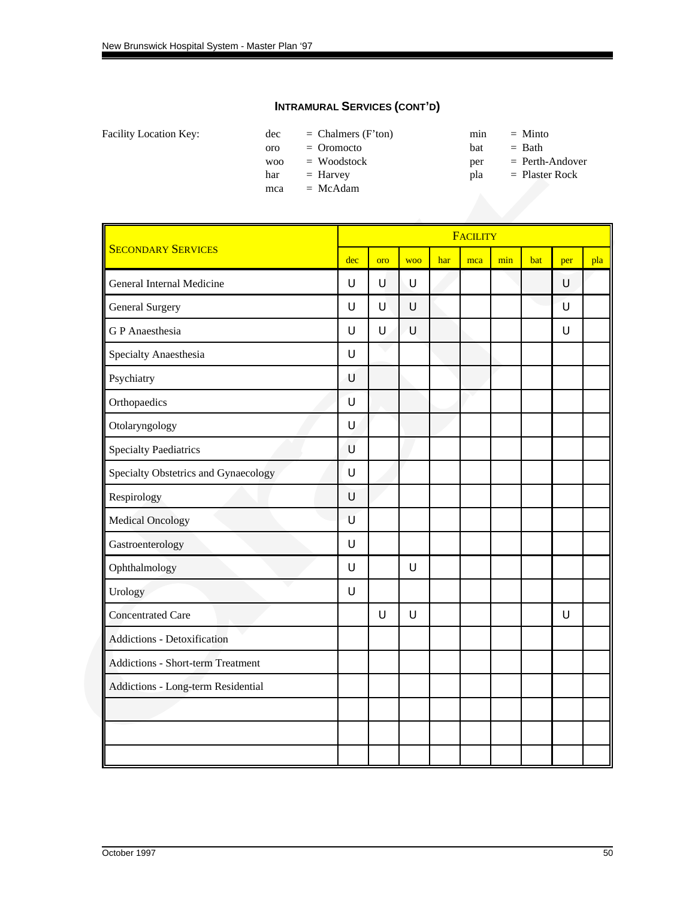## INTRAMURAL SERVICES (CONT'D)

Facility Location Key:

| | | | |
|---|---|---|---|
| dec | = Chalmers (F'ton) | min | = Minto |
| oro | = Oromocto | bat | = Bath |
| woo | = Woodstock | per | = Perth-Andover |
| har | = Harvey | pla | = Plaster Rock |
| mca | = McAdam | | |

| SECONDARY SERVICES | FACILITY | | | | | | | | |
|---|---|---|---|---|---|---|---|---|---|
| | dec | oro | woo | har | mca | min | bat | per | pla |
| General Internal Medicine | U | U | U | | | | | U | |
| General Surgery | U | U | U | | | | | U | |
| G P Anaesthesia | U | U | U | | | | | U | |
| Specialty Anaesthesia | U | | | | | | | | |
| Psychiatry | U | | | | | | | | |
| Orthopaedics | U | | | | | | | | |
| Otolaryngology | U | | | | | | | | |
| Specialty Paediatrics | U | | | | | | | | |
| Specialty Obstetrics and Gynaecology | U | | | | | | | | |
| Respirology | U | | | | | | | | |
| Medical Oncology | U | | | | | | | | |
| Gastroenterology | U | | | | | | | | |
| Ophthalmology | U | | U | | | | | | |
| Urology | U | | | | | | | | |
| Concentrated Care | | U | U | | | | | U | |
| Addictions - Detoxification | | | | | | | | | |
| Addictions - Short-term Treatment | | | | | | | | | |
| Addictions - Long-term Residential | | | | | | | | | |
| | | | | | | | | | |
| | | | | | | | | | |
| | | | | | | | | | |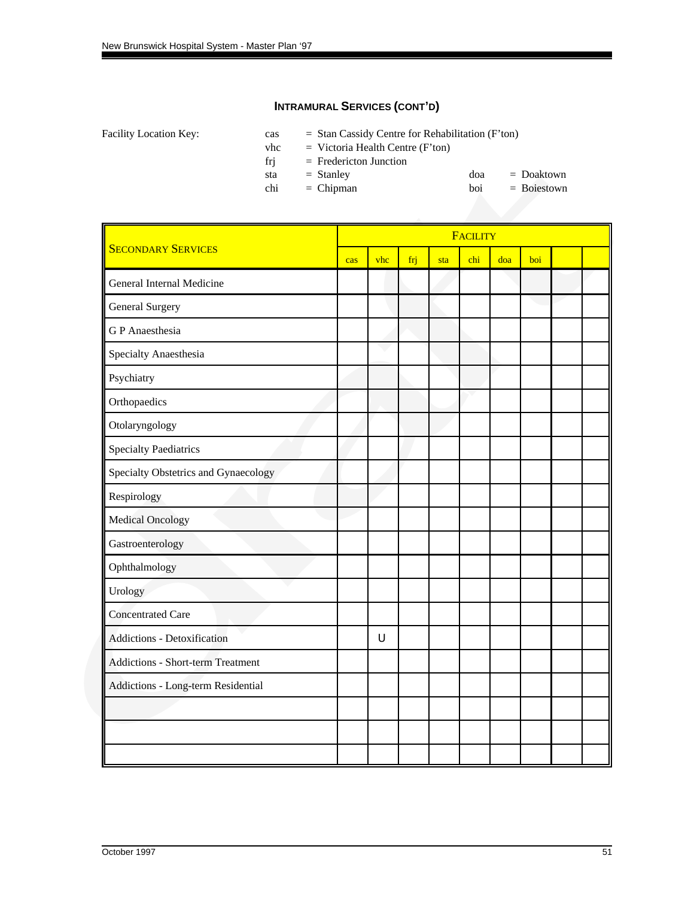## INTRAMURAL SERVICES (CONT'D)

Facility Location Key:

cas = Stan Cassidy Centre for Rehabilitation (F'ton)
vhc = Victoria Health Centre (F'ton)
frj = Fredericton Junction
sta = Stanley
chi = Chipman
doa = Doaktown
boi = Boiestown

| SECONDARY SERVICES | FACILITY | | | | | | | | |
|---|---|---|---|---|---|---|---|---|---|
| | cas | vhc | frj | sta | chi | doa | boi | | |
| General Internal Medicine | | | | | | | | | |
| General Surgery | | | | | | | | | |
| G P Anaesthesia | | | | | | | | | |
| Specialty Anaesthesia | | | | | | | | | |
| Psychiatry | | | | | | | | | |
| Orthopaedics | | | | | | | | | |
| Otolaryngology | | | | | | | | | |
| Specialty Paediatrics | | | | | | | | | |
| Specialty Obstetrics and Gynaecology | | | | | | | | | |
| Respirology | | | | | | | | | |
| Medical Oncology | | | | | | | | | |
| Gastroenterology | | | | | | | | | |
| Ophthalmology | | | | | | | | | |
| Urology | | | | | | | | | |
| Concentrated Care | | | | | | | | | |
| Addictions - Detoxification | | U | | | | | | | |
| Addictions - Short-term Treatment | | | | | | | | | |
| Addictions - Long-term Residential | | | | | | | | | |
| | | | | | | | | | |
| | | | | | | | | | |
| | | | | | | | | | |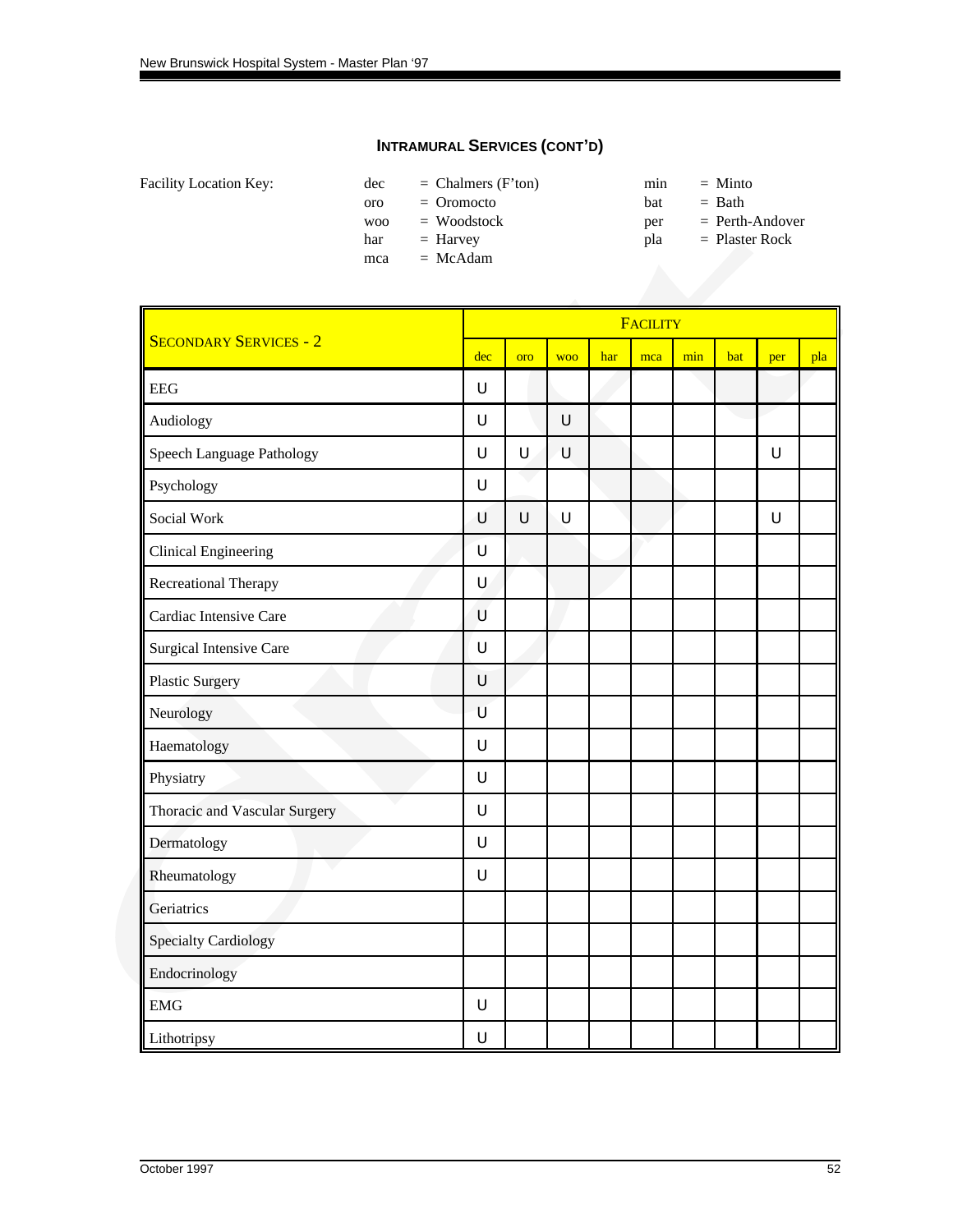## INTRAMURAL SERVICES (CONT'D)

Facility Location Key:

dec = Chalmers (F'ton)
oro = Oromocto
woo = Woodstock
har = Harvey
mca = McAdam
min = Minto
bat = Bath
per = Perth-Andover
pla = Plaster Rock

| SECONDARY SERVICES - 2 | FACILITY | | | | | | | | |
|---|---|---|---|---|---|---|---|---|---|
| | dec | oro | woo | har | mca | min | bat | per | pla |
| EEG | U | | | | | | | | |
| Audiology | U | | U | | | | | | |
| Speech Language Pathology | U | U | U | | | | | U | |
| Psychology | U | | | | | | | | |
| Social Work | U | U | U | | | | | U | |
| Clinical Engineering | U | | | | | | | | |
| Recreational Therapy | U | | | | | | | | |
| Cardiac Intensive Care | U | | | | | | | | |
| Surgical Intensive Care | U | | | | | | | | |
| Plastic Surgery | U | | | | | | | | |
| Neurology | U | | | | | | | | |
| Haematology | U | | | | | | | | |
| Physiatry | U | | | | | | | | |
| Thoracic and Vascular Surgery | U | | | | | | | | |
| Dermatology | U | | | | | | | | |
| Rheumatology | U | | | | | | | | |
| Geriatrics | | | | | | | | | |
| Specialty Cardiology | | | | | | | | | |
| Endocrinology | | | | | | | | | |
| EMG | U | | | | | | | | |
| Lithotripsy | U | | | | | | | | |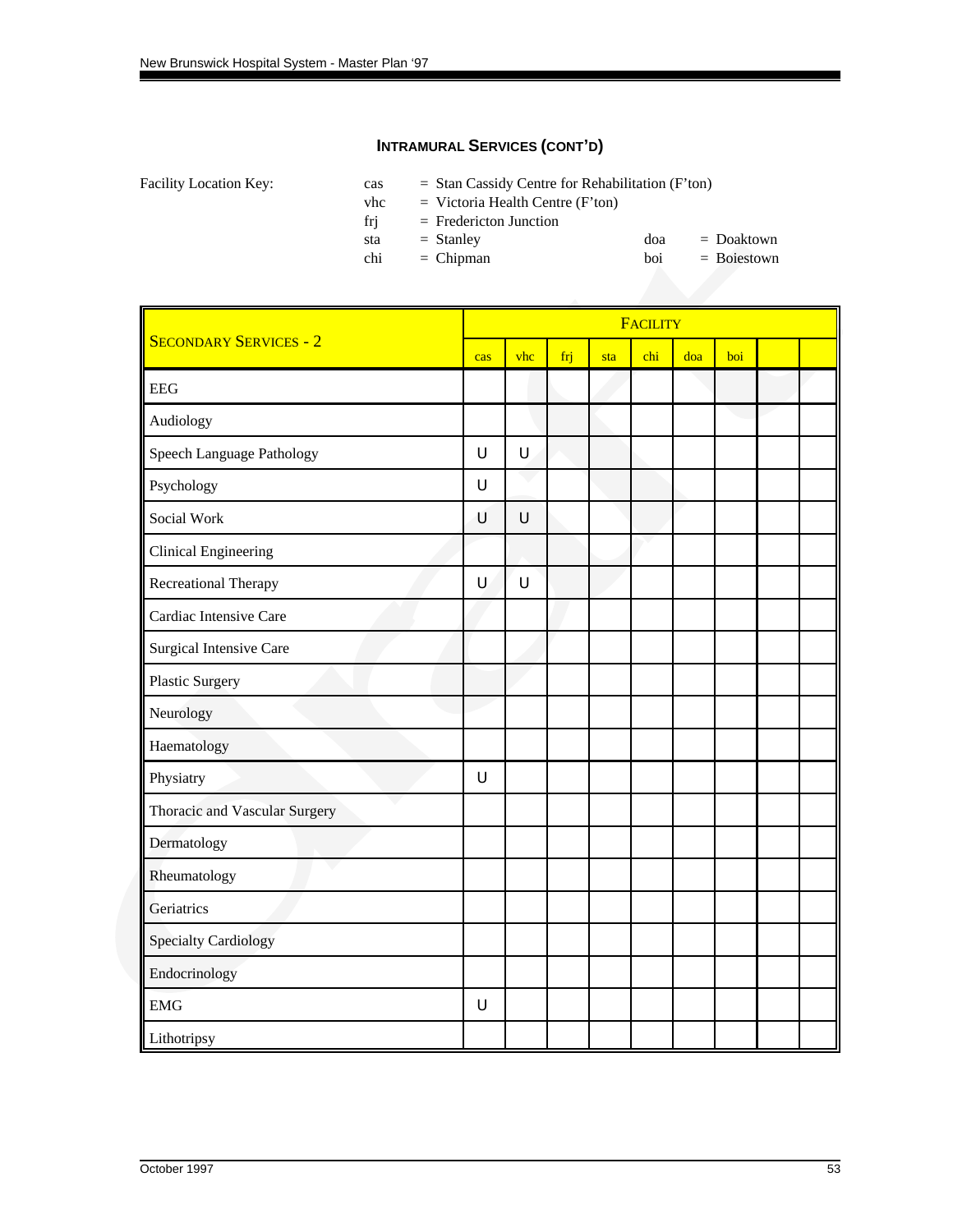#### INTRAMURAL SERVICES (CONT'D)

Facility Location Key:

cas = Stan Cassidy Centre for Rehabilitation (F'ton)
vhc = Victoria Health Centre (F'ton)
frj = Fredericton Junction
sta = Stanley
chi = Chipman
doa = Doaktown
boi = Boiestown

| SECONDARY SERVICES - 2 | FACILITY | | | | | | | | |
|---|---|---|---|---|---|---|---|---|---|
| | cas | vhc | frj | sta | chi | doa | boi | | |
| EEG | | | | | | | | | |
| Audiology | | | | | | | | | |
| Speech Language Pathology | U | U | | | | | | | |
| Psychology | U | | | | | | | | |
| Social Work | U | U | | | | | | | |
| Clinical Engineering | | | | | | | | | |
| Recreational Therapy | U | U | | | | | | | |
| Cardiac Intensive Care | | | | | | | | | |
| Surgical Intensive Care | | | | | | | | | |
| Plastic Surgery | | | | | | | | | |
| Neurology | | | | | | | | | |
| Haematology | | | | | | | | | |
| Physiatry | U | | | | | | | | |
| Thoracic and Vascular Surgery | | | | | | | | | |
| Dermatology | | | | | | | | | |
| Rheumatology | | | | | | | | | |
| Geriatrics | | | | | | | | | |
| Specialty Cardiology | | | | | | | | | |
| Endocrinology | | | | | | | | | |
| EMG | U | | | | | | | | |
| Lithotripsy | | | | | | | | | |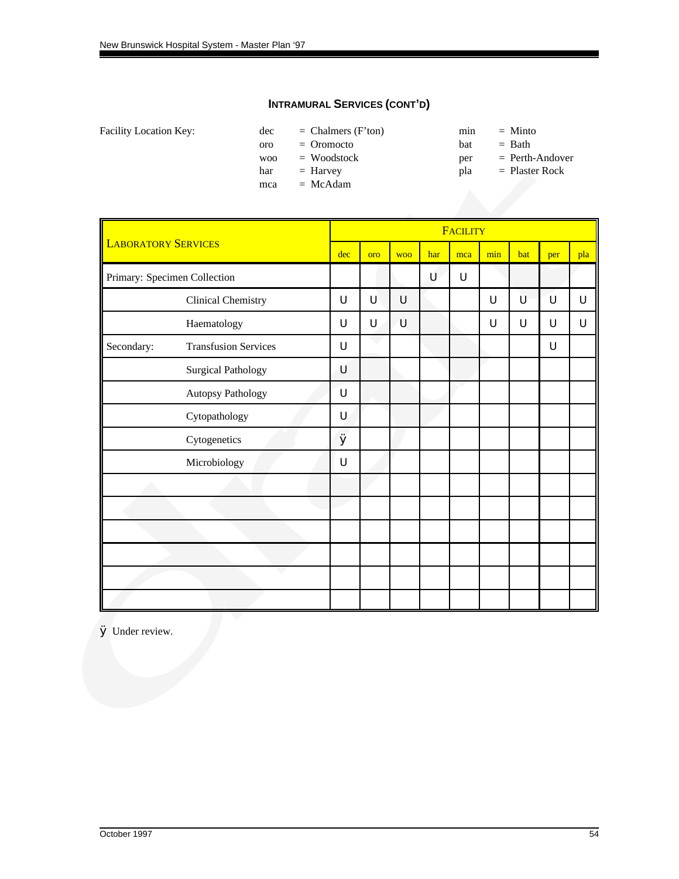## INTRAMURAL SERVICES (CONT'D)

Facility Location Key:

| | | | |
|---|---|---|---|
| dec | = Chalmers (F'ton) | min | = Minto |
| oro | = Oromocto | bat | = Bath |
| woo | = Woodstock | per | = Perth-Andover |
| har | = Harvey | pla | = Plaster Rock |
| mca | = McAdam | | |

| LABORATORY SERVICES | | FACILITY | | | | | | | | |
|---|---|---|---|---|---|---|---|---|---|---|
| | | dec | oro | woo | har | mca | min | bat | per | pla |
| Primary: Specimen Collection | | | | | U | U | | | | |
| | Clinical Chemistry | U | U | U | | | U | U | U | U |
| | Haematology | U | U | U | | | U | U | U | U |
| Secondary: | Transfusion Services | U | | | | | | | U | |
| | Surgical Pathology | U | | | | | | | | |
| | Autopsy Pathology | U | | | | | | | | |
| | Cytopathology | U | | | | | | | | |
| | Cytogenetics | ÿ | | | | | | | | |
| | Microbiology | U | | | | | | | | |
| | | | | | | | | | | |
| | | | | | | | | | | |
| | | | | | | | | | | |
| | | | | | | | | | | |
| | | | | | | | | | | |
| | | | | | | | | | | |

ÿ Under review.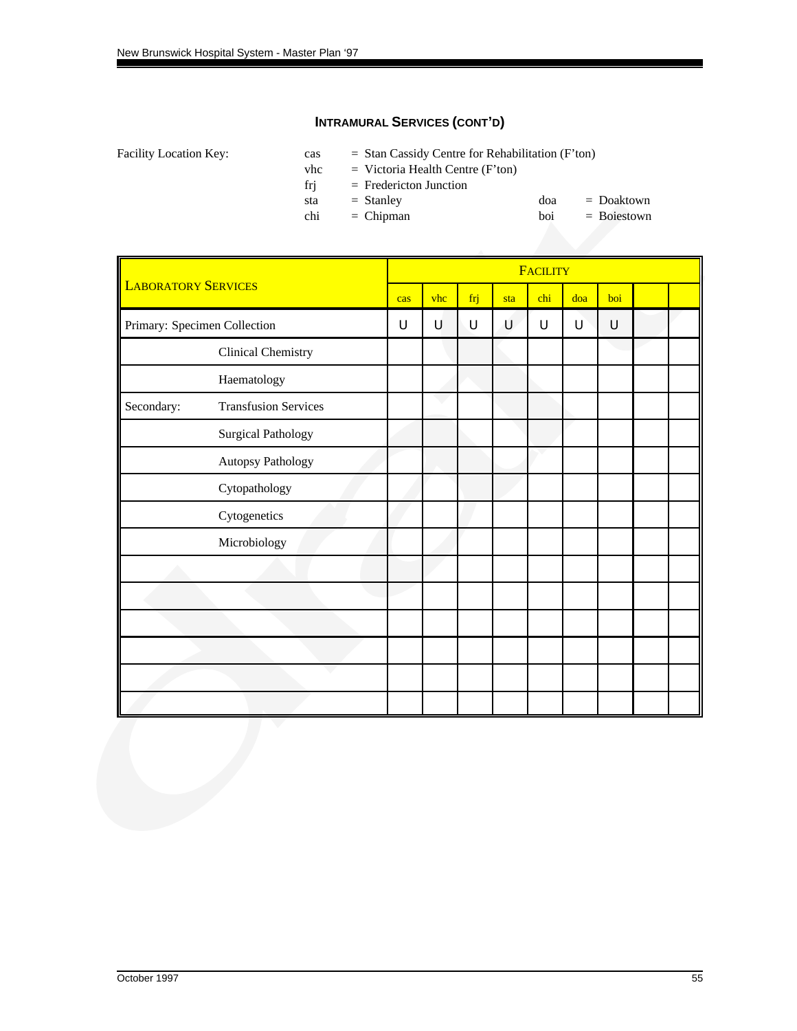### INTRAMURAL SERVICES (CONT'D)

Facility Location Key:

| | | | |
|---|---|---|---|
| cas | = Stan Cassidy Centre for Rehabilitation (F'ton) | | |
| vhc | = Victoria Health Centre (F'ton) | | |
| frj | = Fredericton Junction | | |
| sta | = Stanley | doa | = Doaktown |
| chi | = Chipman | boi | = Boiestown |

| LABORATORY SERVICES | | FACILITY | | | | | | | | |
|---|---|---|---|---|---|---|---|---|---|---|
| | | cas | vhc | frj | sta | chi | doa | boi | | |
| Primary: Specimen Collection | | U | U | U | U | U | U | U | | |
| | Clinical Chemistry | | | | | | | | | |
| | Haematology | | | | | | | | | |
| Secondary: | Transfusion Services | | | | | | | | | |
| | Surgical Pathology | | | | | | | | | |
| | Autopsy Pathology | | | | | | | | | |
| | Cytopathology | | | | | | | | | |
| | Cytogenetics | | | | | | | | | |
| | Microbiology | | | | | | | | | |
| | | | | | | | | | | |
| | | | | | | | | | | |
| | | | | | | | | | | |
| | | | | | | | | | | |
| | | | | | | | | | | |
| | | | | | | | | | | |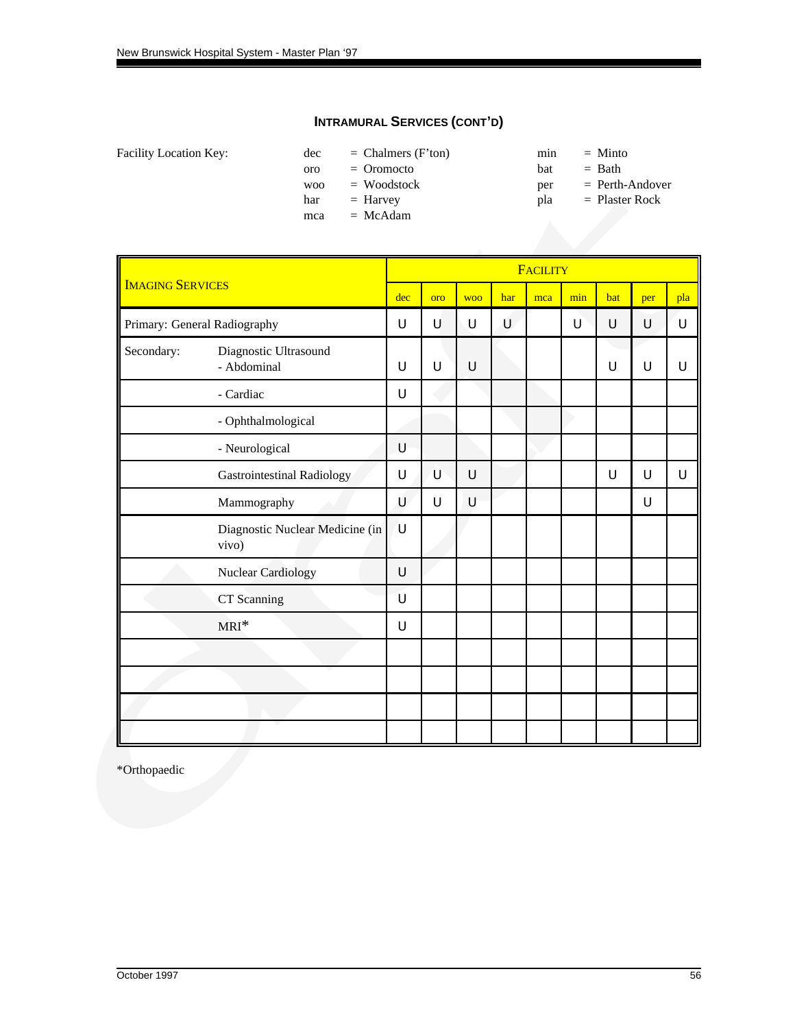## INTRAMURAL SERVICES (CONT'D)

Facility Location Key:

| | | | |
|---|---|---|---|
| dec | = Chalmers (F'ton) | min | = Minto |
| oro | = Oromocto | bat | = Bath |
| woo | = Woodstock | per | = Perth-Andover |
| har | = Harvey | pla | = Plaster Rock |
| mca | = McAdam | | |

| IMAGING SERVICES | | FACILITY | | | | | | | | |
|---|---|---|---|---|---|---|---|---|---|---|
| | | dec | oro | woo | har | mca | min | bat | per | pla |
| Primary: General Radiography | | U | U | U | U | | U | U | U | U |
| Secondary: | Diagnostic Ultrasound - Abdominal | U | U | U | | | | U | U | U |
| | - Cardiac | U | | | | | | | | |
| | - Ophthalmological | | | | | | | | | |
| | - Neurological | U | | | | | | | | |
| | Gastrointestinal Radiology | U | U | U | | | | U | U | U |
| | Mammography | U | U | U | | | | | U | |
| | Diagnostic Nuclear Medicine (in vivo) | U | | | | | | | | |
| | Nuclear Cardiology | U | | | | | | | | |
| | CT Scanning | U | | | | | | | | |
| | MRI* | U | | | | | | | | |
| | | | | | | | | | | |
| | | | | | | | | | | |
| | | | | | | | | | | |
| | | | | | | | | | | |

*Orthopaedic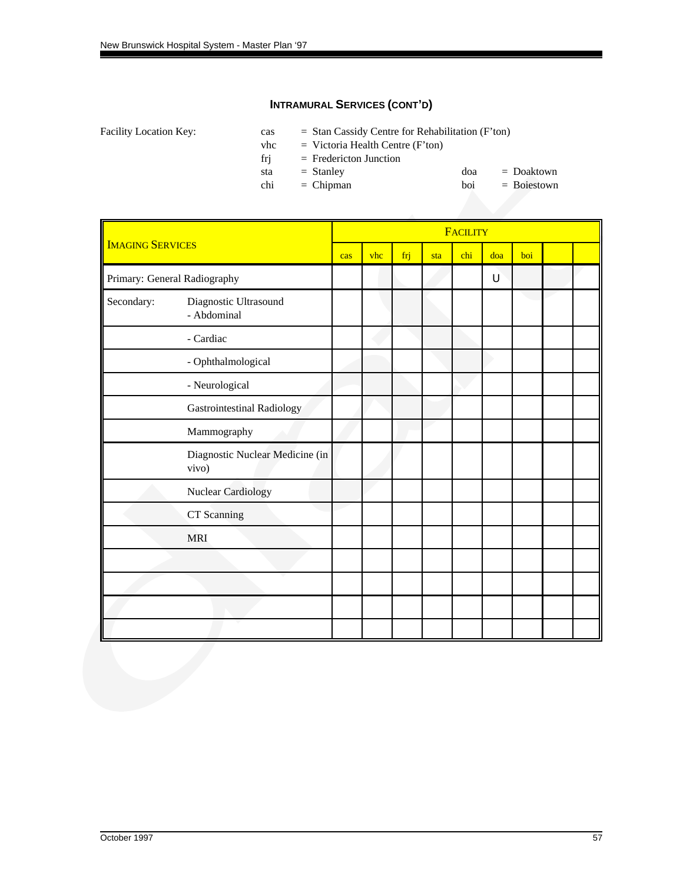## INTRAMURAL SERVICES (CONT'D)

Facility Location Key:

- cas = Stan Cassidy Centre for Rehabilitation (F'ton)
- vhc = Victoria Health Centre (F'ton)
- frj = Fredericton Junction
- sta = Stanley
- chi = Chipman
- doa = Doaktown
- boi = Boiestown

| IMAGING SERVICES | | FACILITY | | | | | | | | |
|---|---|---|---|---|---|---|---|---|---|---|
| | | cas | vhc | frj | sta | chi | doa | boi | | |
| Primary: General Radiography | | | | | | | U | | | |
| Secondary: | Diagnostic Ultrasound - Abdominal | | | | | | | | | |
| | - Cardiac | | | | | | | | | |
| | - Ophthalmological | | | | | | | | | |
| | - Neurological | | | | | | | | | |
| | Gastrointestinal Radiology | | | | | | | | | |
| | Mammography | | | | | | | | | |
| | Diagnostic Nuclear Medicine (in vivo) | | | | | | | | | |
| | Nuclear Cardiology | | | | | | | | | |
| | CT Scanning | | | | | | | | | |
| | MRI | | | | | | | | | |
| | | | | | | | | | | |
| | | | | | | | | | | |
| | | | | | | | | | | |
| | | | | | | | | | | |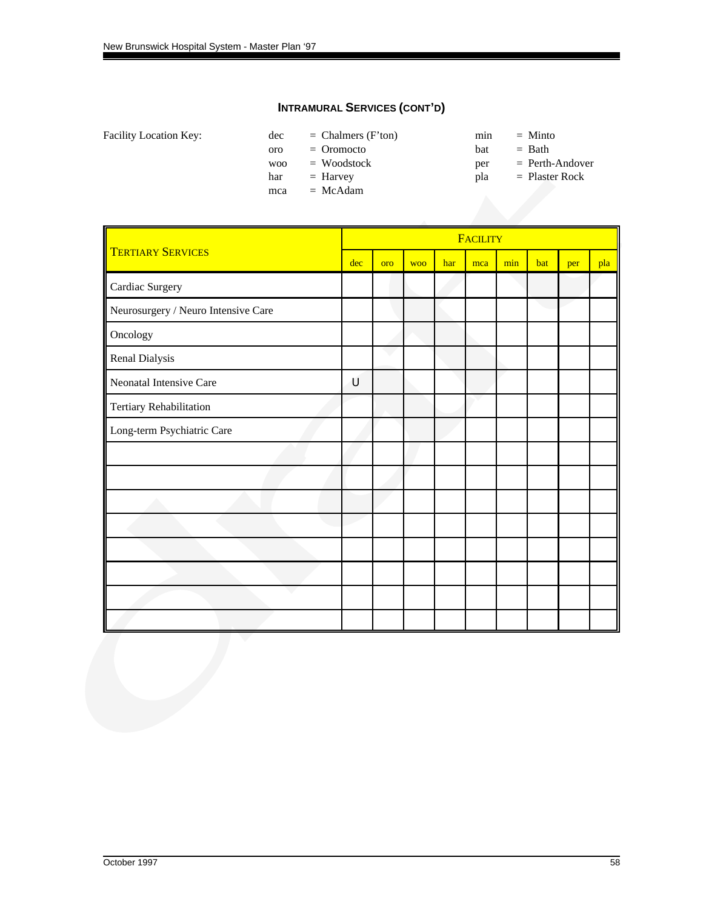## INTRAMURAL SERVICES (CONT'D)

Facility Location Key:

| | | | |
|---|---|---|---|
| dec | = Chalmers (F'ton) | min | = Minto |
| oro | = Oromocto | bat | = Bath |
| woo | = Woodstock | per | = Perth-Andover |
| har | = Harvey | pla | = Plaster Rock |
| mca | = McAdam | | |

| TERTIARY SERVICES | FACILITY | | | | | | | | |
|---|---|---|---|---|---|---|---|---|---|
| | dec | oro | woo | har | mca | min | bat | per | pla |
| Cardiac Surgery | | | | | | | | | |
| Neurosurgery / Neuro Intensive Care | | | | | | | | | |
| Oncology | | | | | | | | | |
| Renal Dialysis | | | | | | | | | |
| Neonatal Intensive Care | U | | | | | | | | |
| Tertiary Rehabilitation | | | | | | | | | |
| Long-term Psychiatric Care | | | | | | | | | |
| | | | | | | | | | |
| | | | | | | | | | |
| | | | | | | | | | |
| | | | | | | | | | |
| | | | | | | | | | |
| | | | | | | | | | |
| | | | | | | | | | |
| | | | | | | | | | |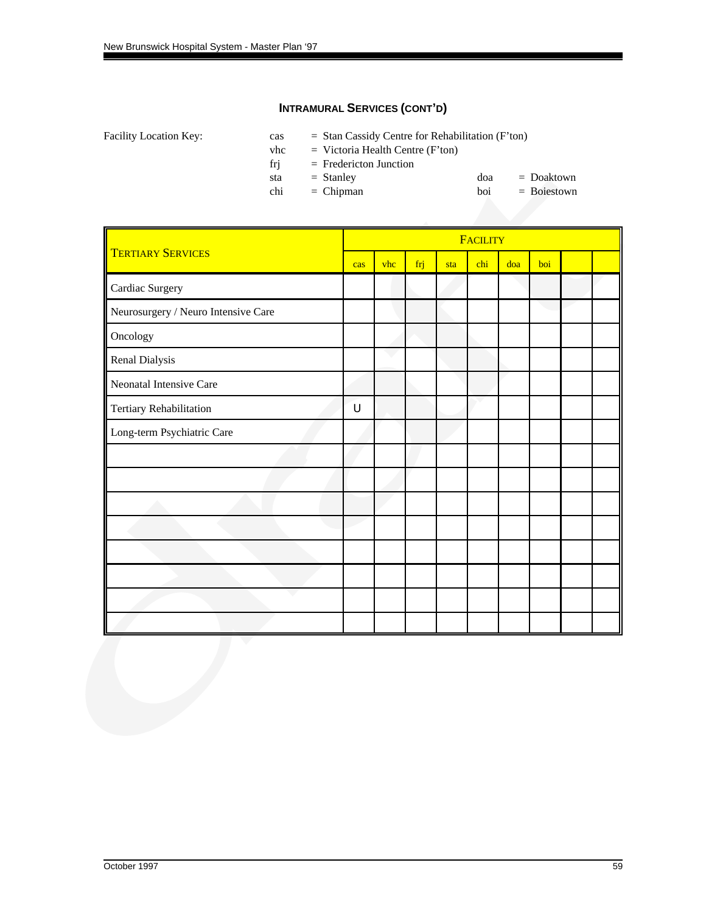## INTRAMURAL SERVICES (CONT'D)

Facility Location Key:

cas = Stan Cassidy Centre for Rehabilitation (F'ton)
vhc = Victoria Health Centre (F'ton)
frj = Fredericton Junction
sta = Stanley
chi = Chipman
doa = Doaktown
boi = Boiestown

| TERTIARY SERVICES | FACILITY | | | | | | | | |
|---|---|---|---|---|---|---|---|---|---|
| | cas | vhc | frj | sta | chi | doa | boi | | |
| Cardiac Surgery | | | | | | | | | |
| Neurosurgery / Neuro Intensive Care | | | | | | | | | |
| Oncology | | | | | | | | | |
| Renal Dialysis | | | | | | | | | |
| Neonatal Intensive Care | | | | | | | | | |
| Tertiary Rehabilitation | U | | | | | | | | |
| Long-term Psychiatric Care | | | | | | | | | |
| | | | | | | | | | |
| | | | | | | | | | |
| | | | | | | | | | |
| | | | | | | | | | |
| | | | | | | | | | |
| | | | | | | | | | |
| | | | | | | | | | |
| | | | | | | | | | |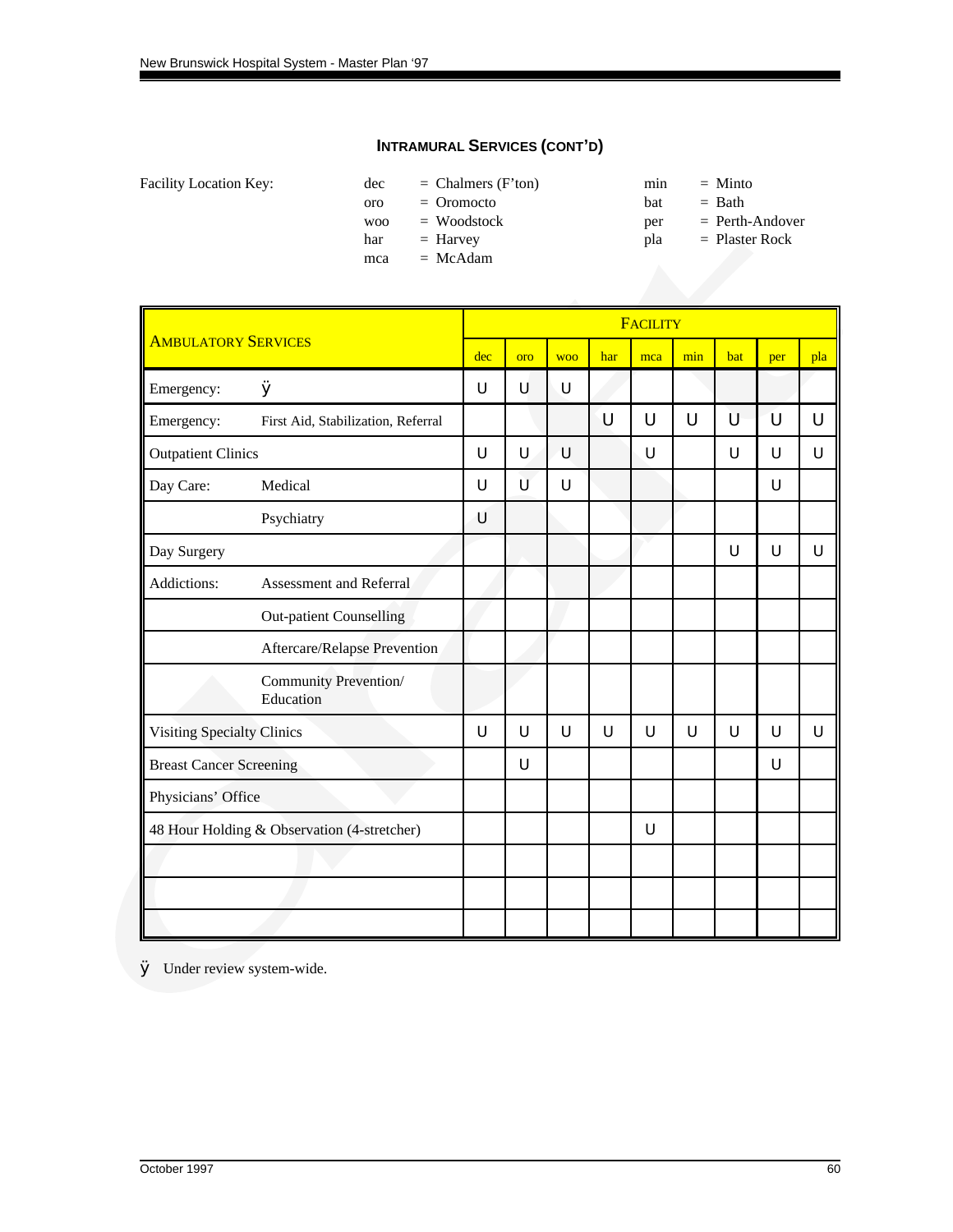### INTRAMURAL SERVICES (CONT'D)

Facility Location Key:

| | | | |
|---|---|---|---|
| dec | = Chalmers (F'ton) | min | = Minto |
| oro | = Oromocto | bat | = Bath |
| woo | = Woodstock | per | = Perth-Andover |
| har | = Harvey | pla | = Plaster Rock |
| mca | = McAdam | | |

| AMBULATORY SERVICES | | FACILITY | | | | | | | | |
|---|---|---|---|---|---|---|---|---|---|---|
| | | dec | oro | woo | har | mca | min | bat | per | pla |
| Emergency: | ÿ | U | U | U | | | | | | |
| Emergency: | First Aid, Stabilization, Referral | | | | U | U | U | U | U | U |
| Outpatient Clinics | | U | U | U | | U | | U | U | U |
| Day Care: | Medical | U | U | U | | | | | U | |
| | Psychiatry | U | | | | | | | | |
| Day Surgery | | | | | | | | U | U | U |
| Addictions: | Assessment and Referral | | | | | | | | | |
| | Out-patient Counselling | | | | | | | | | |
| | Aftercare/Relapse Prevention | | | | | | | | | |
| | Community Prevention/ Education | | | | | | | | | |
| Visiting Specialty Clinics | | U | U | U | U | U | U | U | U | U |
| Breast Cancer Screening | | | U | | | | | | U | |
| Physicians' Office | | | | | | | | | | |
| 48 Hour Holding & Observation (4-stretcher) | | | | | | U | | | | |
| | | | | | | | | | | |
| | | | | | | | | | | |
| | | | | | | | | | | |

ÿ Under review system-wide.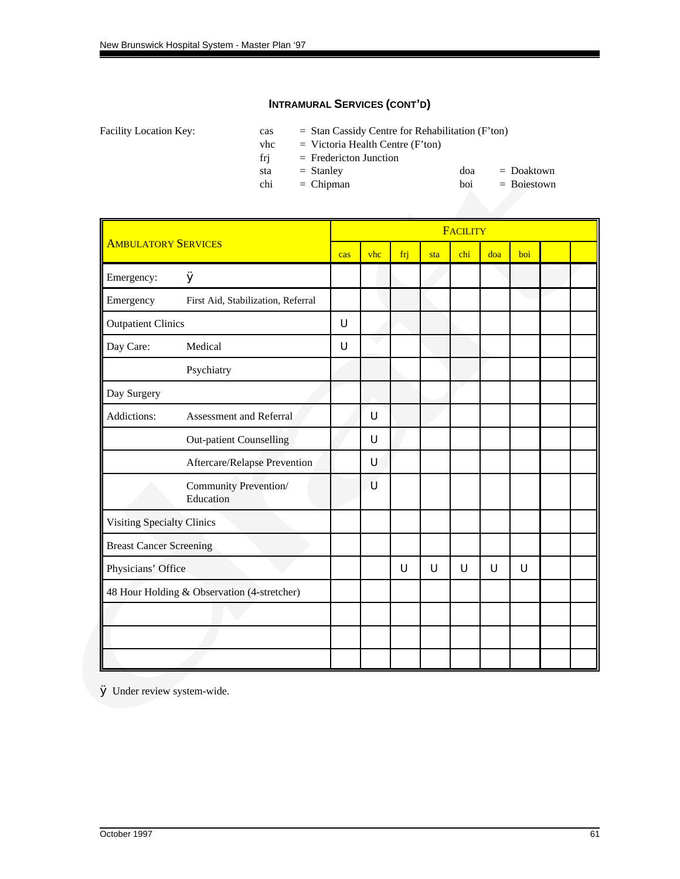### INTRAMURAL SERVICES (CONT'D)

Facility Location Key:

- cas = Stan Cassidy Centre for Rehabilitation (F'ton)
- vhc = Victoria Health Centre (F'ton)
- frj = Fredericton Junction
- sta = Stanley
- chi = Chipman
- doa = Doaktown
- boi = Boiestown

| AMBULATORY SERVICES | | FACILITY | | | | | | | | |
|---|---|---|---|---|---|---|---|---|---|---|
| | | cas | vhc | frj | sta | chi | doa | boi | | |
| Emergency: | ÿ | | | | | | | | | |
| Emergency | First Aid, Stabilization, Referral | | | | | | | | | |
| Outpatient Clinics | | U | | | | | | | | |
| Day Care: | Medical | U | | | | | | | | |
| | Psychiatry | | | | | | | | | |
| Day Surgery | | | | | | | | | | |
| Addictions: | Assessment and Referral | | U | | | | | | | |
| | Out-patient Counselling | | U | | | | | | | |
| | Aftercare/Relapse Prevention | | U | | | | | | | |
| | Community Prevention/ Education | | U | | | | | | | |
| Visiting Specialty Clinics | | | | | | | | | | |
| Breast Cancer Screening | | | | | | | | | | |
| Physicians' Office | | | | U | U | U | U | U | | |
| 48 Hour Holding & Observation (4-stretcher) | | | | | | | | | | |
| | | | | | | | | | | |
| | | | | | | | | | | |
| | | | | | | | | | | |

ÿ Under review system-wide.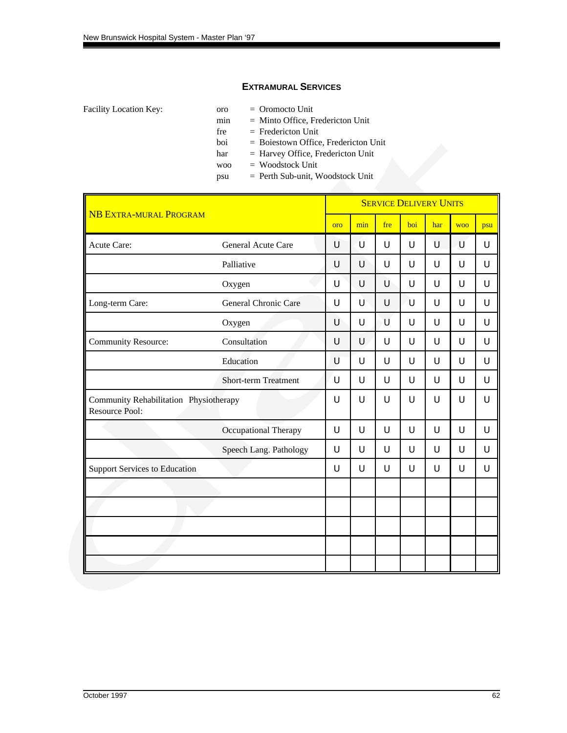## EXTRAMURAL SERVICES

Facility Location Key:

- oro = Oromocto Unit
- min = Minto Office, Fredericton Unit
- fre = Fredericton Unit
- boi = Boiestown Office, Fredericton Unit
- har = Harvey Office, Fredericton Unit
- woo = Woodstock Unit
- psu = Perth Sub-unit, Woodstock Unit

| NB EXTRA-MURAL PROGRAM | | SERVICE DELIVERY UNITS | | | | | | |
|---|---|---|---|---|---|---|---|---|
| | | oro | min | fre | boi | har | woo | psu |
| Acute Care: | General Acute Care | U | U | U | U | U | U | U |
| | Palliative | U | U | U | U | U | U | U |
| | Oxygen | U | U | U | U | U | U | U |
| Long-term Care: | General Chronic Care | U | U | U | U | U | U | U |
| | Oxygen | U | U | U | U | U | U | U |
| Community Resource: | Consultation | U | U | U | U | U | U | U |
| | Education | U | U | U | U | U | U | U |
| | Short-term Treatment | U | U | U | U | U | U | U |
| Community Rehabilitation Resource Pool: | Physiotherapy | U | U | U | U | U | U | U |
| | Occupational Therapy | U | U | U | U | U | U | U |
| | Speech Lang. Pathology | U | U | U | U | U | U | U |
| Support Services to Education | | U | U | U | U | U | U | U |
| | | | | | | | | |
| | | | | | | | | |
| | | | | | | | | |
| | | | | | | | | |
| | | | | | | | | |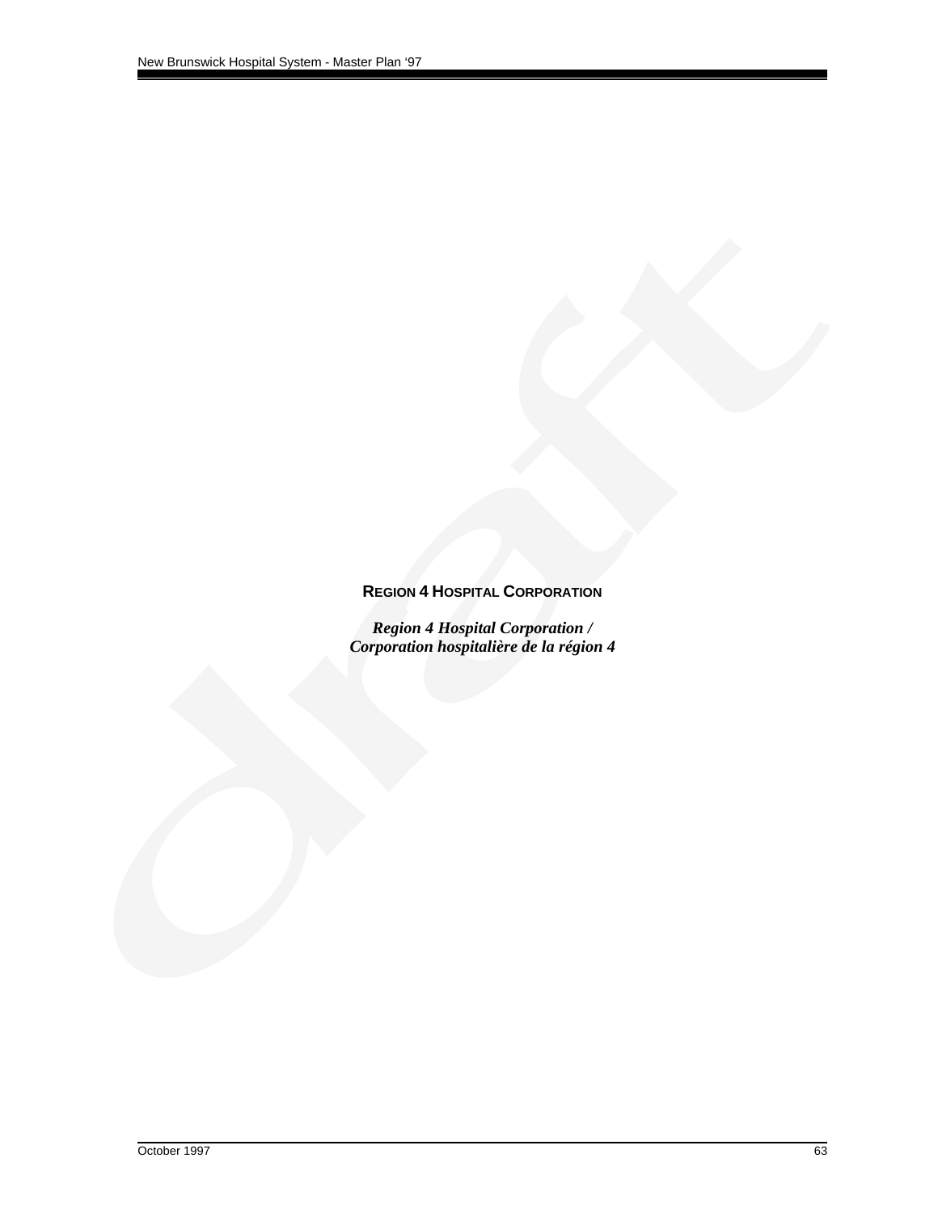## REGION 4 HOSPITAL CORPORATION

***Region 4 Hospital Corporation /***
***Corporation hospitalière de la région 4***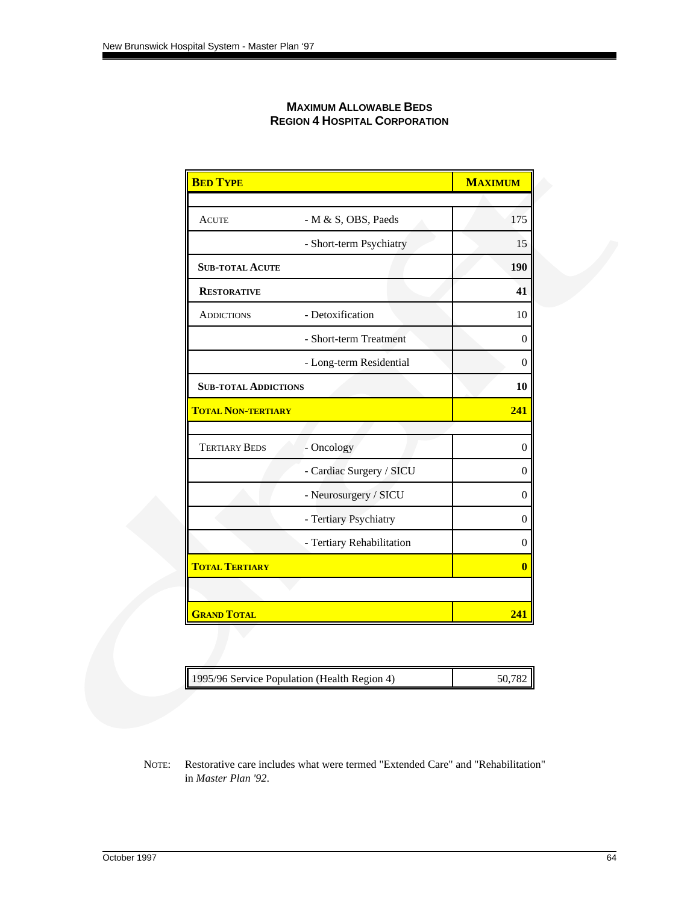## MAXIMUM ALLOWABLE BEDS
## REGION 4 HOSPITAL CORPORATION

| BED TYPE | | MAXIMUM |
|---|---|---|
| | | |
| ACUTE | - M & S, OBS, Paeds | 175 |
| | - Short-term Psychiatry | 15 |
| **SUB-TOTAL ACUTE** | | **190** |
| **RESTORATIVE** | | **41** |
| ADDICTIONS | - Detoxification | 10 |
| | - Short-term Treatment | 0 |
| | - Long-term Residential | 0 |
| **SUB-TOTAL ADDICTIONS** | | **10** |
| **TOTAL NON-TERTIARY** | | **241** |
| | | |
| TERTIARY BEDS | - Oncology | 0 |
| | - Cardiac Surgery / SICU | 0 |
| | - Neurosurgery / SICU | 0 |
| | - Tertiary Psychiatry | 0 |
| | - Tertiary Rehabilitation | 0 |
| **TOTAL TERTIARY** | | **0** |
| | | |
| **GRAND TOTAL** | | **241** |

| 1995/96 Service Population (Health Region 4) | 50,782 |
|---|---|

NOTE: Restorative care includes what were termed "Extended Care" and "Rehabilitation" in *Master Plan '92*.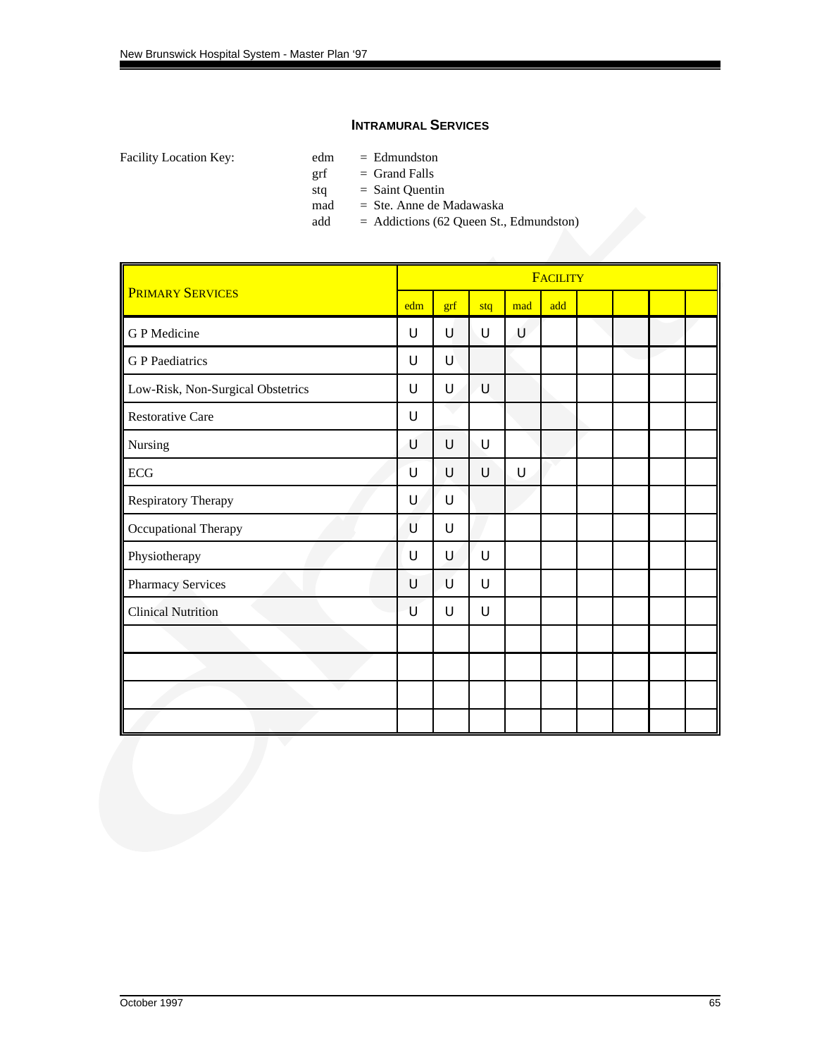## INTRAMURAL SERVICES

Facility Location Key:

- edm = Edmundston
- grf = Grand Falls
- stq = Saint Quentin
- mad = Ste. Anne de Madawaska
- add = Addictions (62 Queen St., Edmundston)

| PRIMARY SERVICES | FACILITY | | | | | | | | |
|---|---|---|---|---|---|---|---|---|---|
| | edm | grf | stq | mad | add | | | | |
| G P Medicine | U | U | U | U | | | | | |
| G P Paediatrics | U | U | | | | | | | |
| Low-Risk, Non-Surgical Obstetrics | U | U | U | | | | | | |
| Restorative Care | U | | | | | | | | |
| Nursing | U | U | U | | | | | | |
| ECG | U | U | U | U | | | | | |
| Respiratory Therapy | U | U | | | | | | | |
| Occupational Therapy | U | U | | | | | | | |
| Physiotherapy | U | U | U | | | | | | |
| Pharmacy Services | U | U | U | | | | | | |
| Clinical Nutrition | U | U | U | | | | | | |
| | | | | | | | | | |
| | | | | | | | | | |
| | | | | | | | | | |
| | | | | | | | | | |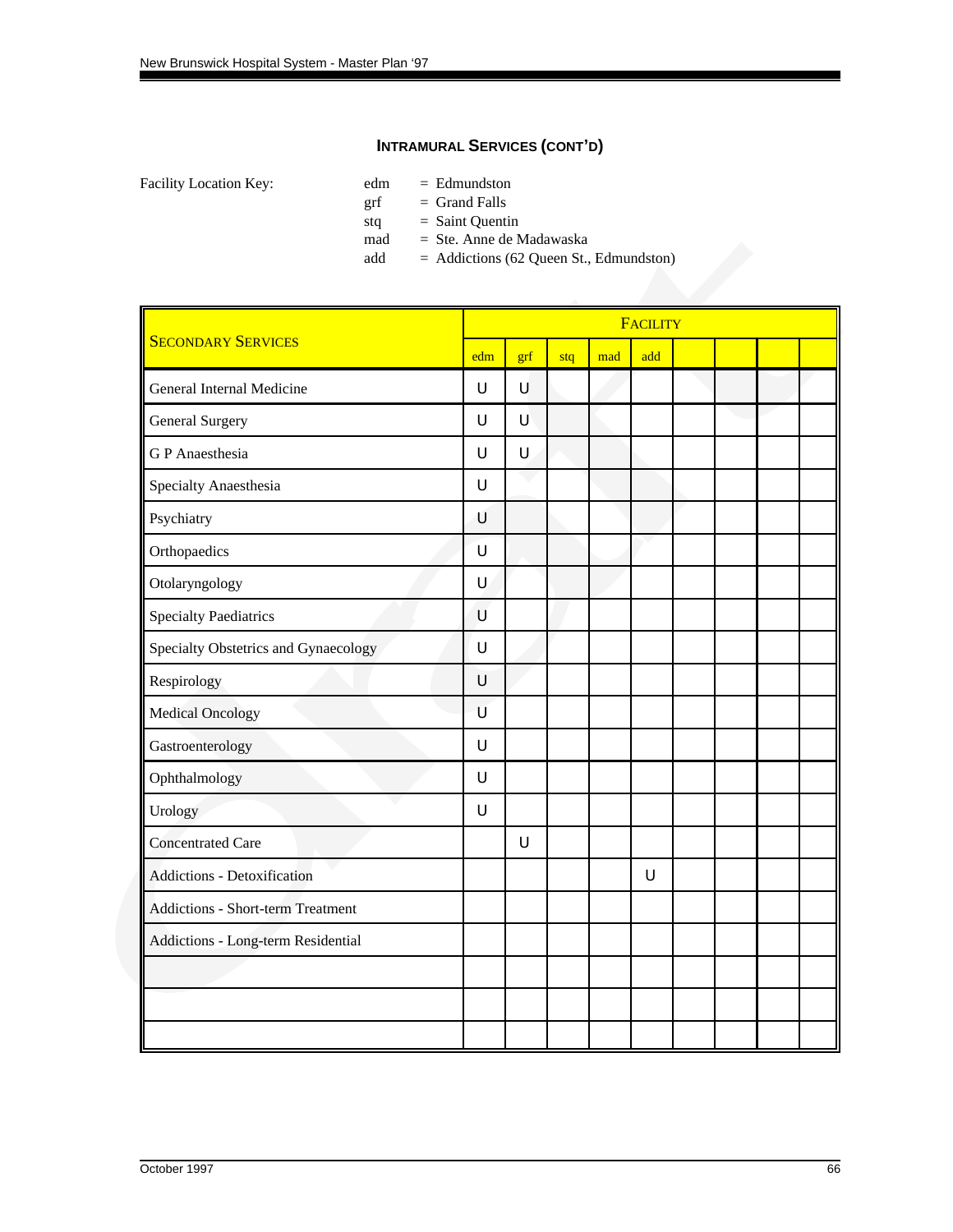## INTRAMURAL SERVICES (CONT'D)

Facility Location Key:

edm = Edmundston
grf = Grand Falls
stq = Saint Quentin
mad = Ste. Anne de Madawaska
add = Addictions (62 Queen St., Edmundston)

| SECONDARY SERVICES | FACILITY | | | | | | | | |
|---|---|---|---|---|---|---|---|---|---|
| | edm | grf | stq | mad | add | | | | |
| General Internal Medicine | U | U | | | | | | | |
| General Surgery | U | U | | | | | | | |
| G P Anaesthesia | U | U | | | | | | | |
| Specialty Anaesthesia | U | | | | | | | | |
| Psychiatry | U | | | | | | | | |
| Orthopaedics | U | | | | | | | | |
| Otolaryngology | U | | | | | | | | |
| Specialty Paediatrics | U | | | | | | | | |
| Specialty Obstetrics and Gynaecology | U | | | | | | | | |
| Respirology | U | | | | | | | | |
| Medical Oncology | U | | | | | | | | |
| Gastroenterology | U | | | | | | | | |
| Ophthalmology | U | | | | | | | | |
| Urology | U | | | | | | | | |
| Concentrated Care | | U | | | | | | | |
| Addictions - Detoxification | | | | | U | | | | |
| Addictions - Short-term Treatment | | | | | | | | | |
| Addictions - Long-term Residential | | | | | | | | | |
| | | | | | | | | | |
| | | | | | | | | | |
| | | | | | | | | | |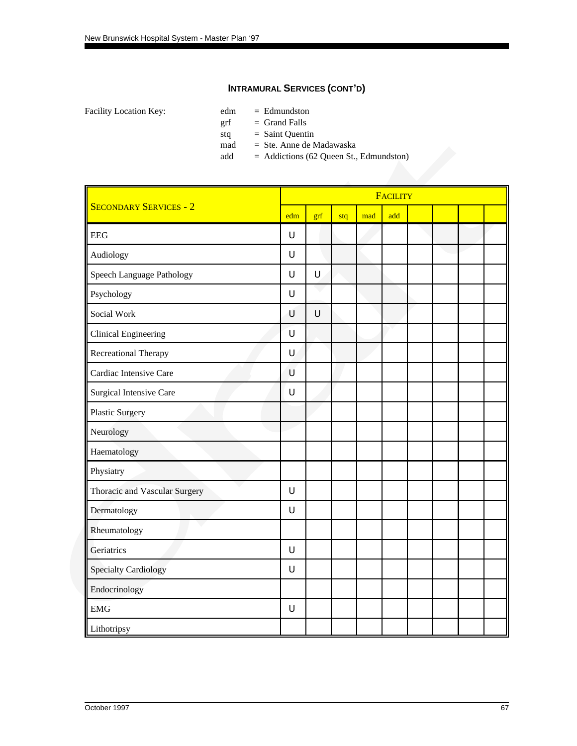## INTRAMURAL SERVICES (CONT'D)

Facility Location Key:

edm = Edmundston
grf = Grand Falls
stq = Saint Quentin
mad = Ste. Anne de Madawaska
add = Addictions (62 Queen St., Edmundston)

| SECONDARY SERVICES - 2 | FACILITY | | | | | | | | |
|---|---|---|---|---|---|---|---|---|---|
| | edm | grf | stq | mad | add | | | | |
| EEG | U | | | | | | | | |
| Audiology | U | | | | | | | | |
| Speech Language Pathology | U | U | | | | | | | |
| Psychology | U | | | | | | | | |
| Social Work | U | U | | | | | | | |
| Clinical Engineering | U | | | | | | | | |
| Recreational Therapy | U | | | | | | | | |
| Cardiac Intensive Care | U | | | | | | | | |
| Surgical Intensive Care | U | | | | | | | | |
| Plastic Surgery | | | | | | | | | |
| Neurology | | | | | | | | | |
| Haematology | | | | | | | | | |
| Physiatry | | | | | | | | | |
| Thoracic and Vascular Surgery | U | | | | | | | | |
| Dermatology | U | | | | | | | | |
| Rheumatology | | | | | | | | | |
| Geriatrics | U | | | | | | | | |
| Specialty Cardiology | U | | | | | | | | |
| Endocrinology | | | | | | | | | |
| EMG | U | | | | | | | | |
| Lithotripsy | | | | | | | | | |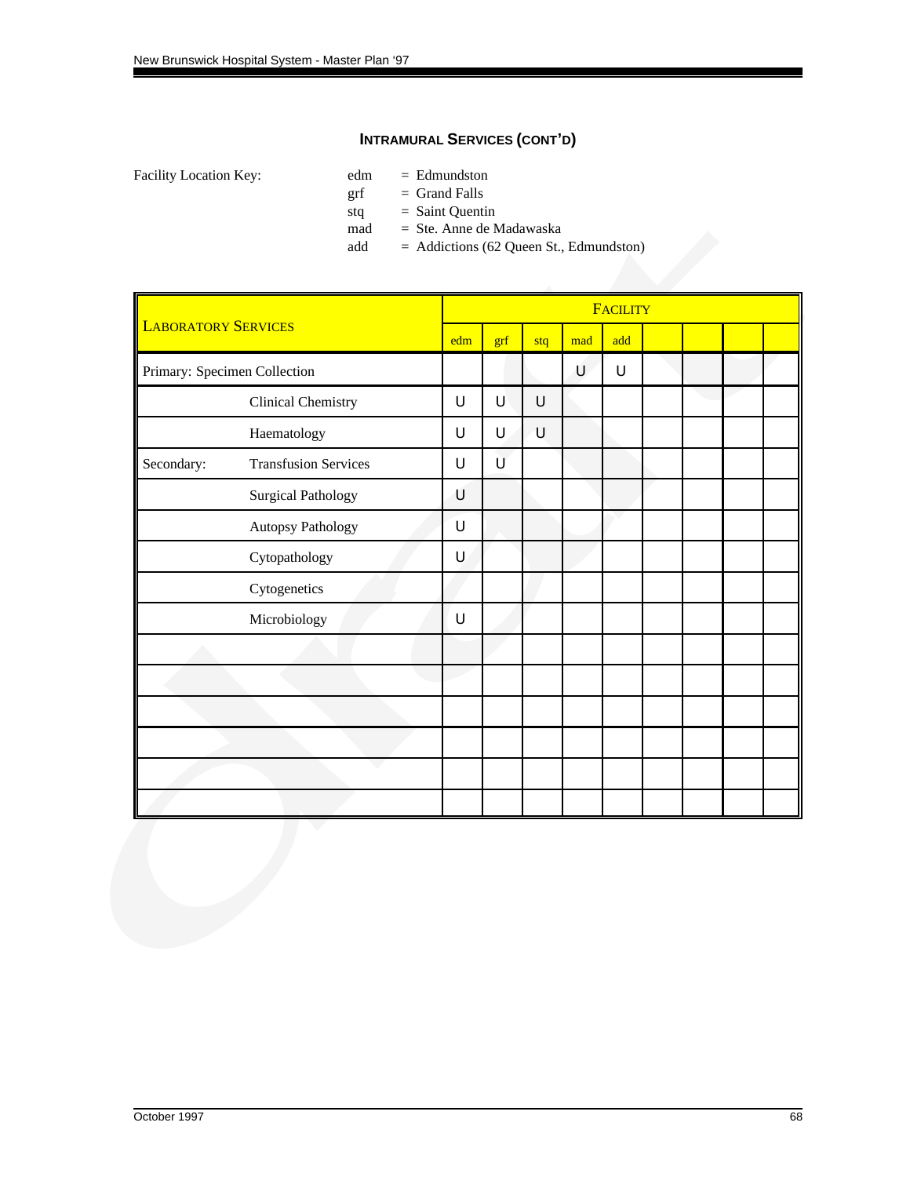## INTRAMURAL SERVICES (CONT'D)

Facility Location Key:

- edm = Edmundston
- grf = Grand Falls
- stq = Saint Quentin
- mad = Ste. Anne de Madawaska
- add = Addictions (62 Queen St., Edmundston)

| LABORATORY SERVICES | | FACILITY | | | | | | | | |
|---|---|---|---|---|---|---|---|---|---|---|
| | | edm | grf | stq | mad | add | | | | |
| Primary: Specimen Collection | | | | | U | U | | | | |
| | Clinical Chemistry | U | U | U | | | | | | |
| | Haematology | U | U | U | | | | | | |
| Secondary: | Transfusion Services | U | U | | | | | | | |
| | Surgical Pathology | U | | | | | | | | |
| | Autopsy Pathology | U | | | | | | | | |
| | Cytopathology | U | | | | | | | | |
| | Cytogenetics | | | | | | | | | |
| | Microbiology | U | | | | | | | | |
| | | | | | | | | | | |
| | | | | | | | | | | |
| | | | | | | | | | | |
| | | | | | | | | | | |
| | | | | | | | | | | |
| | | | | | | | | | | |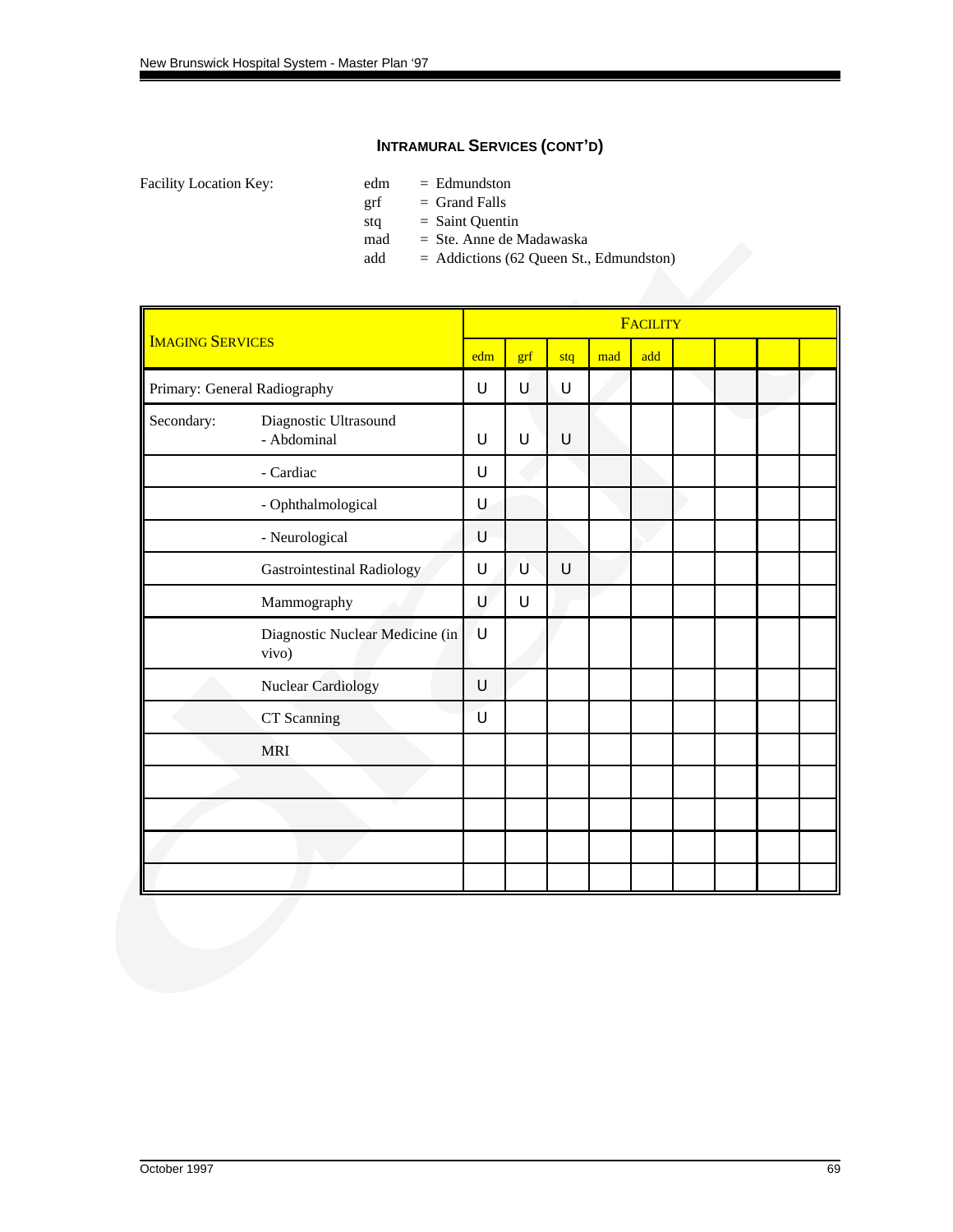### INTRAMURAL SERVICES (CONT'D)

Facility Location Key:

- edm = Edmundston
- grf = Grand Falls
- stq = Saint Quentin
- mad = Ste. Anne de Madawaska
- add = Addictions (62 Queen St., Edmundston)

| IMAGING SERVICES | | FACILITY | | | | | | | | |
|---|---|---|---|---|---|---|---|---|---|---|
| | | edm | grf | stq | mad | add | | | | |
| Primary: General Radiography | | U | U | U | | | | | | |
| Secondary: | Diagnostic Ultrasound - Abdominal | U | U | U | | | | | | |
| | - Cardiac | U | | | | | | | | |
| | - Ophthalmological | U | | | | | | | | |
| | - Neurological | U | | | | | | | | |
| | Gastrointestinal Radiology | U | U | U | | | | | | |
| | Mammography | U | U | | | | | | | |
| | Diagnostic Nuclear Medicine (in vivo) | U | | | | | | | | |
| | Nuclear Cardiology | U | | | | | | | | |
| | CT Scanning | U | | | | | | | | |
| | MRI | | | | | | | | | |
| | | | | | | | | | | |
| | | | | | | | | | | |
| | | | | | | | | | | |
| | | | | | | | | | | |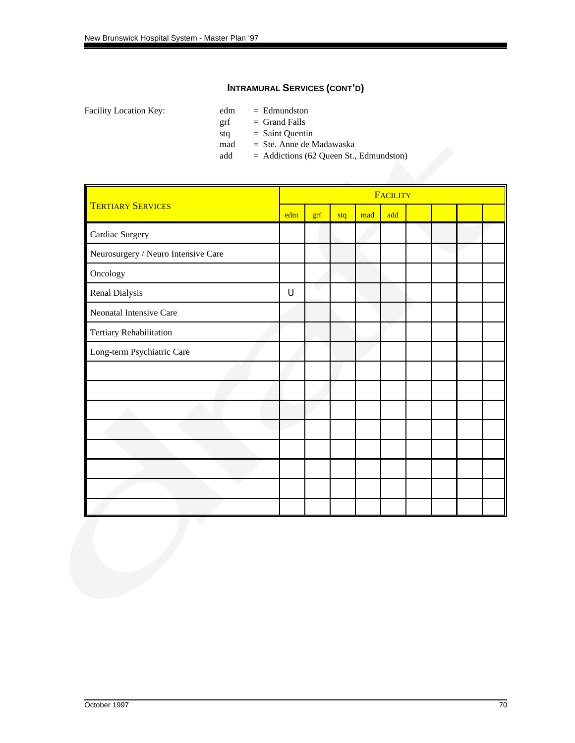## INTRAMURAL SERVICES (CONT'D)

Facility Location Key:

- edm = Edmundston
- grf = Grand Falls
- stq = Saint Quentin
- mad = Ste. Anne de Madawaska
- add = Addictions (62 Queen St., Edmundston)

| TERTIARY SERVICES | FACILITY | | | | | | | | |
|---|---|---|---|---|---|---|---|---|---|
| | edm | grf | stq | mad | add | | | | |
| Cardiac Surgery | | | | | | | | | |
| Neurosurgery / Neuro Intensive Care | | | | | | | | | |
| Oncology | | | | | | | | | |
| Renal Dialysis | U | | | | | | | | |
| Neonatal Intensive Care | | | | | | | | | |
| Tertiary Rehabilitation | | | | | | | | | |
| Long-term Psychiatric Care | | | | | | | | | |
| | | | | | | | | | |
| | | | | | | | | | |
| | | | | | | | | | |
| | | | | | | | | | |
| | | | | | | | | | |
| | | | | | | | | | |
| | | | | | | | | | |
| | | | | | | | | | |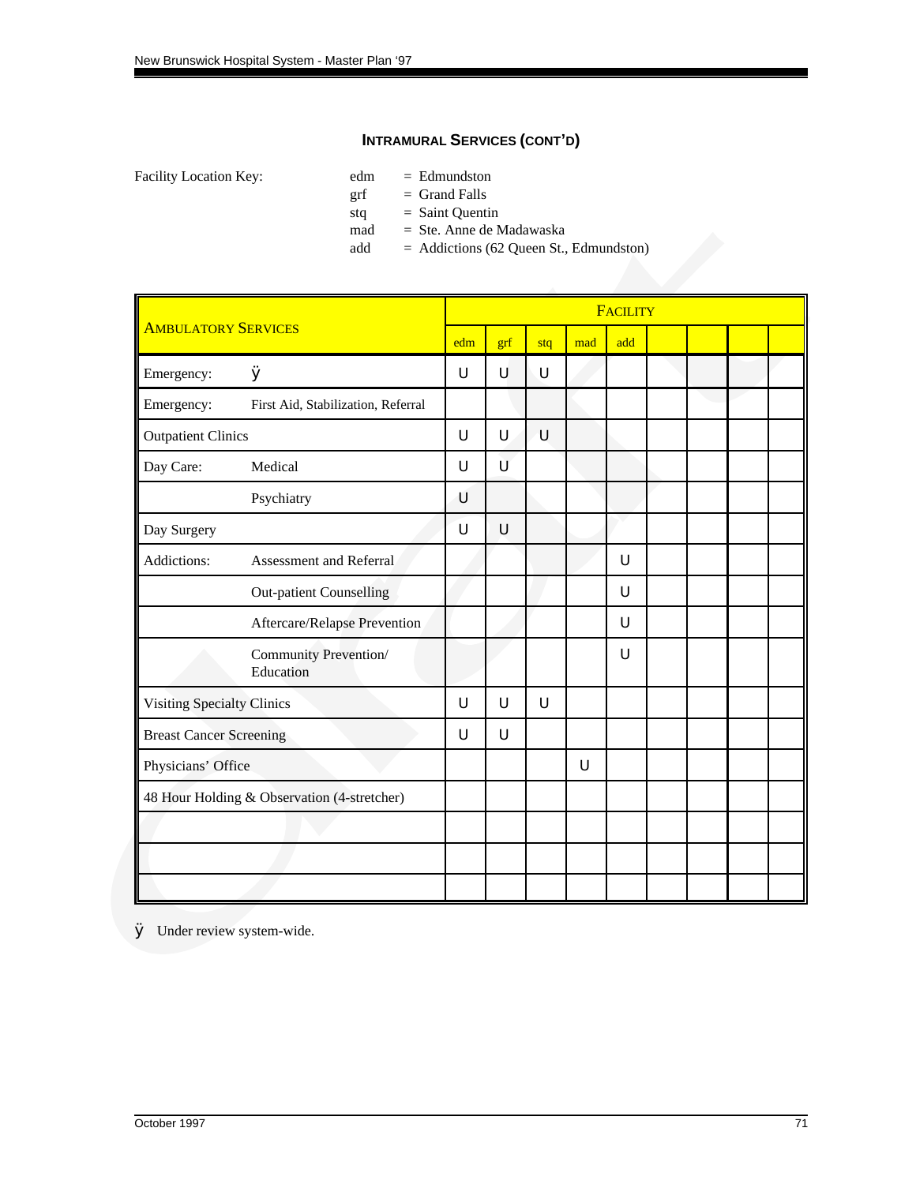## INTRAMURAL SERVICES (CONT'D)

Facility Location Key:

- edm = Edmundston
- grf = Grand Falls
- stq = Saint Quentin
- mad = Ste. Anne de Madawaska
- add = Addictions (62 Queen St., Edmundston)

| AMBULATORY SERVICES | | FACILITY | | | | | | | | |
|---|---|---|---|---|---|---|---|---|---|---|
| | | edm | grf | stq | mad | add | | | | |
| Emergency: | ÿ | U | U | U | | | | | | |
| Emergency: | First Aid, Stabilization, Referral | | | | | | | | | |
| Outpatient Clinics | | U | U | U | | | | | | |
| Day Care: | Medical | U | U | | | | | | | |
| | Psychiatry | U | | | | | | | | |
| Day Surgery | | U | U | | | | | | | |
| Addictions: | Assessment and Referral | | | | | U | | | | |
| | Out-patient Counselling | | | | | U | | | | |
| | Aftercare/Relapse Prevention | | | | | U | | | | |
| | Community Prevention/ Education | | | | | U | | | | |
| Visiting Specialty Clinics | | U | U | U | | | | | | |
| Breast Cancer Screening | | U | U | | | | | | | |
| Physicians' Office | | | | | U | | | | | |
| 48 Hour Holding & Observation (4-stretcher) | | | | | | | | | | |
| | | | | | | | | | | |
| | | | | | | | | | | |
| | | | | | | | | | | |

ÿ Under review system-wide.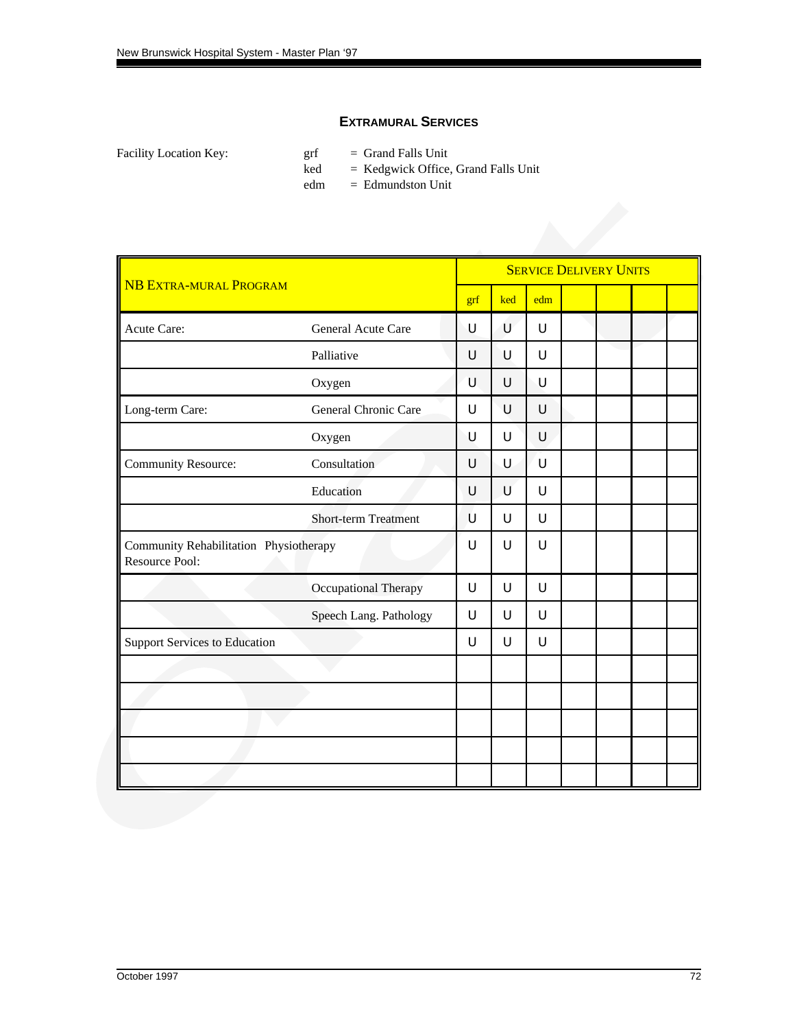## EXTRAMURAL SERVICES

Facility Location Key:

- grf = Grand Falls Unit
- ked = Kedgwick Office, Grand Falls Unit
- edm = Edmundston Unit

| NB EXTRA-MURAL PROGRAM | | SERVICE DELIVERY UNITS | | | | | | |
|---|---|---|---|---|---|---|---|---|
| | | grf | ked | edm | | | | |
| Acute Care: | General Acute Care | U | U | U | | | | |
| | Palliative | U | U | U | | | | |
| | Oxygen | U | U | U | | | | |
| Long-term Care: | General Chronic Care | U | U | U | | | | |
| | Oxygen | U | U | U | | | | |
| Community Resource: | Consultation | U | U | U | | | | |
| | Education | U | U | U | | | | |
| | Short-term Treatment | U | U | U | | | | |
| Community Rehabilitation Resource Pool: | Physiotherapy | U | U | U | | | | |
| | Occupational Therapy | U | U | U | | | | |
| | Speech Lang. Pathology | U | U | U | | | | |
| Support Services to Education | | U | U | U | | | | |
| | | | | | | | | |
| | | | | | | | | |
| | | | | | | | | |
| | | | | | | | | |
| | | | | | | | | |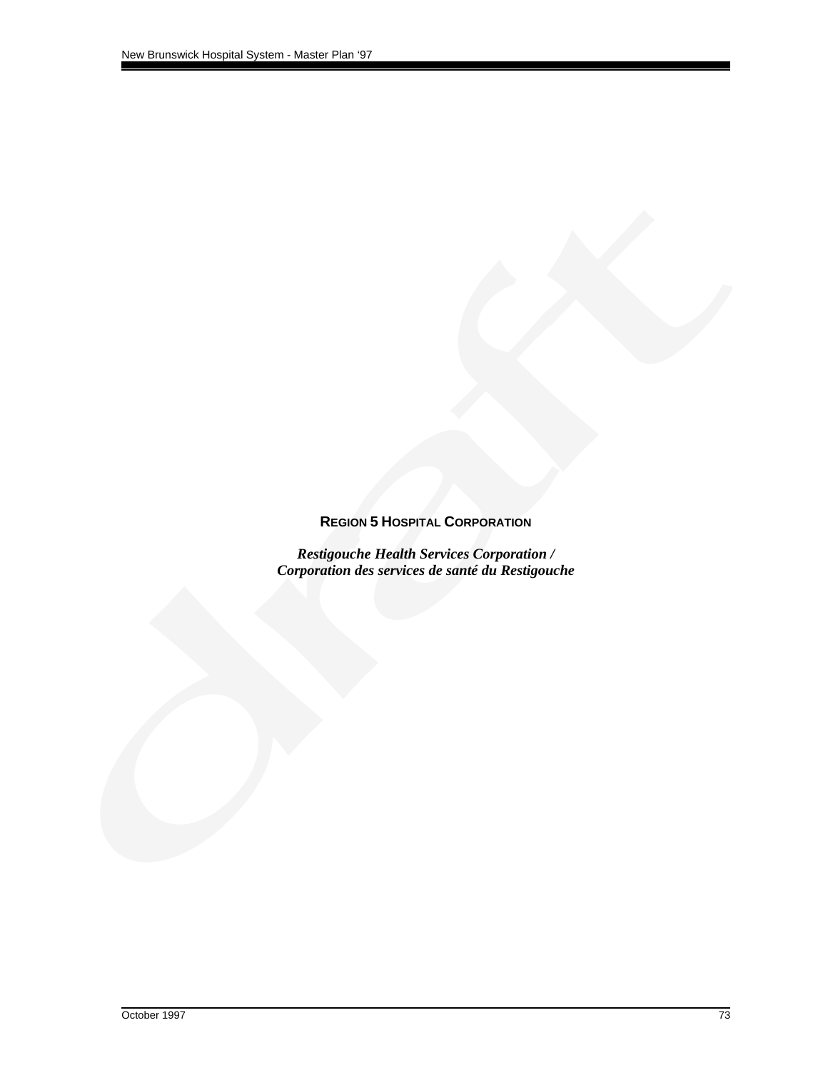**REGION 5 HOSPITAL CORPORATION**

***Restigouche Health Services Corporation /***
***Corporation des services de santé du Restigouche***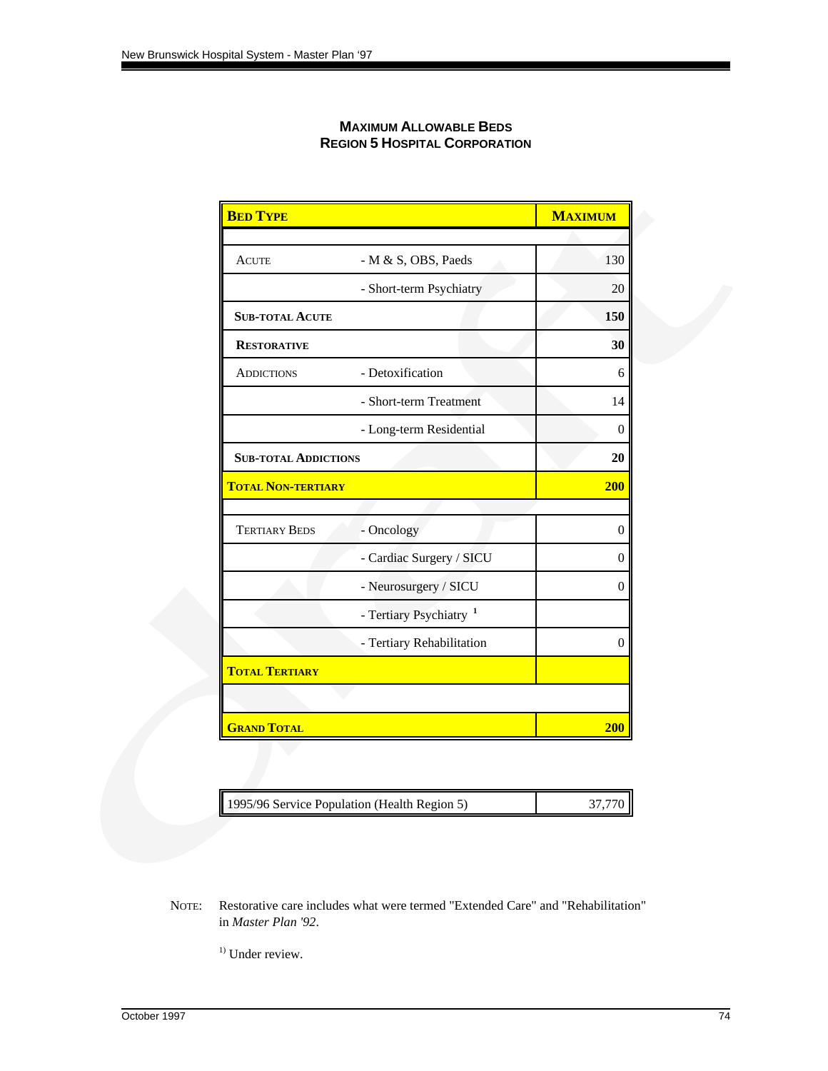**MAXIMUM ALLOWABLE BEDS**
**REGION 5 HOSPITAL CORPORATION**

| **BED TYPE** | | **MAXIMUM** |
|---|---|---|
| | | |
| ACUTE | - M & S, OBS, Paeds | 130 |
| | - Short-term Psychiatry | 20 |
| **SUB-TOTAL ACUTE** | | **150** |
| **RESTORATIVE** | | **30** |
| ADDICTIONS | - Detoxification | 6 |
| | - Short-term Treatment | 14 |
| | - Long-term Residential | 0 |
| **SUB-TOTAL ADDICTIONS** | | **20** |
| **TOTAL NON-TERTIARY** | | **200** |
| | | |
| TERTIARY BEDS | - Oncology | 0 |
| | - Cardiac Surgery / SICU | 0 |
| | - Neurosurgery / SICU | 0 |
| | - Tertiary Psychiatry [1] | |
| | - Tertiary Rehabilitation | 0 |
| **TOTAL TERTIARY** | | |
| | | |
| **GRAND TOTAL** | | **200** |

| 1995/96 Service Population (Health Region 5) | 37,770 |
|---|---|

NOTE: Restorative care includes what were termed "Extended Care" and "Rehabilitation" in *Master Plan '92*.

[1)] Under review.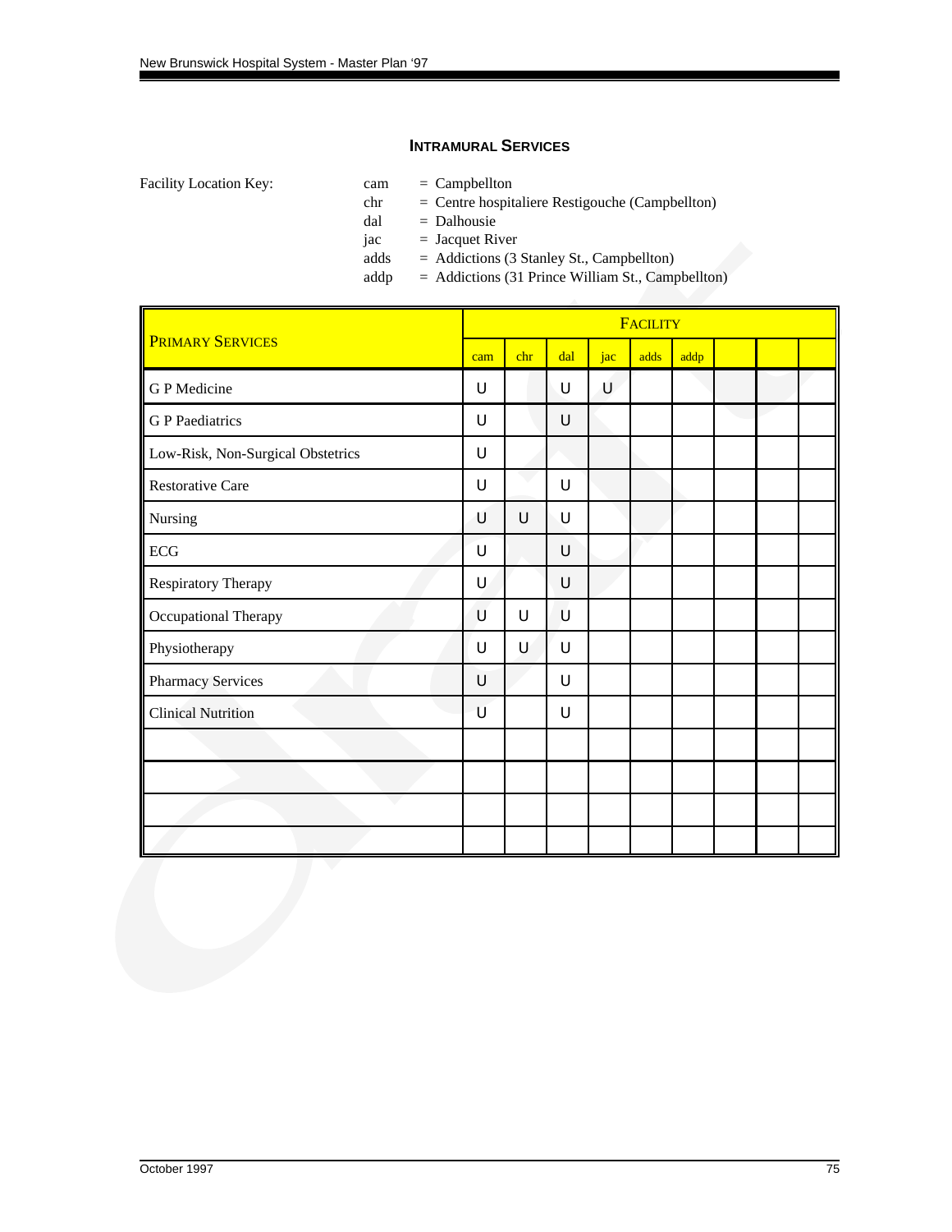## INTRAMURAL SERVICES

Facility Location Key:

- cam = Campbellton
- chr = Centre hospitaliere Restigouche (Campbellton)
- dal = Dalhousie
- jac = Jacquet River
- adds = Addictions (3 Stanley St., Campbellton)
- addp = Addictions (31 Prince William St., Campbellton)

| PRIMARY SERVICES | FACILITY | | | | | | | | |
|---|---|---|---|---|---|---|---|---|---|
| | cam | chr | dal | jac | adds | addp | | | |
| G P Medicine | U | | U | U | | | | | |
| G P Paediatrics | U | | U | | | | | | |
| Low-Risk, Non-Surgical Obstetrics | U | | | | | | | | |
| Restorative Care | U | | U | | | | | | |
| Nursing | U | U | U | | | | | | |
| ECG | U | | U | | | | | | |
| Respiratory Therapy | U | | U | | | | | | |
| Occupational Therapy | U | U | U | | | | | | |
| Physiotherapy | U | U | U | | | | | | |
| Pharmacy Services | U | | U | | | | | | |
| Clinical Nutrition | U | | U | | | | | | |
| | | | | | | | | | |
| | | | | | | | | | |
| | | | | | | | | | |
| | | | | | | | | | |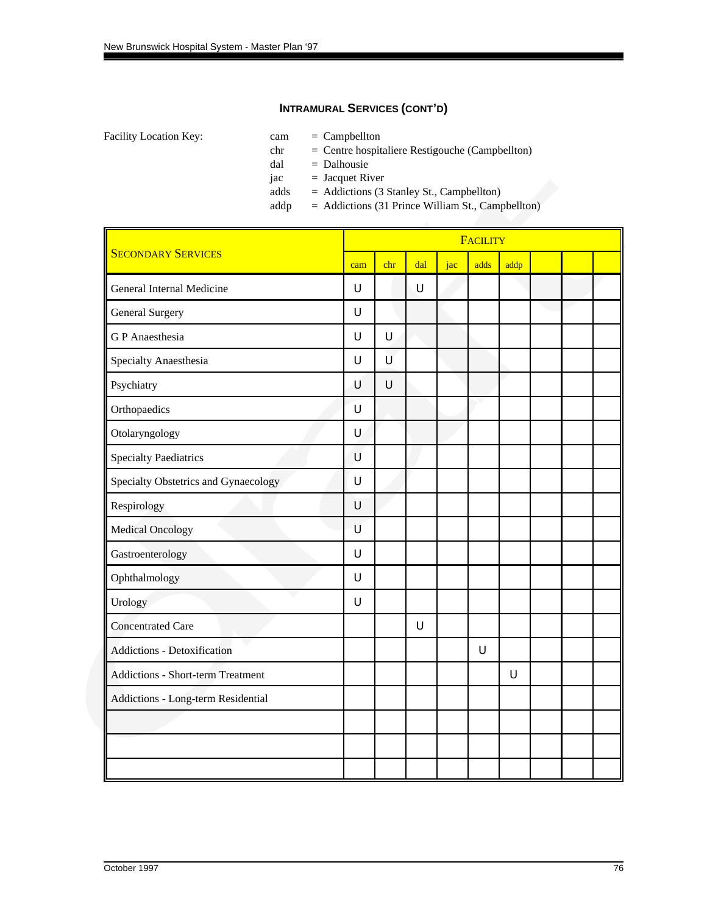## INTRAMURAL SERVICES (CONT'D)

Facility Location Key:

- cam = Campbellton
- chr = Centre hospitaliere Restigouche (Campbellton)
- dal = Dalhousie
- jac = Jacquet River
- adds = Addictions (3 Stanley St., Campbellton)
- addp = Addictions (31 Prince William St., Campbellton)

| SECONDARY SERVICES | FACILITY | | | | | | | | |
|---|---|---|---|---|---|---|---|---|---|
| | cam | chr | dal | jac | adds | addp | | | |
| General Internal Medicine | U | | U | | | | | | |
| General Surgery | U | | | | | | | | |
| G P Anaesthesia | U | U | | | | | | | |
| Specialty Anaesthesia | U | U | | | | | | | |
| Psychiatry | U | U | | | | | | | |
| Orthopaedics | U | | | | | | | | |
| Otolaryngology | U | | | | | | | | |
| Specialty Paediatrics | U | | | | | | | | |
| Specialty Obstetrics and Gynaecology | U | | | | | | | | |
| Respirology | U | | | | | | | | |
| Medical Oncology | U | | | | | | | | |
| Gastroenterology | U | | | | | | | | |
| Ophthalmology | U | | | | | | | | |
| Urology | U | | | | | | | | |
| Concentrated Care | | | U | | | | | | |
| Addictions - Detoxification | | | | | U | | | | |
| Addictions - Short-term Treatment | | | | | | U | | | |
| Addictions - Long-term Residential | | | | | | | | | |
| | | | | | | | | | |
| | | | | | | | | | |
| | | | | | | | | | |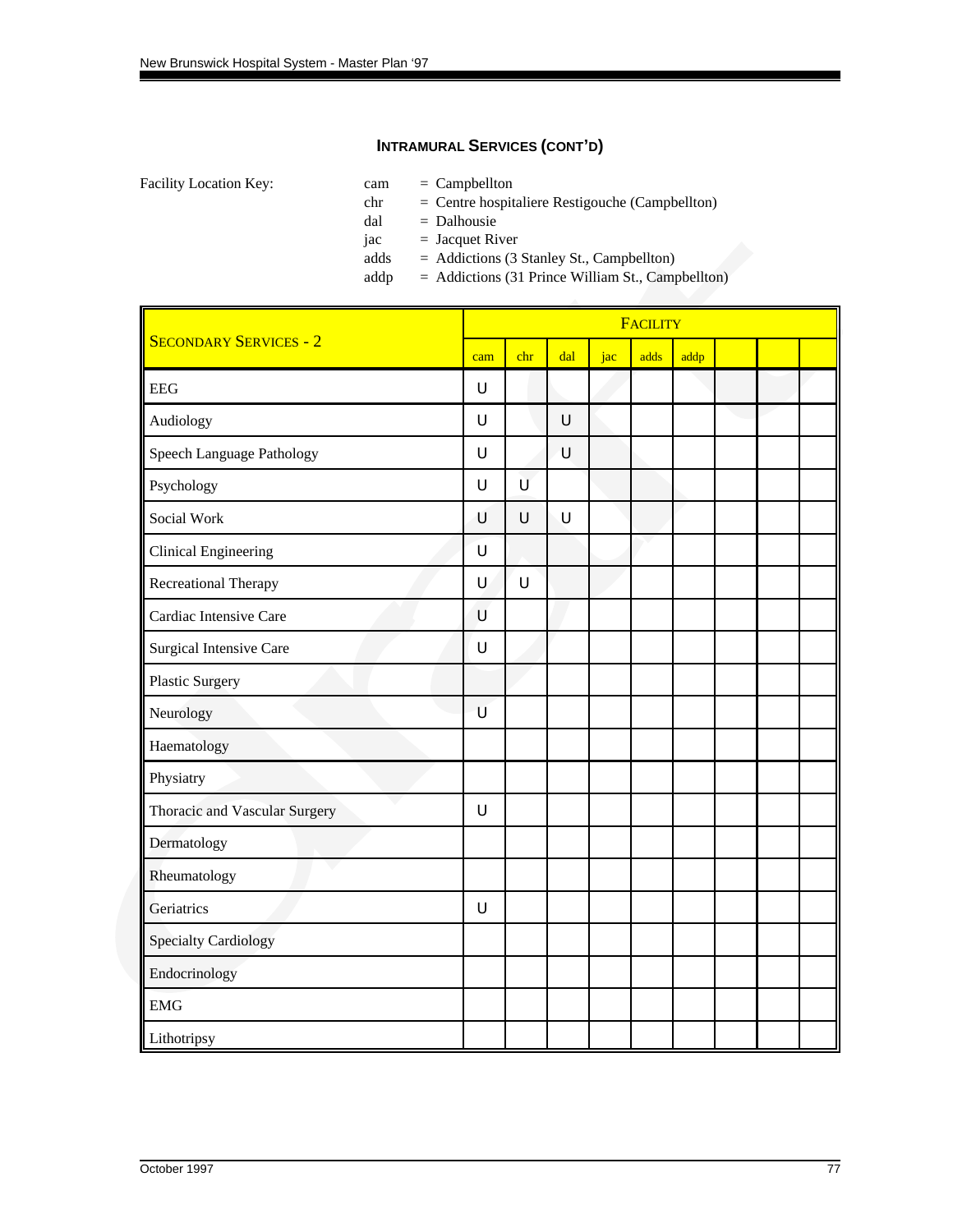## INTRAMURAL SERVICES (CONT'D)

Facility Location Key:

- cam = Campbellton
- chr = Centre hospitaliere Restigouche (Campbellton)
- dal = Dalhousie
- jac = Jacquet River
- adds = Addictions (3 Stanley St., Campbellton)
- addp = Addictions (31 Prince William St., Campbellton)

| SECONDARY SERVICES - 2 | FACILITY | | | | | | | | |
|---|---|---|---|---|---|---|---|---|---|
| | cam | chr | dal | jac | adds | addp | | | |
| EEG | U | | | | | | | | |
| Audiology | U | | U | | | | | | |
| Speech Language Pathology | U | | U | | | | | | |
| Psychology | U | U | | | | | | | |
| Social Work | U | U | U | | | | | | |
| Clinical Engineering | U | | | | | | | | |
| Recreational Therapy | U | U | | | | | | | |
| Cardiac Intensive Care | U | | | | | | | | |
| Surgical Intensive Care | U | | | | | | | | |
| Plastic Surgery | | | | | | | | | |
| Neurology | U | | | | | | | | |
| Haematology | | | | | | | | | |
| Physiatry | | | | | | | | | |
| Thoracic and Vascular Surgery | U | | | | | | | | |
| Dermatology | | | | | | | | | |
| Rheumatology | | | | | | | | | |
| Geriatrics | U | | | | | | | | |
| Specialty Cardiology | | | | | | | | | |
| Endocrinology | | | | | | | | | |
| EMG | | | | | | | | | |
| Lithotripsy | | | | | | | | | |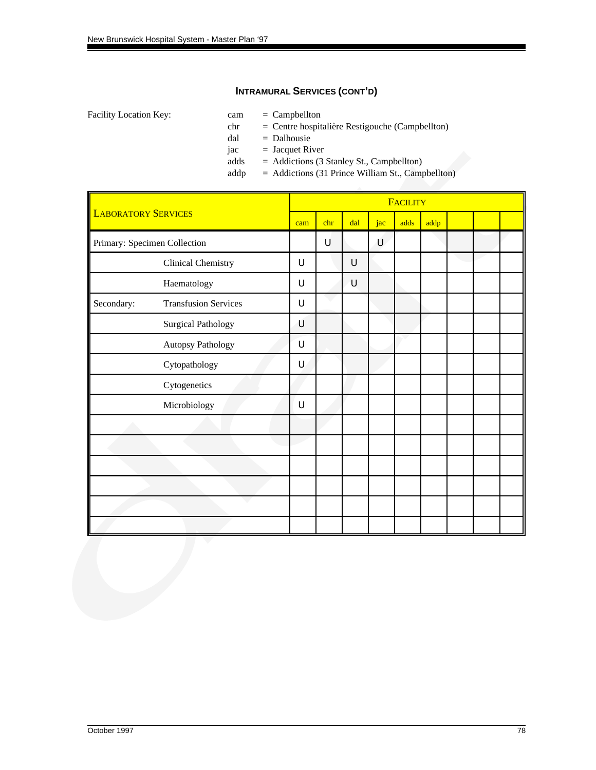### INTRAMURAL SERVICES (CONT'D)

Facility Location Key:

- cam = Campbellton
- chr = Centre hospitalière Restigouche (Campbellton)
- dal = Dalhousie
- jac = Jacquet River
- adds = Addictions (3 Stanley St., Campbellton)
- addp = Addictions (31 Prince William St., Campbellton)

| LABORATORY SERVICES | | FACILITY | | | | | | | | |
|---|---|---|---|---|---|---|---|---|---|---|
| | | cam | chr | dal | jac | adds | addp | | | |
| Primary: Specimen Collection | | | U | | U | | | | | |
| | Clinical Chemistry | U | | U | | | | | | |
| | Haematology | U | | U | | | | | | |
| Secondary: | Transfusion Services | U | | | | | | | | |
| | Surgical Pathology | U | | | | | | | | |
| | Autopsy Pathology | U | | | | | | | | |
| | Cytopathology | U | | | | | | | | |
| | Cytogenetics | | | | | | | | | |
| | Microbiology | U | | | | | | | | |
| | | | | | | | | | | |
| | | | | | | | | | | |
| | | | | | | | | | | |
| | | | | | | | | | | |
| | | | | | | | | | | |
| | | | | | | | | | | |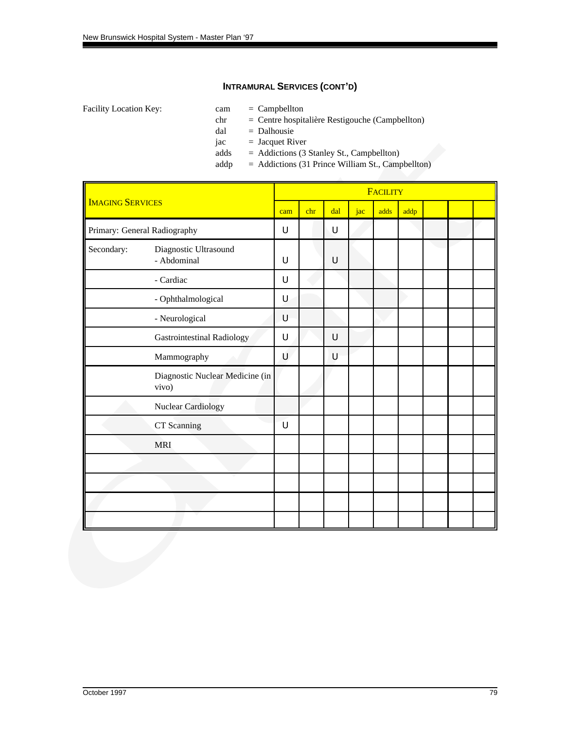## INTRAMURAL SERVICES (CONT'D)

Facility Location Key:

- cam = Campbellton
- chr = Centre hospitalière Restigouche (Campbellton)
- dal = Dalhousie
- jac = Jacquet River
- adds = Addictions (3 Stanley St., Campbellton)
- addp = Addictions (31 Prince William St., Campbellton)

| IMAGING SERVICES | | FACILITY | | | | | | | | |
|---|---|---|---|---|---|---|---|---|---|---|
| | | cam | chr | dal | jac | adds | addp | | | |
| Primary: General Radiography | | U | | U | | | | | | |
| Secondary: | Diagnostic Ultrasound - Abdominal | U | | U | | | | | | |
| | - Cardiac | U | | | | | | | | |
| | - Ophthalmological | U | | | | | | | | |
| | - Neurological | U | | | | | | | | |
| | Gastrointestinal Radiology | U | | U | | | | | | |
| | Mammography | U | | U | | | | | | |
| | Diagnostic Nuclear Medicine (in vivo) | | | | | | | | | |
| | Nuclear Cardiology | | | | | | | | | |
| | CT Scanning | U | | | | | | | | |
| | MRI | | | | | | | | | |
| | | | | | | | | | | |
| | | | | | | | | | | |
| | | | | | | | | | | |
| | | | | | | | | | | |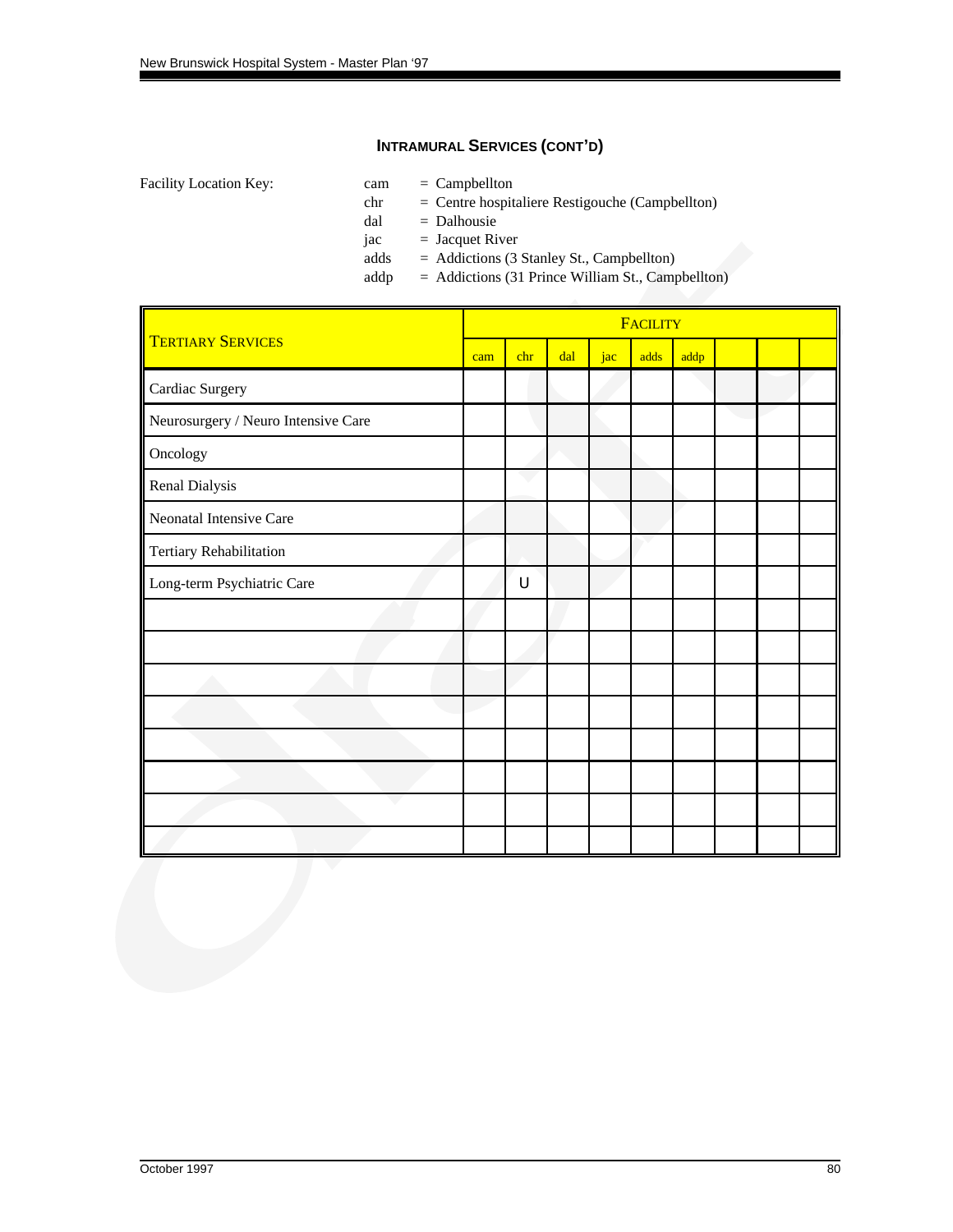## INTRAMURAL SERVICES (CONT'D)

Facility Location Key:

- cam = Campbellton
- chr = Centre hospitaliere Restigouche (Campbellton)
- dal = Dalhousie
- jac = Jacquet River
- adds = Addictions (3 Stanley St., Campbellton)
- addp = Addictions (31 Prince William St., Campbellton)

| TERTIARY SERVICES | FACILITY | | | | | | | | |
|---|---|---|---|---|---|---|---|---|---|
| | cam | chr | dal | jac | adds | addp | | | |
| Cardiac Surgery | | | | | | | | | |
| Neurosurgery / Neuro Intensive Care | | | | | | | | | |
| Oncology | | | | | | | | | |
| Renal Dialysis | | | | | | | | | |
| Neonatal Intensive Care | | | | | | | | | |
| Tertiary Rehabilitation | | | | | | | | | |
| Long-term Psychiatric Care | | U | | | | | | | |
| | | | | | | | | | |
| | | | | | | | | | |
| | | | | | | | | | |
| | | | | | | | | | |
| | | | | | | | | | |
| | | | | | | | | | |
| | | | | | | | | | |
| | | | | | | | | | |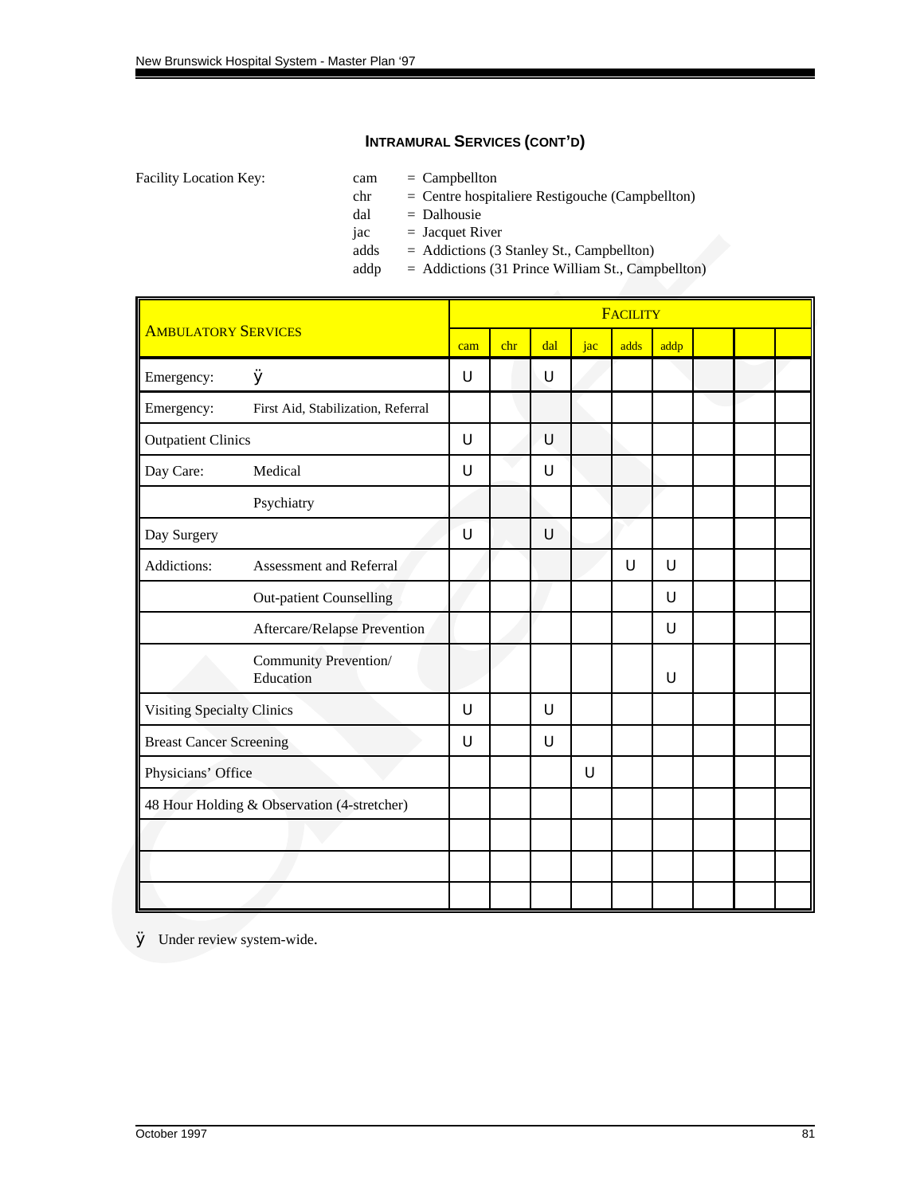### INTRAMURAL SERVICES (CONT'D)

Facility Location Key:

| | | |
|---|---|---|
| cam | = | Campbellton |
| chr | = | Centre hospitaliere Restigouche (Campbellton) |
| dal | = | Dalhousie |
| jac | = | Jacquet River |
| adds | = | Addictions (3 Stanley St., Campbellton) |
| addp | = | Addictions (31 Prince William St., Campbellton) |

| AMBULATORY SERVICES | | FACILITY | | | | | | | | |
|---|---|---|---|---|---|---|---|---|---|---|
| | | cam | chr | dal | jac | adds | addp | | | |
| Emergency: | ÿ | U | | U | | | | | | |
| Emergency: | First Aid, Stabilization, Referral | | | | | | | | | |
| Outpatient Clinics | | U | | U | | | | | | |
| Day Care: | Medical | U | | U | | | | | | |
| | Psychiatry | | | | | | | | | |
| Day Surgery | | U | | U | | | | | | |
| Addictions: | Assessment and Referral | | | | | U | U | | | |
| | Out-patient Counselling | | | | | | U | | | |
| | Aftercare/Relapse Prevention | | | | | | U | | | |
| | Community Prevention/ Education | | | | | | U | | | |
| Visiting Specialty Clinics | | U | | U | | | | | | |
| Breast Cancer Screening | | U | | U | | | | | | |
| Physicians' Office | | | | | U | | | | | |
| 48 Hour Holding & Observation (4-stretcher) | | | | | | | | | | |
| | | | | | | | | | | |
| | | | | | | | | | | |
| | | | | | | | | | | |

ÿ Under review system-wide.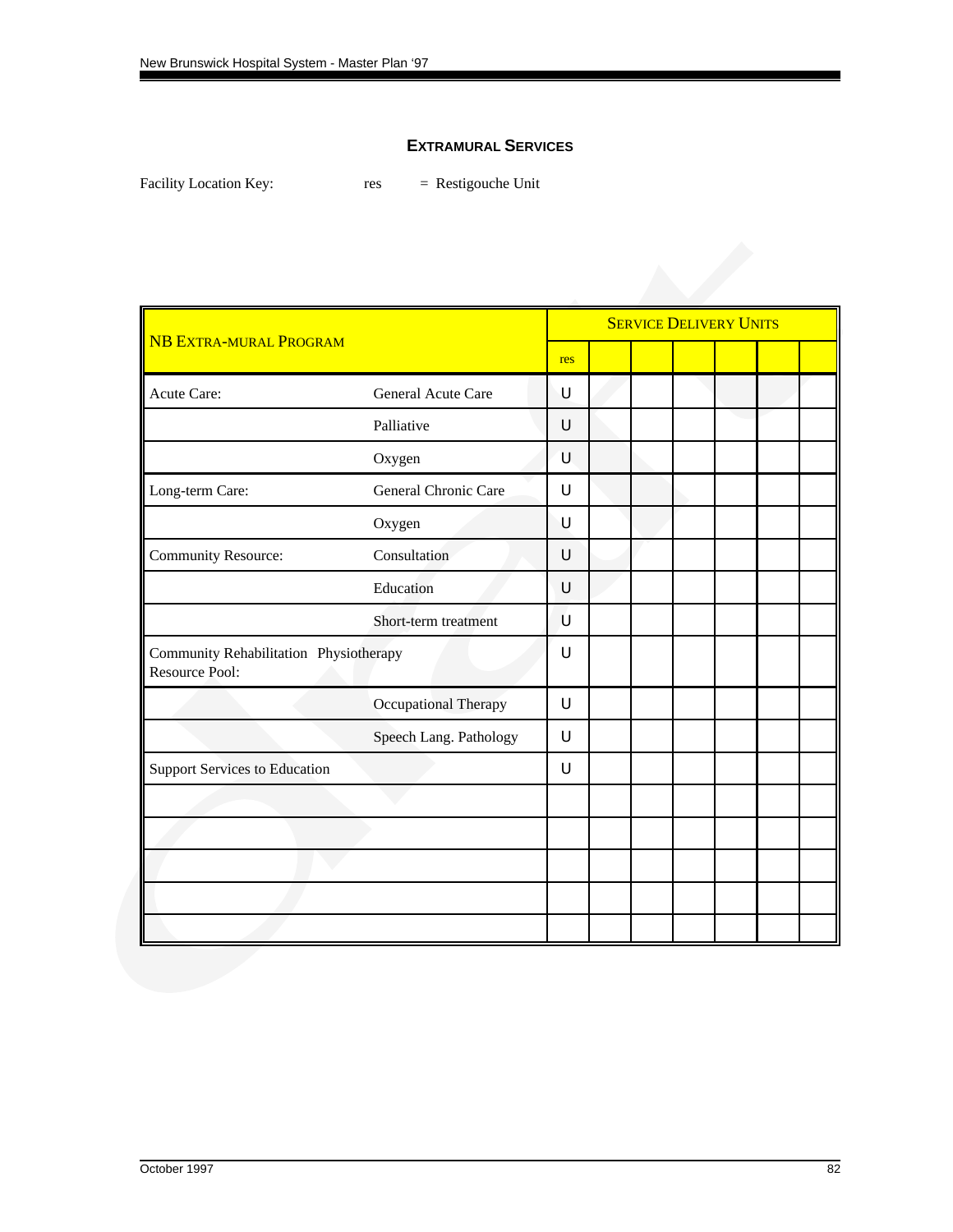## EXTRAMURAL SERVICES

Facility Location Key: res = Restigouche Unit

| NB EXTRA-MURAL PROGRAM | | SERVICE DELIVERY UNITS | | | | | | |
|---|---|---|---|---|---|---|---|---|
| | | res | | | | | | |
| Acute Care: | General Acute Care | U | | | | | | |
| | Palliative | U | | | | | | |
| | Oxygen | U | | | | | | |
| Long-term Care: | General Chronic Care | U | | | | | | |
| | Oxygen | U | | | | | | |
| Community Resource: | Consultation | U | | | | | | |
| | Education | U | | | | | | |
| | Short-term treatment | U | | | | | | |
| Community Rehabilitation Resource Pool: | Physiotherapy | U | | | | | | |
| | Occupational Therapy | U | | | | | | |
| | Speech Lang. Pathology | U | | | | | | |
| Support Services to Education | | U | | | | | | |
| | | | | | | | | |
| | | | | | | | | |
| | | | | | | | | |
| | | | | | | | | |
| | | | | | | | | |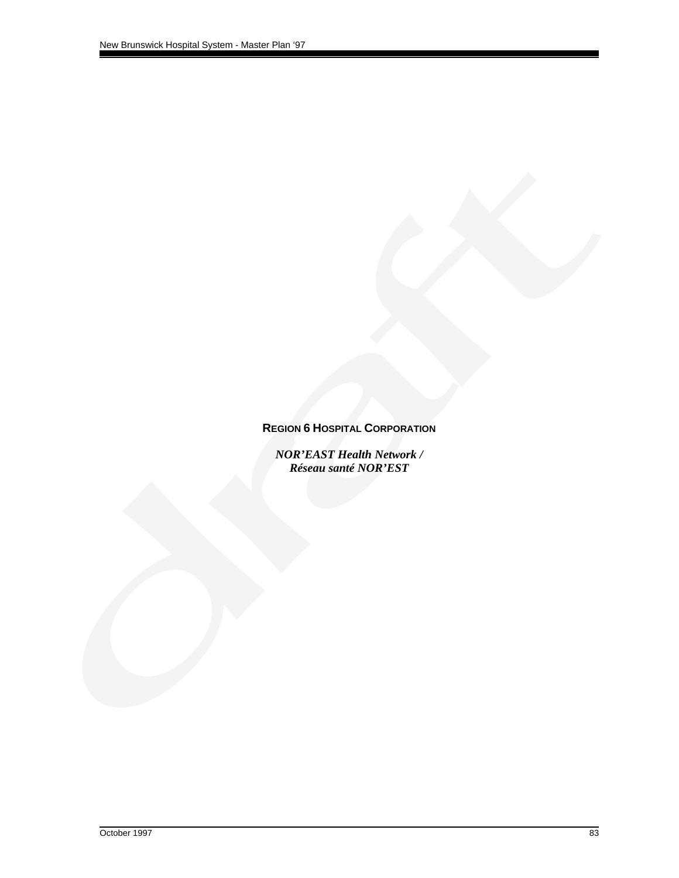**REGION 6 HOSPITAL CORPORATION**

***NOR'EAST Health Network / Réseau santé NOR'EST***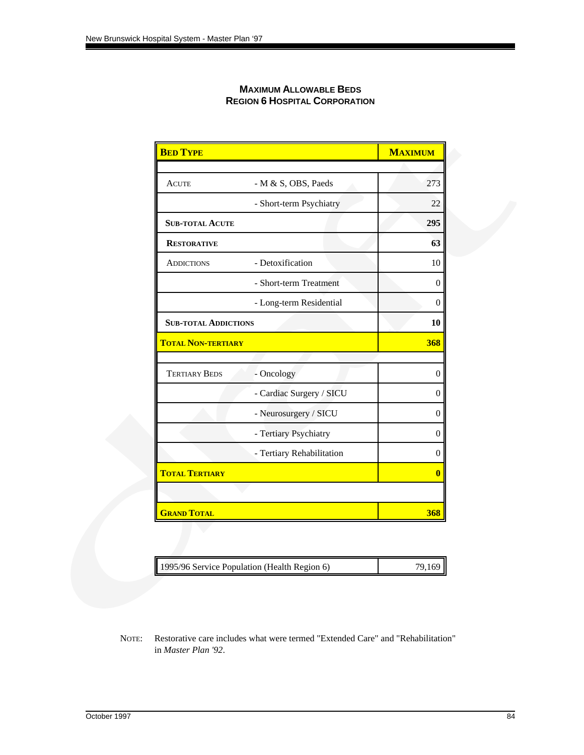## MAXIMUM ALLOWABLE BEDS
## REGION 6 HOSPITAL CORPORATION

| BED TYPE | | MAXIMUM |
|---|---|---|
| | | |
| ACUTE | - M & S, OBS, Paeds | 273 |
| | - Short-term Psychiatry | 22 |
| **SUB-TOTAL ACUTE** | | **295** |
| **RESTORATIVE** | | **63** |
| ADDICTIONS | - Detoxification | 10 |
| | - Short-term Treatment | 0 |
| | - Long-term Residential | 0 |
| **SUB-TOTAL ADDICTIONS** | | **10** |
| **TOTAL NON-TERTIARY** | | **368** |
| | | |
| TERTIARY BEDS | - Oncology | 0 |
| | - Cardiac Surgery / SICU | 0 |
| | - Neurosurgery / SICU | 0 |
| | - Tertiary Psychiatry | 0 |
| | - Tertiary Rehabilitation | 0 |
| **TOTAL TERTIARY** | | **0** |
| | | |
| **GRAND TOTAL** | | **368** |

| 1995/96 Service Population (Health Region 6) | 79,169 |
|---|---|

NOTE: Restorative care includes what were termed "Extended Care" and "Rehabilitation" in *Master Plan '92*.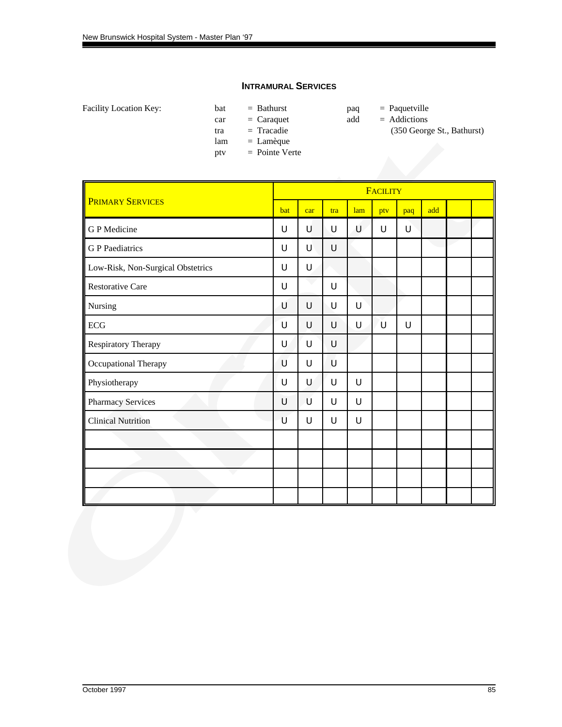## INTRAMURAL SERVICES

Facility Location Key:

| | | | |
|---|---|---|---|
| bat | = Bathurst | paq | = Paquetville |
| car | = Caraquet | add | = Addictions (350 George St., Bathurst) |
| tra | = Tracadie | | |
| lam | = Lamèque | | |
| ptv | = Pointe Verte | | |

| PRIMARY SERVICES | FACILITY | | | | | | | | |
|---|---|---|---|---|---|---|---|---|---|
| | bat | car | tra | lam | ptv | paq | add | | |
| G P Medicine | U | U | U | U | U | U | | | |
| G P Paediatrics | U | U | U | | | | | | |
| Low-Risk, Non-Surgical Obstetrics | U | U | | | | | | | |
| Restorative Care | U | | U | | | | | | |
| Nursing | U | U | U | U | | | | | |
| ECG | U | U | U | U | U | U | | | |
| Respiratory Therapy | U | U | U | | | | | | |
| Occupational Therapy | U | U | U | | | | | | |
| Physiotherapy | U | U | U | U | | | | | |
| Pharmacy Services | U | U | U | U | | | | | |
| Clinical Nutrition | U | U | U | U | | | | | |
| | | | | | | | | | |
| | | | | | | | | | |
| | | | | | | | | | |
| | | | | | | | | | |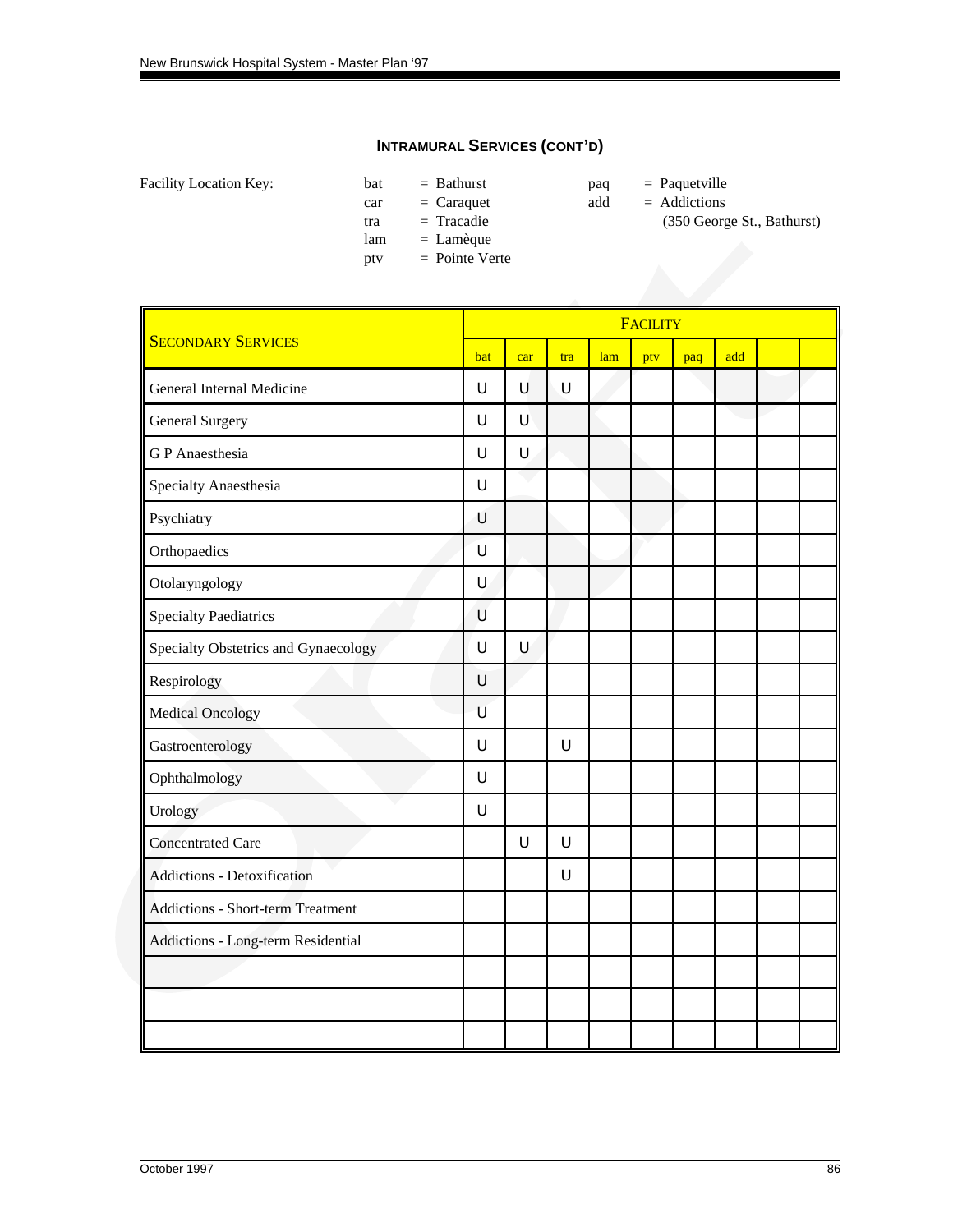## INTRAMURAL SERVICES (CONT'D)

Facility Location Key:

- bat = Bathurst
- car = Caraquet
- tra = Tracadie
- lam = Lamèque
- ptv = Pointe Verte
- paq = Paquetville
- add = Addictions (350 George St., Bathurst)

| SECONDARY SERVICES | FACILITY | | | | | | | | |
|---|---|---|---|---|---|---|---|---|---|
| | bat | car | tra | lam | ptv | paq | add | | |
| General Internal Medicine | U | U | U | | | | | | |
| General Surgery | U | U | | | | | | | |
| G P Anaesthesia | U | U | | | | | | | |
| Specialty Anaesthesia | U | | | | | | | | |
| Psychiatry | U | | | | | | | | |
| Orthopaedics | U | | | | | | | | |
| Otolaryngology | U | | | | | | | | |
| Specialty Paediatrics | U | | | | | | | | |
| Specialty Obstetrics and Gynaecology | U | U | | | | | | | |
| Respirology | U | | | | | | | | |
| Medical Oncology | U | | | | | | | | |
| Gastroenterology | U | | U | | | | | | |
| Ophthalmology | U | | | | | | | | |
| Urology | U | | | | | | | | |
| Concentrated Care | | U | U | | | | | | |
| Addictions - Detoxification | | | U | | | | | | |
| Addictions - Short-term Treatment | | | | | | | | | |
| Addictions - Long-term Residential | | | | | | | | | |
| | | | | | | | | | |
| | | | | | | | | | |
| | | | | | | | | | |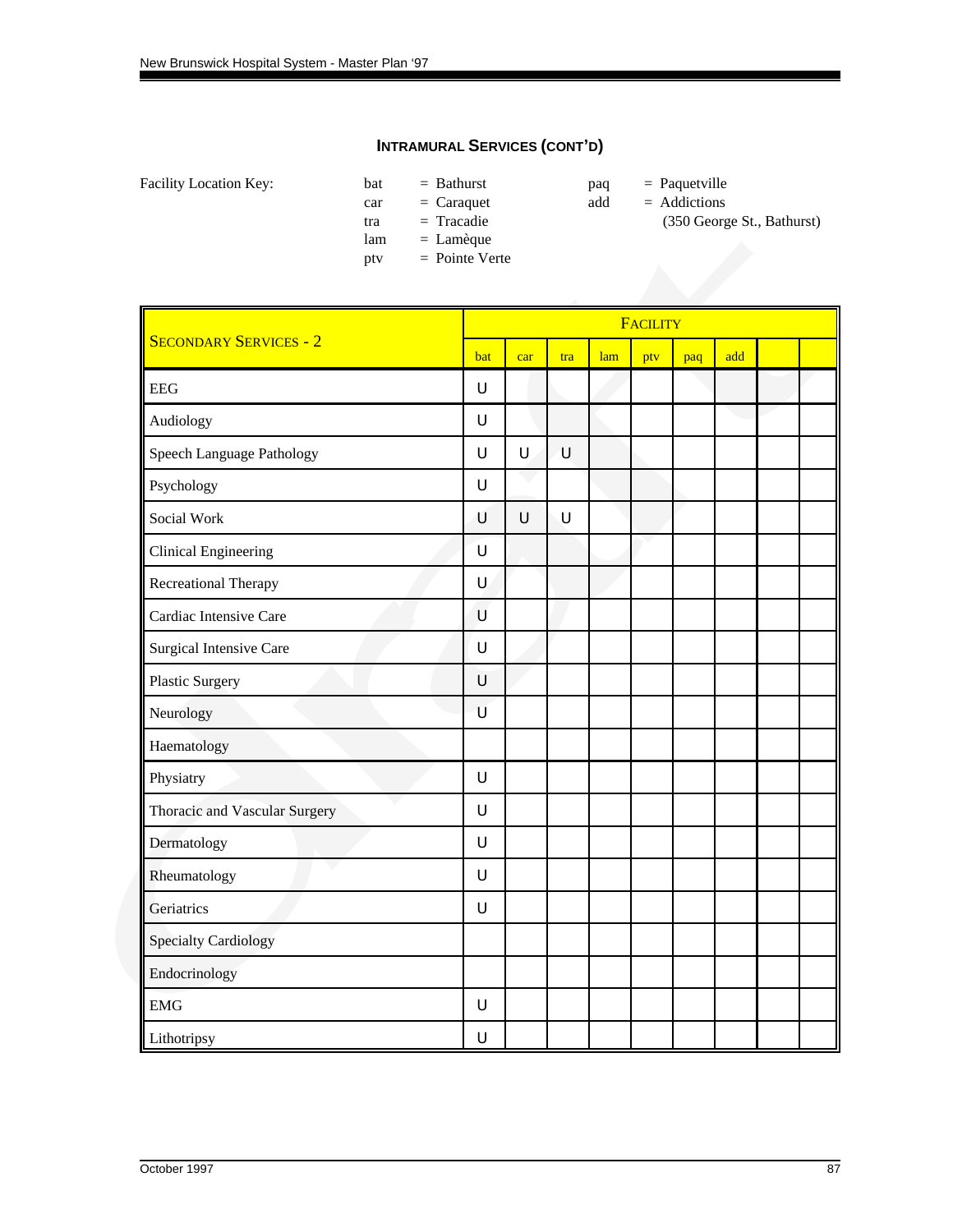## INTRAMURAL SERVICES (CONT'D)

Facility Location Key:

| | | | |
|---|---|---|---|
| bat | = Bathurst | paq | = Paquetville |
| car | = Caraquet | add | = Addictions (350 George St., Bathurst) |
| tra | = Tracadie | | |
| lam | = Lamèque | | |
| ptv | = Pointe Verte | | |

| SECONDARY SERVICES - 2 | FACILITY | | | | | | | | |
|---|---|---|---|---|---|---|---|---|---|
| | bat | car | tra | lam | ptv | paq | add | | |
| EEG | U | | | | | | | | |
| Audiology | U | | | | | | | | |
| Speech Language Pathology | U | U | U | | | | | | |
| Psychology | U | | | | | | | | |
| Social Work | U | U | U | | | | | | |
| Clinical Engineering | U | | | | | | | | |
| Recreational Therapy | U | | | | | | | | |
| Cardiac Intensive Care | U | | | | | | | | |
| Surgical Intensive Care | U | | | | | | | | |
| Plastic Surgery | U | | | | | | | | |
| Neurology | U | | | | | | | | |
| Haematology | | | | | | | | | |
| Physiatry | U | | | | | | | | |
| Thoracic and Vascular Surgery | U | | | | | | | | |
| Dermatology | U | | | | | | | | |
| Rheumatology | U | | | | | | | | |
| Geriatrics | U | | | | | | | | |
| Specialty Cardiology | | | | | | | | | |
| Endocrinology | | | | | | | | | |
| EMG | U | | | | | | | | |
| Lithotripsy | U | | | | | | | | |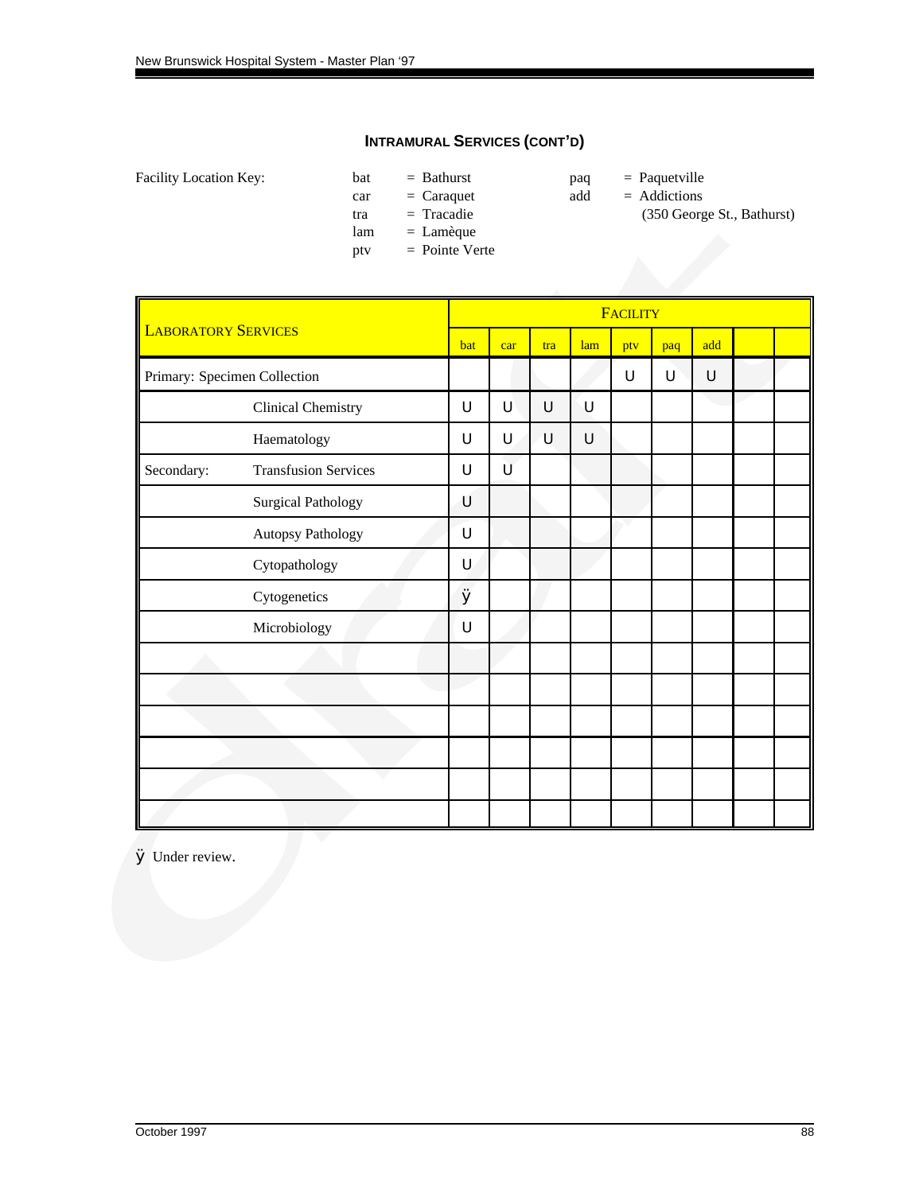## INTRAMURAL SERVICES (CONT'D)

Facility Location Key:

| | | | |
|---|---|---|---|
| bat | = Bathurst | paq | = Paquetville |
| car | = Caraquet | add | = Addictions (350 George St., Bathurst) |
| tra | = Tracadie | | |
| lam | = Lamèque | | |
| ptv | = Pointe Verte | | |

| LABORATORY SERVICES | | FACILITY | | | | | | | | |
|---|---|---|---|---|---|---|---|---|---|---|
| | | bat | car | tra | lam | ptv | paq | add | | |
| Primary: Specimen Collection | | | | | | U | U | U | | |
| | Clinical Chemistry | U | U | U | U | | | | | |
| | Haematology | U | U | U | U | | | | | |
| Secondary: | Transfusion Services | U | U | | | | | | | |
| | Surgical Pathology | U | | | | | | | | |
| | Autopsy Pathology | U | | | | | | | | |
| | Cytopathology | U | | | | | | | | |
| | Cytogenetics | ÿ | | | | | | | | |
| | Microbiology | U | | | | | | | | |
| | | | | | | | | | | |
| | | | | | | | | | | |
| | | | | | | | | | | |
| | | | | | | | | | | |
| | | | | | | | | | | |
| | | | | | | | | | | |

ÿ Under review.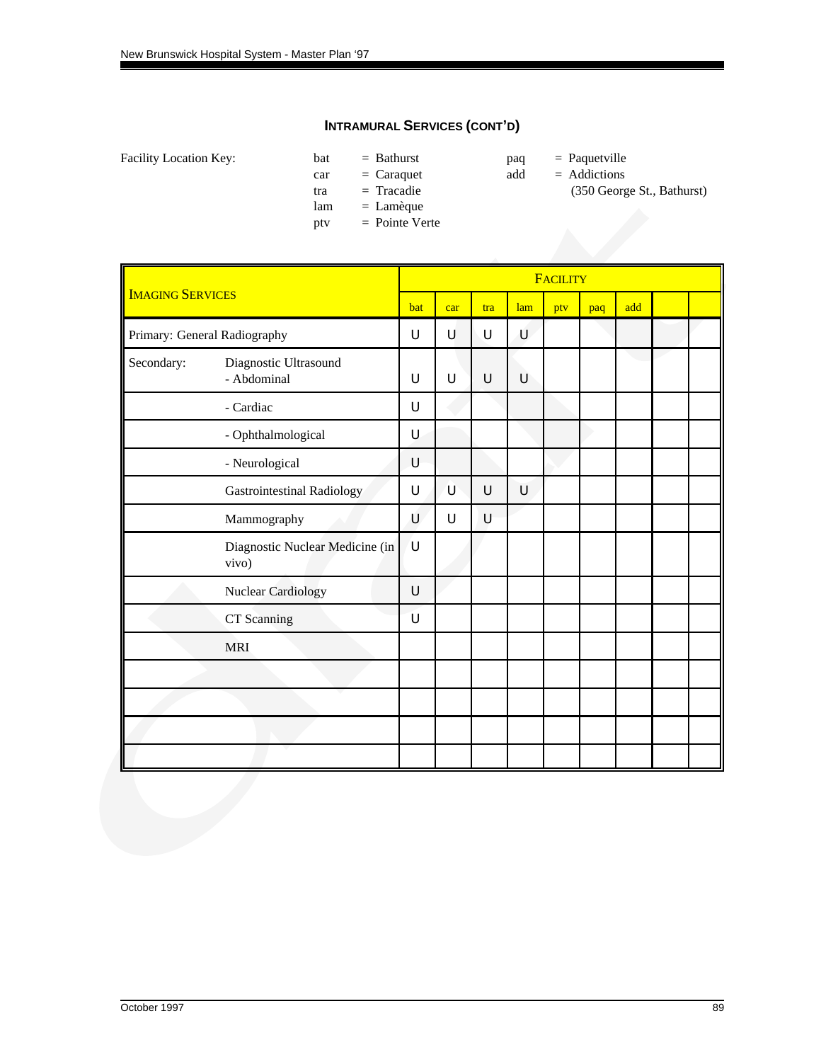### INTRAMURAL SERVICES (CONT'D)

Facility Location Key:

| | | | |
|---|---|---|---|
| bat | = Bathurst | paq | = Paquetville |
| car | = Caraquet | add | = Addictions (350 George St., Bathurst) |
| tra | = Tracadie | | |
| lam | = Lamèque | | |
| ptv | = Pointe Verte | | |

| IMAGING SERVICES | | FACILITY | | | | | | | | |
|---|---|---|---|---|---|---|---|---|---|---|
| | | bat | car | tra | lam | ptv | paq | add | | |
| Primary: General Radiography | | U | U | U | U | | | | | |
| Secondary: | Diagnostic Ultrasound - Abdominal | U | U | U | U | | | | | |
| | - Cardiac | U | | | | | | | | |
| | - Ophthalmological | U | | | | | | | | |
| | - Neurological | U | | | | | | | | |
| | Gastrointestinal Radiology | U | U | U | U | | | | | |
| | Mammography | U | U | U | | | | | | |
| | Diagnostic Nuclear Medicine (in vivo) | U | | | | | | | | |
| | Nuclear Cardiology | U | | | | | | | | |
| | CT Scanning | U | | | | | | | | |
| | MRI | | | | | | | | | |
| | | | | | | | | | | |
| | | | | | | | | | | |
| | | | | | | | | | | |
| | | | | | | | | | | |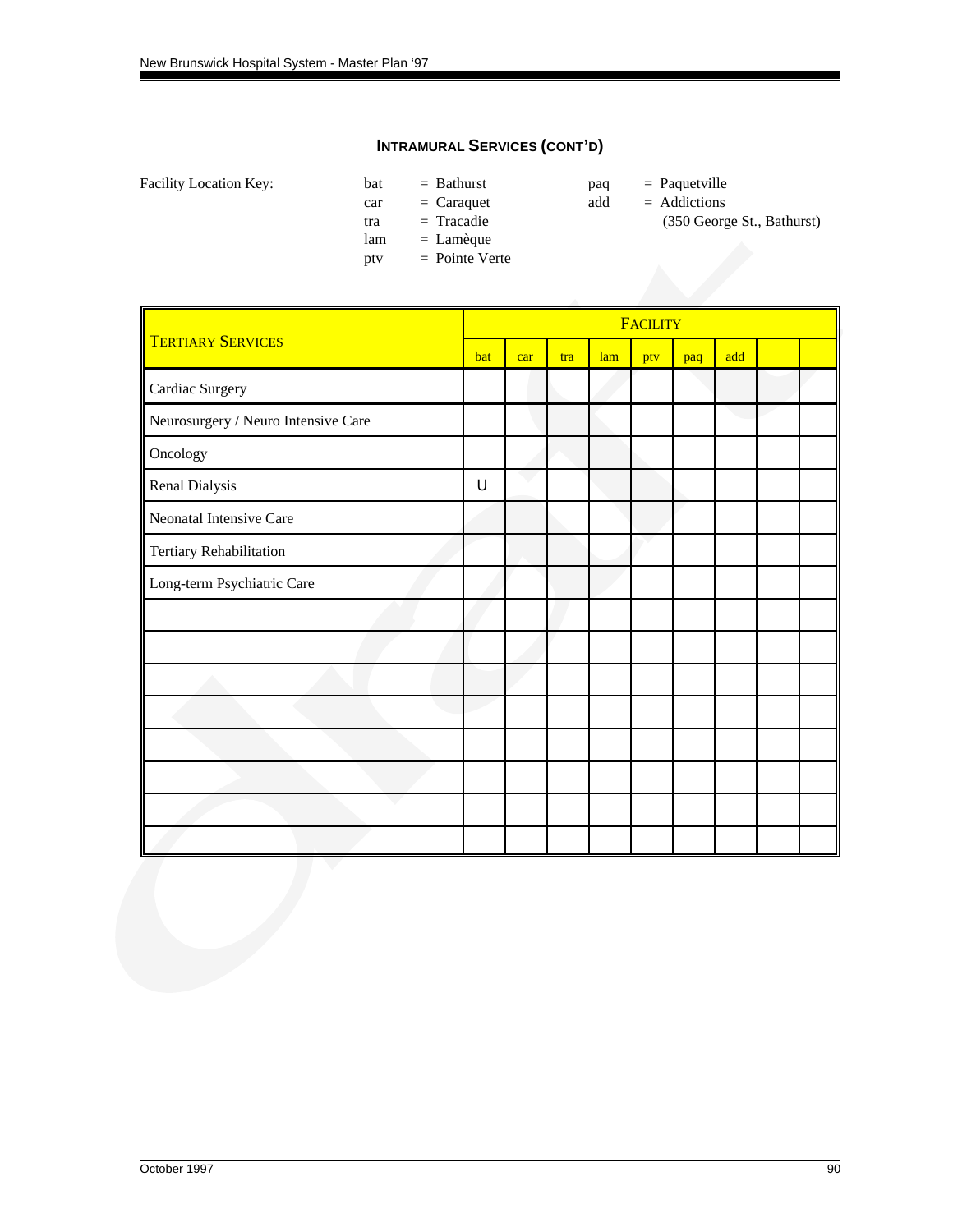## INTRAMURAL SERVICES (CONT'D)

Facility Location Key:

| | | | |
|---|---|---|---|
| bat | = Bathurst | paq | = Paquetville |
| car | = Caraquet | add | = Addictions (350 George St., Bathurst) |
| tra | = Tracadie | | |
| lam | = Lamèque | | |
| ptv | = Pointe Verte | | |

| TERTIARY SERVICES | FACILITY | | | | | | | | |
|---|---|---|---|---|---|---|---|---|---|
| | bat | car | tra | lam | ptv | paq | add | | |
| Cardiac Surgery | | | | | | | | | |
| Neurosurgery / Neuro Intensive Care | | | | | | | | | |
| Oncology | | | | | | | | | |
| Renal Dialysis | U | | | | | | | | |
| Neonatal Intensive Care | | | | | | | | | |
| Tertiary Rehabilitation | | | | | | | | | |
| Long-term Psychiatric Care | | | | | | | | | |
| | | | | | | | | | |
| | | | | | | | | | |
| | | | | | | | | | |
| | | | | | | | | | |
| | | | | | | | | | |
| | | | | | | | | | |
| | | | | | | | | | |
| | | | | | | | | | |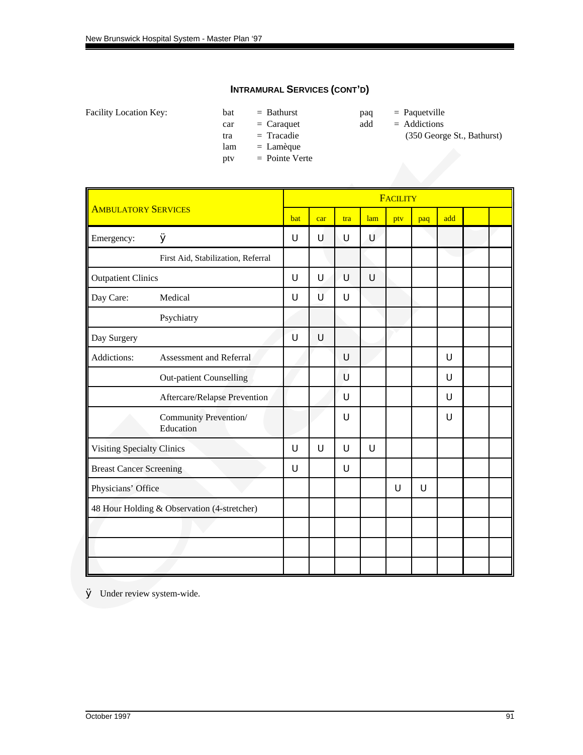### INTRAMURAL SERVICES (CONT'D)

Facility Location Key:

| | | | |
|---|---|---|---|
| bat | = Bathurst | paq | = Paquetville |
| car | = Caraquet | add | = Addictions (350 George St., Bathurst) |
| tra | = Tracadie | | |
| lam | = Lamèque | | |
| ptv | = Pointe Verte | | |

| AMBULATORY SERVICES | | FACILITY | | | | | | | | |
|---|---|---|---|---|---|---|---|---|---|---|
| | | bat | car | tra | lam | ptv | paq | add | | |
| Emergency: | ÿ | U | U | U | U | | | | | |
| | First Aid, Stabilization, Referral | | | | | | | | | |
| Outpatient Clinics | | U | U | U | U | | | | | |
| Day Care: | Medical | U | U | U | | | | | | |
| | Psychiatry | | | | | | | | | |
| Day Surgery | | U | U | | | | | | | |
| Addictions: | Assessment and Referral | | | U | | | | U | | |
| | Out-patient Counselling | | | U | | | | U | | |
| | Aftercare/Relapse Prevention | | | U | | | | U | | |
| | Community Prevention/ Education | | | U | | | | U | | |
| Visiting Specialty Clinics | | U | U | U | U | | | | | |
| Breast Cancer Screening | | U | | U | | | | | | |
| Physicians' Office | | | | | | U | U | | | |
| 48 Hour Holding & Observation (4-stretcher) | | | | | | | | | | |
| | | | | | | | | | | |
| | | | | | | | | | | |
| | | | | | | | | | | |

ÿ Under review system-wide.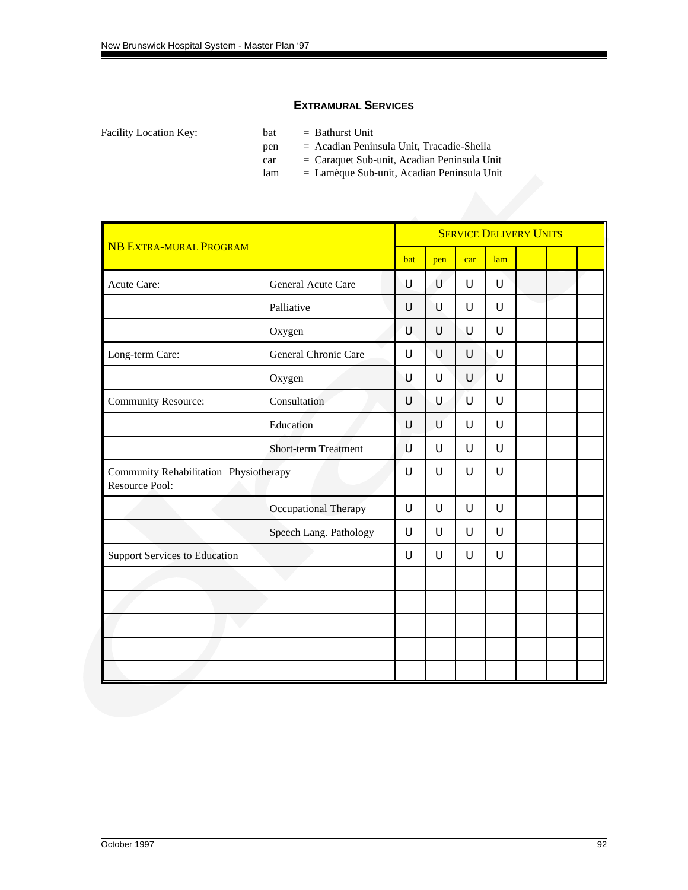## EXTRAMURAL SERVICES

Facility Location Key:

- bat = Bathurst Unit
- pen = Acadian Peninsula Unit, Tracadie-Sheila
- car = Caraquet Sub-unit, Acadian Peninsula Unit
- lam = Lamèque Sub-unit, Acadian Peninsula Unit

| NB EXTRA-MURAL PROGRAM | | SERVICE DELIVERY UNITS | | | | | | |
|---|---|---|---|---|---|---|---|---|
| | | bat | pen | car | lam | | | |
| Acute Care: | General Acute Care | U | U | U | U | | | |
| | Palliative | U | U | U | U | | | |
| | Oxygen | U | U | U | U | | | |
| Long-term Care: | General Chronic Care | U | U | U | U | | | |
| | Oxygen | U | U | U | U | | | |
| Community Resource: | Consultation | U | U | U | U | | | |
| | Education | U | U | U | U | | | |
| | Short-term Treatment | U | U | U | U | | | |
| Community Rehabilitation Resource Pool: | Physiotherapy | U | U | U | U | | | |
| | Occupational Therapy | U | U | U | U | | | |
| | Speech Lang. Pathology | U | U | U | U | | | |
| Support Services to Education | | U | U | U | U | | | |
| | | | | | | | | |
| | | | | | | | | |
| | | | | | | | | |
| | | | | | | | | |
| | | | | | | | | |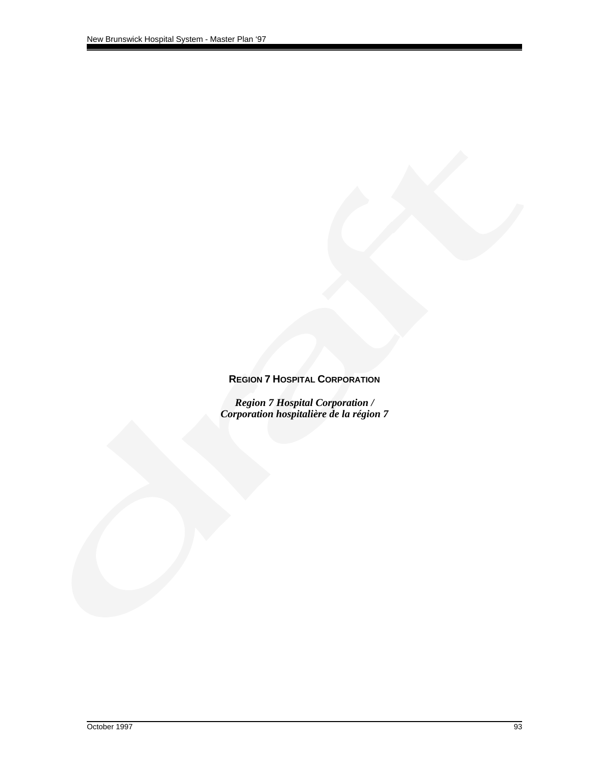## REGION 7 HOSPITAL CORPORATION

***Region 7 Hospital Corporation /***
***Corporation hospitalière de la région 7***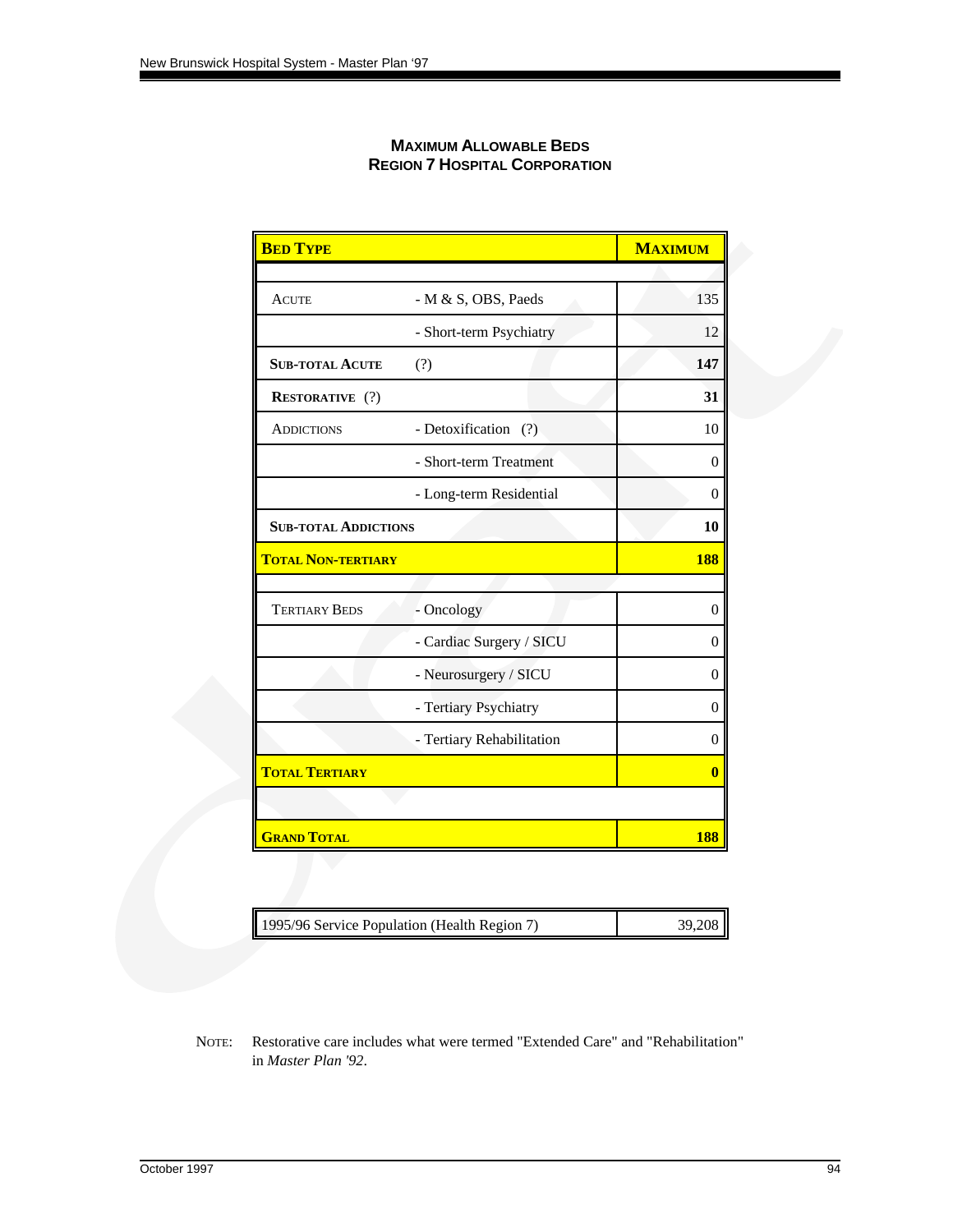## MAXIMUM ALLOWABLE BEDS
## REGION 7 HOSPITAL CORPORATION

| **BED TYPE** | | **MAXIMUM** |
|---|---|---|
| | | |
| ACUTE | - M & S, OBS, Paeds | 135 |
| | - Short-term Psychiatry | 12 |
| **SUB-TOTAL ACUTE** | (?) | **147** |
| **RESTORATIVE** (?) | | **31** |
| ADDICTIONS | - Detoxification (?) | 10 |
| | - Short-term Treatment | 0 |
| | - Long-term Residential | 0 |
| **SUB-TOTAL ADDICTIONS** | | **10** |
| **TOTAL NON-TERTIARY** | | **188** |
| | | |
| TERTIARY BEDS | - Oncology | 0 |
| | - Cardiac Surgery / SICU | 0 |
| | - Neurosurgery / SICU | 0 |
| | - Tertiary Psychiatry | 0 |
| | - Tertiary Rehabilitation | 0 |
| **TOTAL TERTIARY** | | **0** |
| | | |
| **GRAND TOTAL** | | **188** |

| 1995/96 Service Population (Health Region 7) | 39,208 |
|---|---|

NOTE: Restorative care includes what were termed "Extended Care" and "Rehabilitation" in *Master Plan '92*.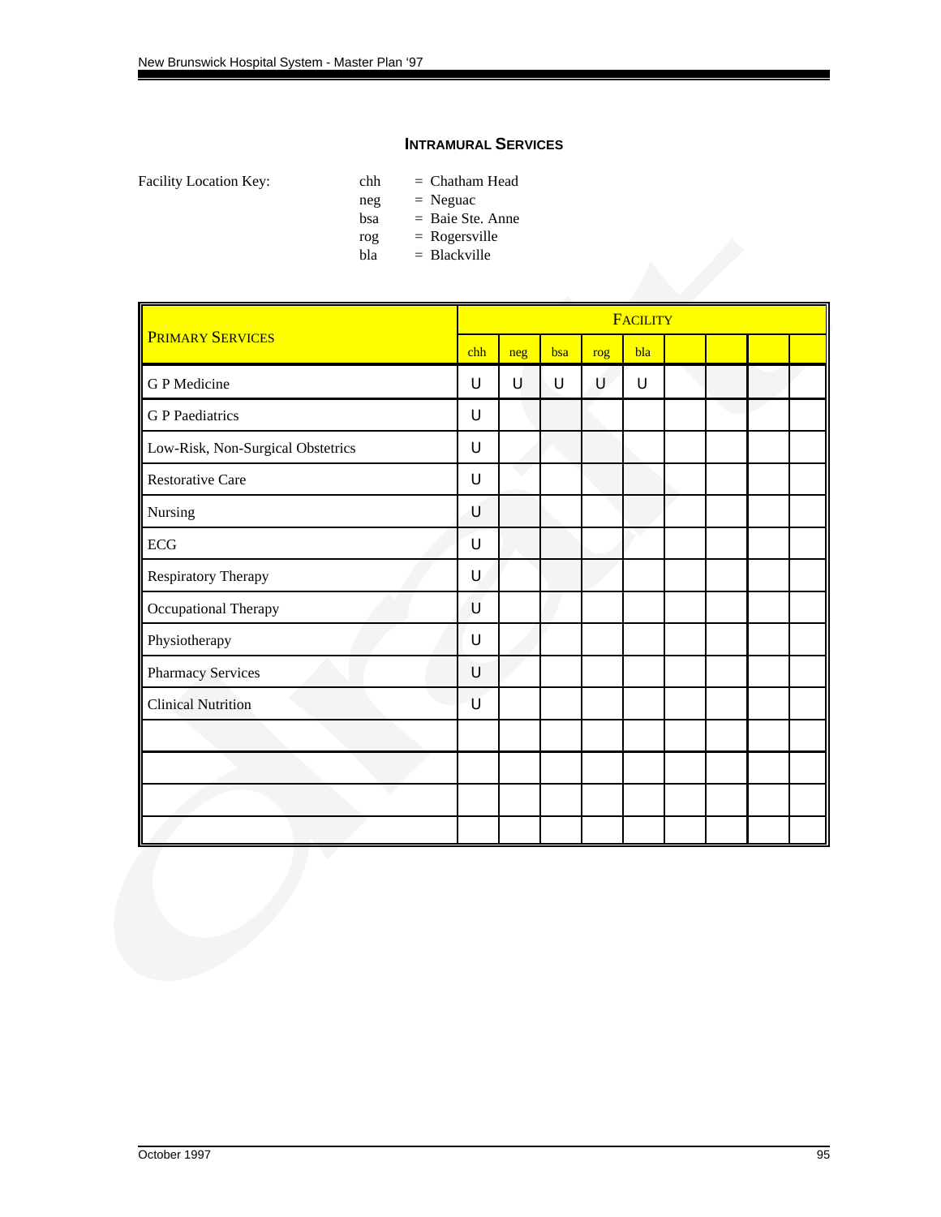## INTRAMURAL SERVICES

Facility Location Key:

chh = Chatham Head
neg = Neguac
bsa = Baie Ste. Anne
rog = Rogersville
bla = Blackville

| PRIMARY SERVICES | FACILITY | | | | | | | | |
|---|---|---|---|---|---|---|---|---|---|
| | chh | neg | bsa | rog | bla | | | | |
| G P Medicine | U | U | U | U | U | | | | |
| G P Paediatrics | U | | | | | | | | |
| Low-Risk, Non-Surgical Obstetrics | U | | | | | | | | |
| Restorative Care | U | | | | | | | | |
| Nursing | U | | | | | | | | |
| ECG | U | | | | | | | | |
| Respiratory Therapy | U | | | | | | | | |
| Occupational Therapy | U | | | | | | | | |
| Physiotherapy | U | | | | | | | | |
| Pharmacy Services | U | | | | | | | | |
| Clinical Nutrition | U | | | | | | | | |
| | | | | | | | | | |
| | | | | | | | | | |
| | | | | | | | | | |
| | | | | | | | | | |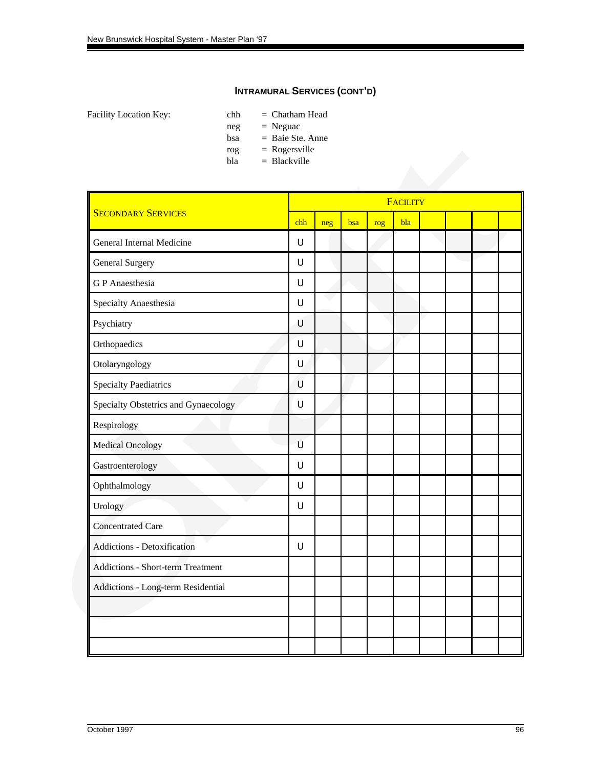### INTRAMURAL SERVICES (CONT'D)

Facility Location Key:

chh = Chatham Head
neg = Neguac
bsa = Baie Ste. Anne
rog = Rogersville
bla = Blackville

| SECONDARY SERVICES | FACILITY | | | | | | | | |
|---|---|---|---|---|---|---|---|---|---|
| | chh | neg | bsa | rog | bla | | | | |
| General Internal Medicine | U | | | | | | | | |
| General Surgery | U | | | | | | | | |
| G P Anaesthesia | U | | | | | | | | |
| Specialty Anaesthesia | U | | | | | | | | |
| Psychiatry | U | | | | | | | | |
| Orthopaedics | U | | | | | | | | |
| Otolaryngology | U | | | | | | | | |
| Specialty Paediatrics | U | | | | | | | | |
| Specialty Obstetrics and Gynaecology | U | | | | | | | | |
| Respirology | | | | | | | | | |
| Medical Oncology | U | | | | | | | | |
| Gastroenterology | U | | | | | | | | |
| Ophthalmology | U | | | | | | | | |
| Urology | U | | | | | | | | |
| Concentrated Care | | | | | | | | | |
| Addictions - Detoxification | U | | | | | | | | |
| Addictions - Short-term Treatment | | | | | | | | | |
| Addictions - Long-term Residential | | | | | | | | | |
| | | | | | | | | | |
| | | | | | | | | | |
| | | | | | | | | | |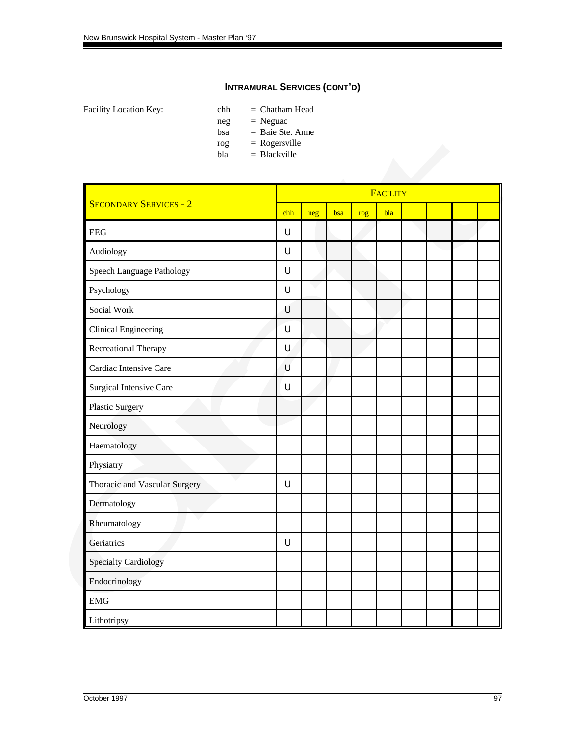## INTRAMURAL SERVICES (CONT'D)

Facility Location Key:

chh = Chatham Head
neg = Neguac
bsa = Baie Ste. Anne
rog = Rogersville
bla = Blackville

| SECONDARY SERVICES - 2 | FACILITY | | | | | | | | |
|---|---|---|---|---|---|---|---|---|---|
| | chh | neg | bsa | rog | bla | | | | |
| EEG | U | | | | | | | | |
| Audiology | U | | | | | | | | |
| Speech Language Pathology | U | | | | | | | | |
| Psychology | U | | | | | | | | |
| Social Work | U | | | | | | | | |
| Clinical Engineering | U | | | | | | | | |
| Recreational Therapy | U | | | | | | | | |
| Cardiac Intensive Care | U | | | | | | | | |
| Surgical Intensive Care | U | | | | | | | | |
| Plastic Surgery | | | | | | | | | |
| Neurology | | | | | | | | | |
| Haematology | | | | | | | | | |
| Physiatry | | | | | | | | | |
| Thoracic and Vascular Surgery | U | | | | | | | | |
| Dermatology | | | | | | | | | |
| Rheumatology | | | | | | | | | |
| Geriatrics | U | | | | | | | | |
| Specialty Cardiology | | | | | | | | | |
| Endocrinology | | | | | | | | | |
| EMG | | | | | | | | | |
| Lithotripsy | | | | | | | | | |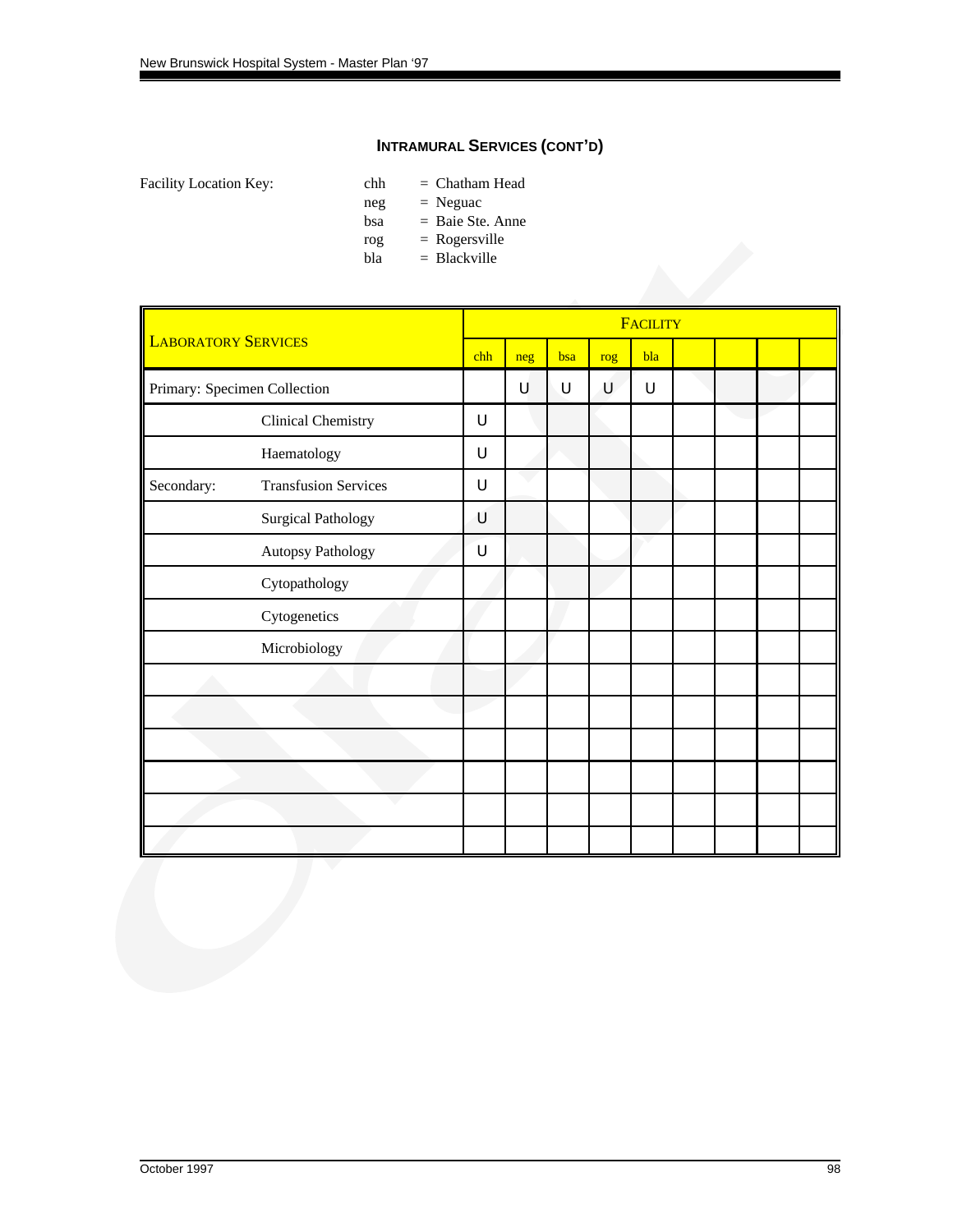### INTRAMURAL SERVICES (CONT'D)

Facility Location Key:

- chh = Chatham Head
- neg = Neguac
- bsa = Baie Ste. Anne
- rog = Rogersville
- bla = Blackville

| LABORATORY SERVICES | | FACILITY | | | | | | | | |
|---|---|---|---|---|---|---|---|---|---|---|
| | | chh | neg | bsa | rog | bla | | | | |
| Primary: Specimen Collection | | | U | U | U | U | | | | |
| | Clinical Chemistry | U | | | | | | | | |
| | Haematology | U | | | | | | | | |
| Secondary: | Transfusion Services | U | | | | | | | | |
| | Surgical Pathology | U | | | | | | | | |
| | Autopsy Pathology | U | | | | | | | | |
| | Cytopathology | | | | | | | | | |
| | Cytogenetics | | | | | | | | | |
| | Microbiology | | | | | | | | | |
| | | | | | | | | | | |
| | | | | | | | | | | |
| | | | | | | | | | | |
| | | | | | | | | | | |
| | | | | | | | | | | |
| | | | | | | | | | | |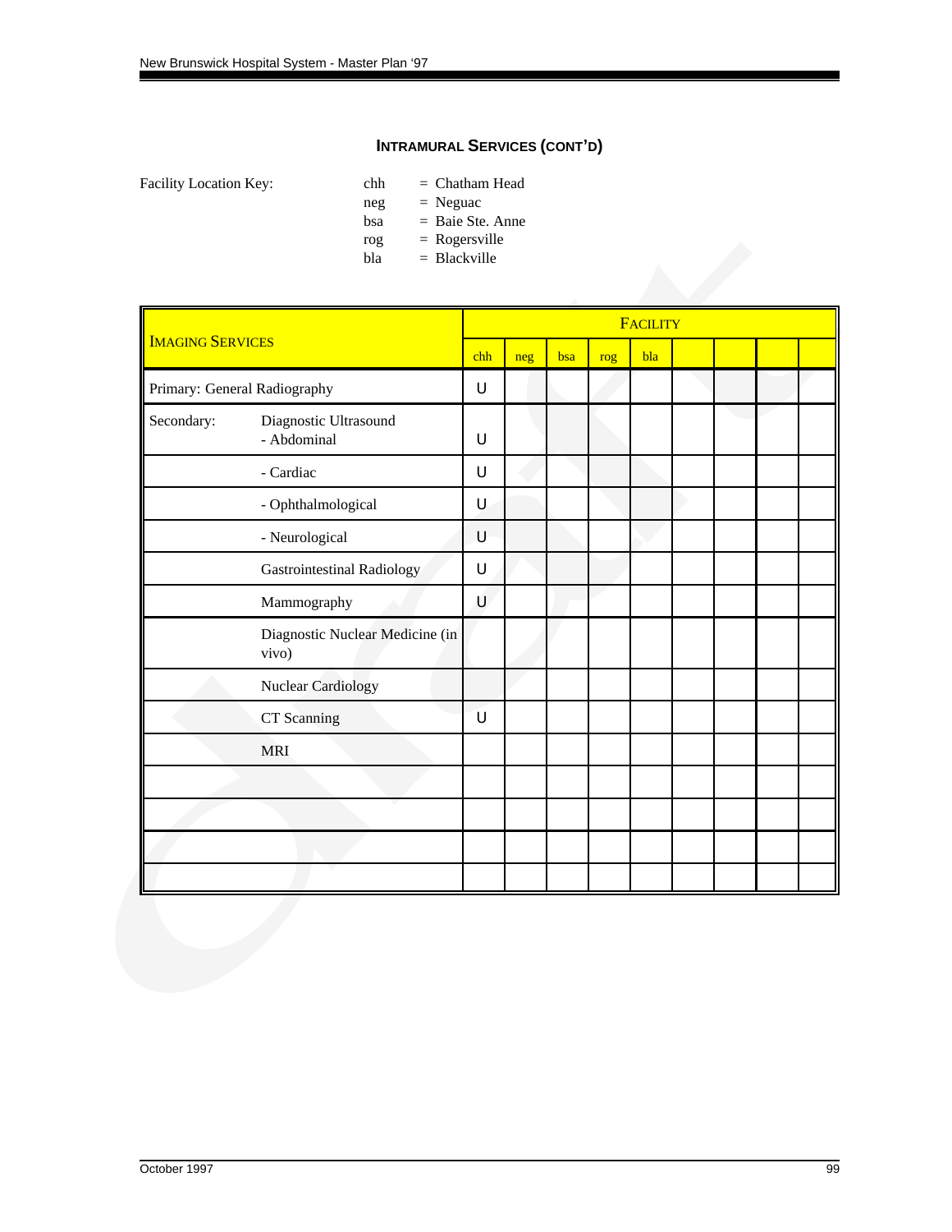### INTRAMURAL SERVICES (CONT'D)

Facility Location Key:

chh = Chatham Head
neg = Neguac
bsa = Baie Ste. Anne
rog = Rogersville
bla = Blackville

| IMAGING SERVICES | | FACILITY | | | | | | | | |
|---|---|---|---|---|---|---|---|---|---|---|
| | | chh | neg | bsa | rog | bla | | | | |
| Primary: General Radiography | | U | | | | | | | | |
| Secondary: | Diagnostic Ultrasound - Abdominal | U | | | | | | | | |
| | - Cardiac | U | | | | | | | | |
| | - Ophthalmological | U | | | | | | | | |
| | - Neurological | U | | | | | | | | |
| | Gastrointestinal Radiology | U | | | | | | | | |
| | Mammography | U | | | | | | | | |
| | Diagnostic Nuclear Medicine (in vivo) | | | | | | | | | |
| | Nuclear Cardiology | | | | | | | | | |
| | CT Scanning | U | | | | | | | | |
| | MRI | | | | | | | | | |
| | | | | | | | | | | |
| | | | | | | | | | | |
| | | | | | | | | | | |
| | | | | | | | | | | |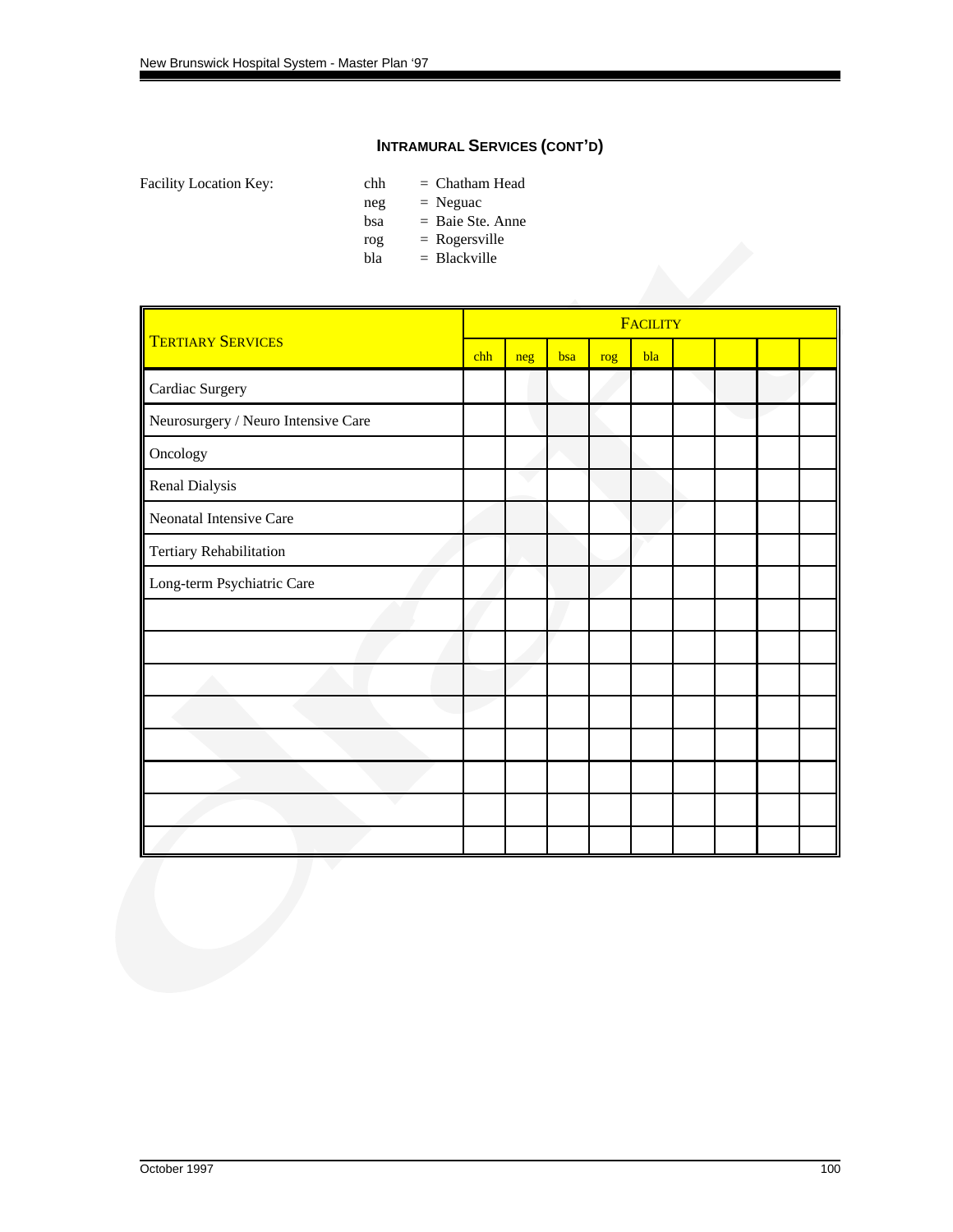## INTRAMURAL SERVICES (CONT'D)

Facility Location Key:

chh = Chatham Head
neg = Neguac
bsa = Baie Ste. Anne
rog = Rogersville
bla = Blackville

| TERTIARY SERVICES | FACILITY | | | | | | | | |
|---|---|---|---|---|---|---|---|---|---|
| | chh | neg | bsa | rog | bla | | | | |
| Cardiac Surgery | | | | | | | | | |
| Neurosurgery / Neuro Intensive Care | | | | | | | | | |
| Oncology | | | | | | | | | |
| Renal Dialysis | | | | | | | | | |
| Neonatal Intensive Care | | | | | | | | | |
| Tertiary Rehabilitation | | | | | | | | | |
| Long-term Psychiatric Care | | | | | | | | | |
| | | | | | | | | | |
| | | | | | | | | | |
| | | | | | | | | | |
| | | | | | | | | | |
| | | | | | | | | | |
| | | | | | | | | | |
| | | | | | | | | | |
| | | | | | | | | | |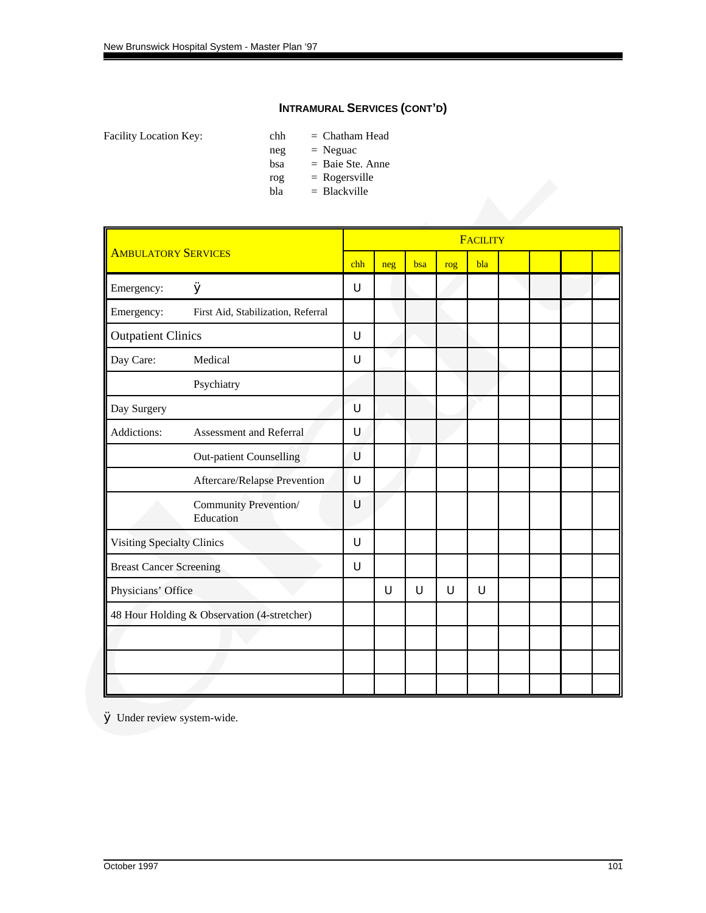## INTRAMURAL SERVICES (CONT'D)

Facility Location Key:

- chh = Chatham Head
- neg = Neguac
- bsa = Baie Ste. Anne
- rog = Rogersville
- bla = Blackville

| AMBULATORY SERVICES | | FACILITY | | | | | | | | |
|---|---|---|---|---|---|---|---|---|---|---|
| | | chh | neg | bsa | rog | bla | | | | |
| Emergency: | ÿ | ü | | | | | | | | |
| Emergency: | First Aid, Stabilization, Referral | | | | | | | | | |
| Outpatient Clinics | | ü | | | | | | | | |
| Day Care: | Medical | ü | | | | | | | | |
| | Psychiatry | | | | | | | | | |
| Day Surgery | | ü | | | | | | | | |
| Addictions: | Assessment and Referral | ü | | | | | | | | |
| | Out-patient Counselling | ü | | | | | | | | |
| | Aftercare/Relapse Prevention | ü | | | | | | | | |
| | Community Prevention/ Education | ü | | | | | | | | |
| Visiting Specialty Clinics | | ü | | | | | | | | |
| Breast Cancer Screening | | ü | | | | | | | | |
| Physicians' Office | | | ü | ü | ü | ü | | | | |
| 48 Hour Holding & Observation (4-stretcher) | | | | | | | | | | |
| | | | | | | | | | | |
| | | | | | | | | | | |
| | | | | | | | | | | |

ÿ Under review system-wide.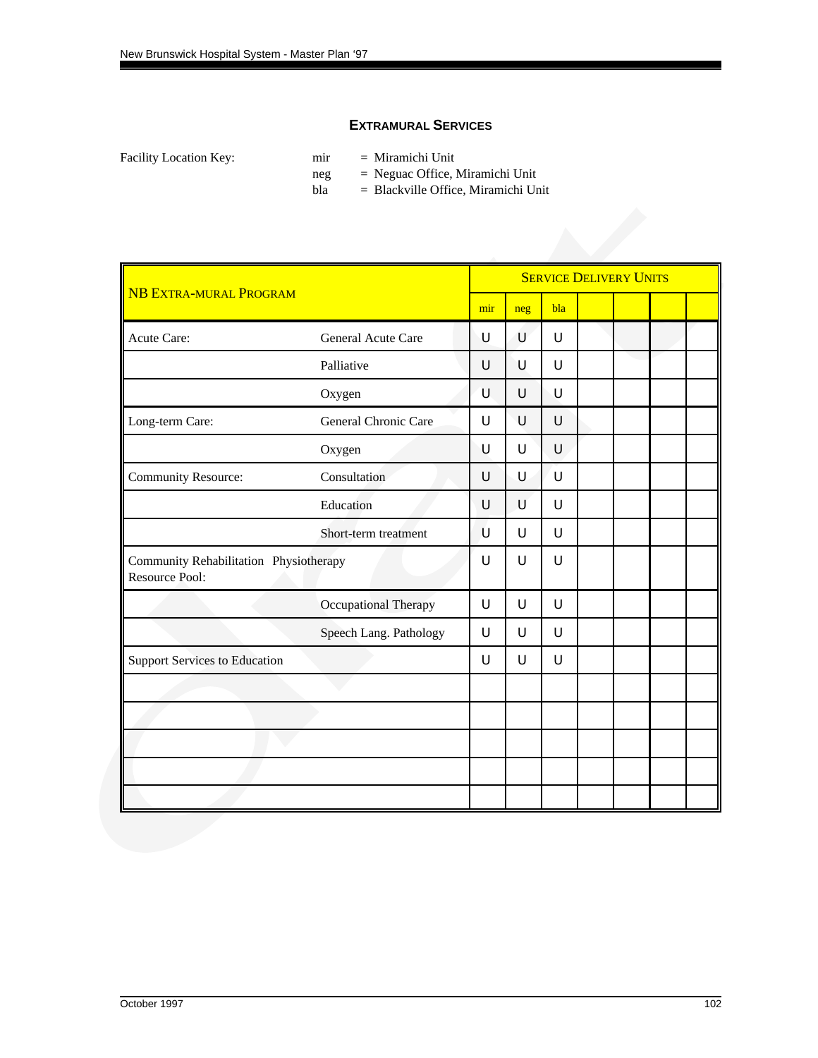## EXTRAMURAL SERVICES

Facility Location Key:

- mir = Miramichi Unit
- neg = Neguac Office, Miramichi Unit
- bla = Blackville Office, Miramichi Unit

| NB EXTRA-MURAL PROGRAM | | SERVICE DELIVERY UNITS | | | | | | |
|---|---|---|---|---|---|---|---|---|
| | | mir | neg | bla | | | | |
| Acute Care: | General Acute Care | U | U | U | | | | |
| | Palliative | U | U | U | | | | |
| | Oxygen | U | U | U | | | | |
| Long-term Care: | General Chronic Care | U | U | U | | | | |
| | Oxygen | U | U | U | | | | |
| Community Resource: | Consultation | U | U | U | | | | |
| | Education | U | U | U | | | | |
| | Short-term treatment | U | U | U | | | | |
| Community Rehabilitation Resource Pool: | Physiotherapy | U | U | U | | | | |
| | Occupational Therapy | U | U | U | | | | |
| | Speech Lang. Pathology | U | U | U | | | | |
| Support Services to Education | | U | U | U | | | | |
| | | | | | | | | |
| | | | | | | | | |
| | | | | | | | | |
| | | | | | | | | |
| | | | | | | | | |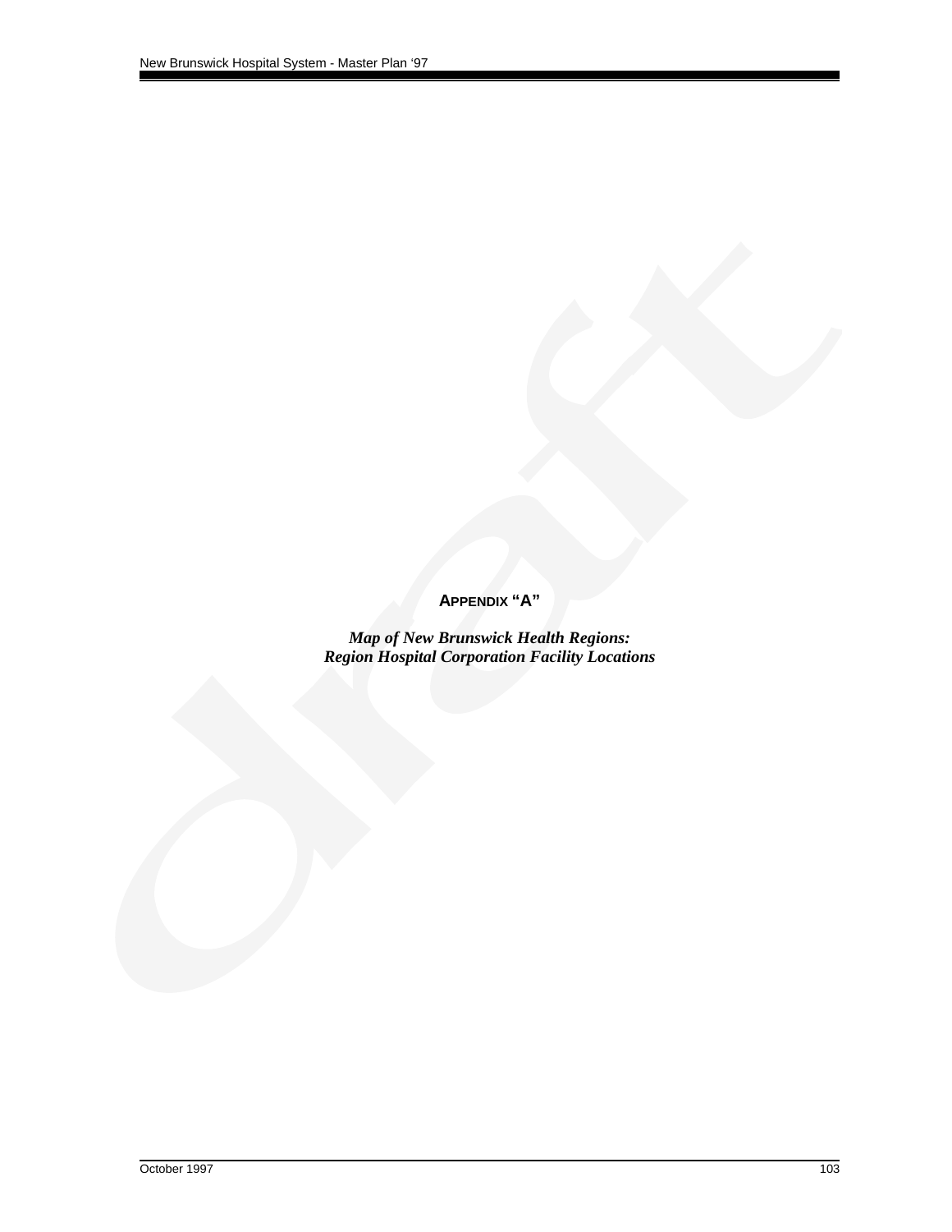## APPENDIX "A"

***Map of New Brunswick Health Regions:***
***Region Hospital Corporation Facility Locations***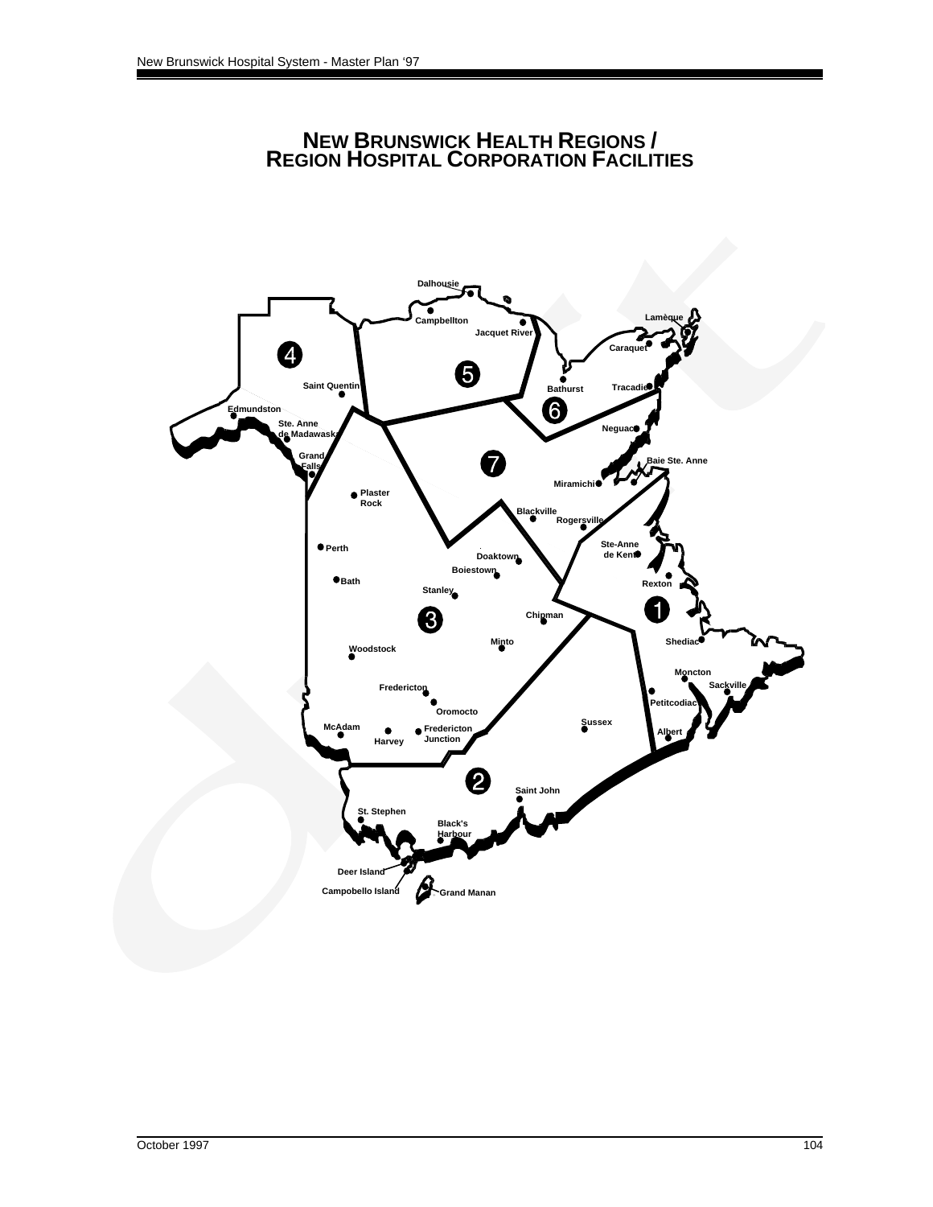# NEW BRUNSWICK HEALTH REGIONS / REGION HOSPITAL CORPORATION FACILITIES

Dalhousie
Campbellton
Jacquet River
Lamèque
Caraquet
Bathurst
Tracadie
Saint Quentin
Edmundston
Ste. Anne de Madawaska
Neguac
Grand Falls
Baie Ste. Anne
Miramichi
Plaster Rock
Blackville
Rogersville
Ste-Anne de Kent
Perth
Doaktown
Boiestown
Bath
Rexton
Stanley
Chipman
Minto
Shediac
Woodstock
Moncton
Sackville
Fredericton
Petitcodiac
Oromocto
Sussex
McAdam
Fredericton Junction
Albert
Harvey
Saint John
St. Stephen
Black's Harbour
Deer Island
Campobello Island
Grand Manan

1 2 3 4 5 6 7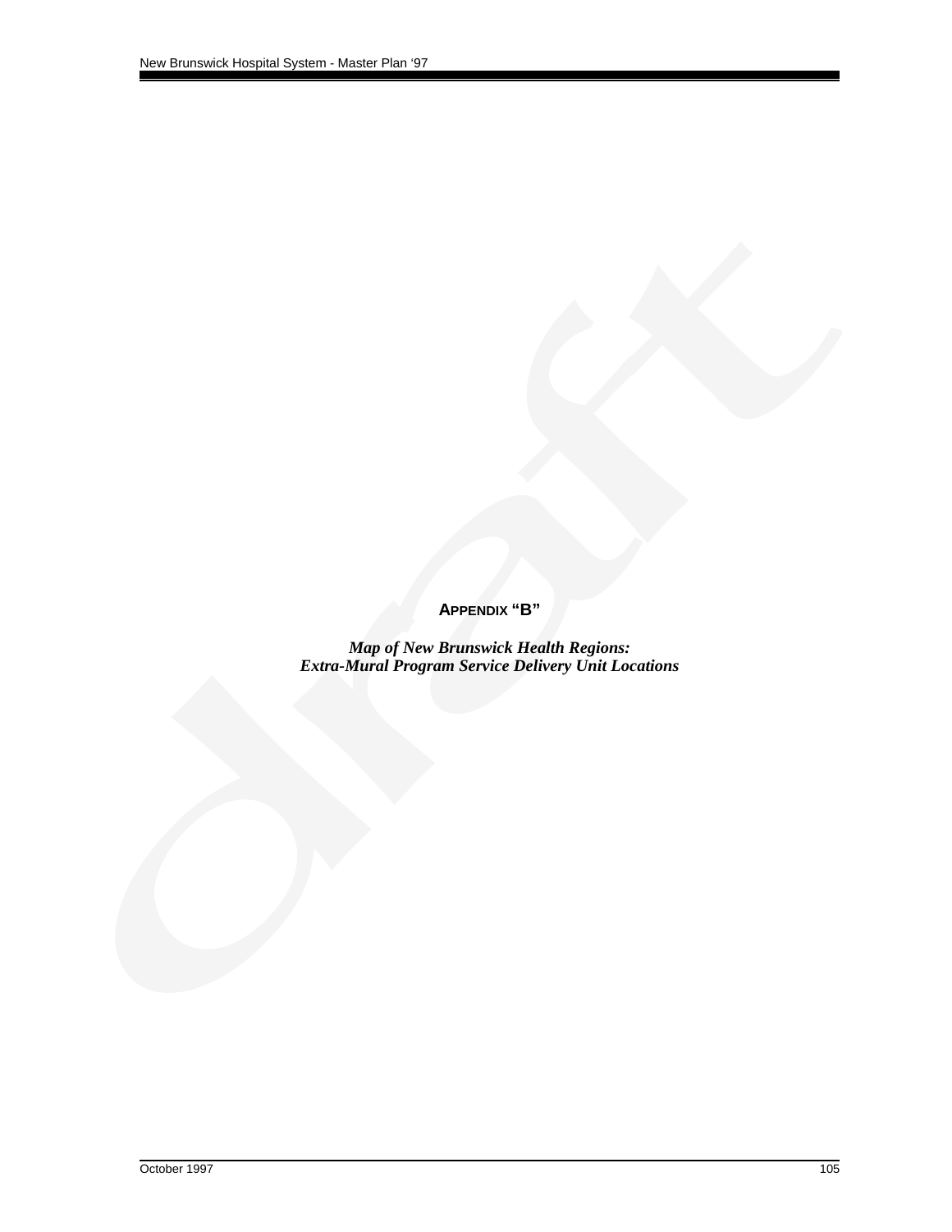## APPENDIX "B"

***Map of New Brunswick Health Regions:***
***Extra-Mural Program Service Delivery Unit Locations***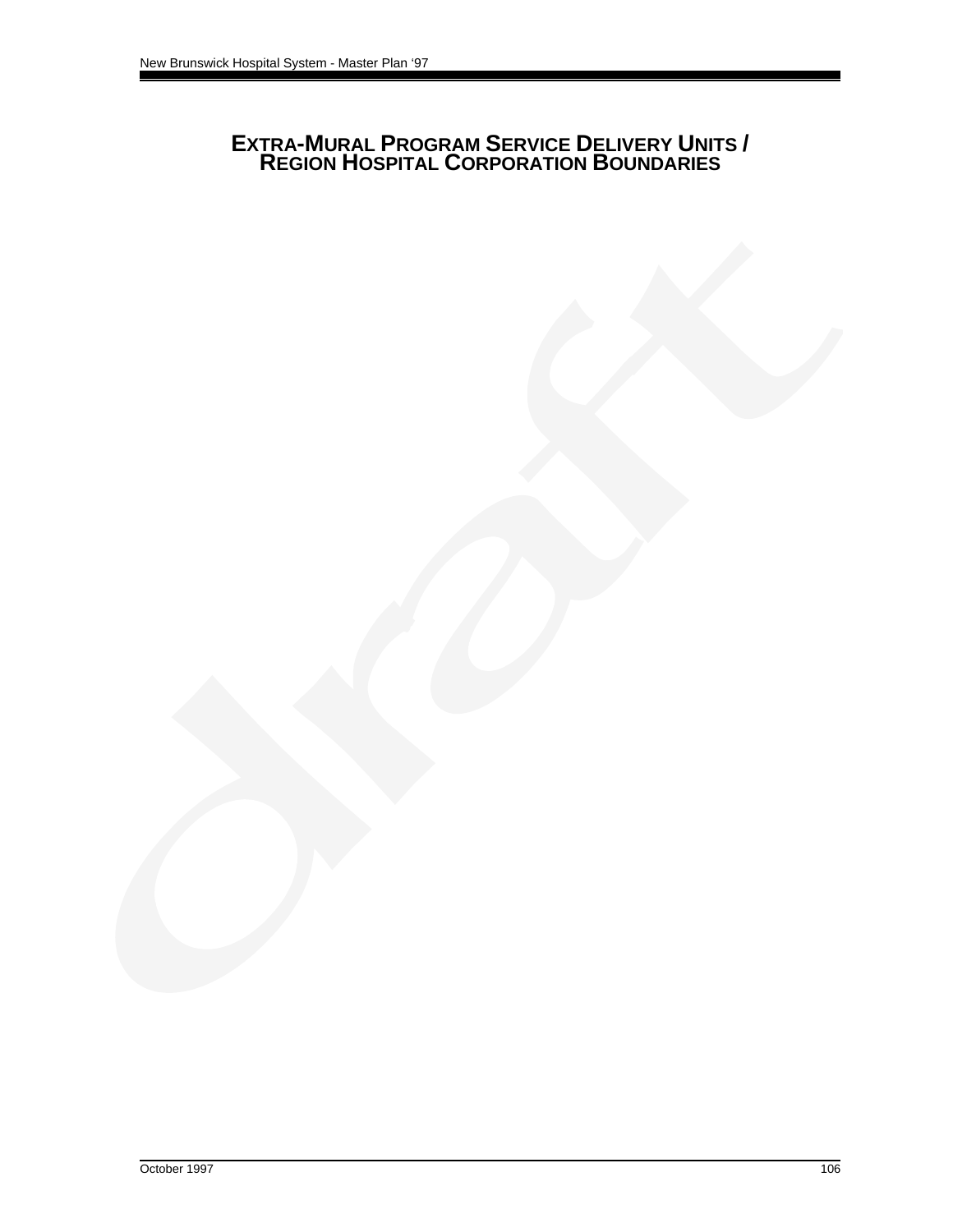# EXTRA-MURAL PROGRAM SERVICE DELIVERY UNITS / REGION HOSPITAL CORPORATION BOUNDARIES